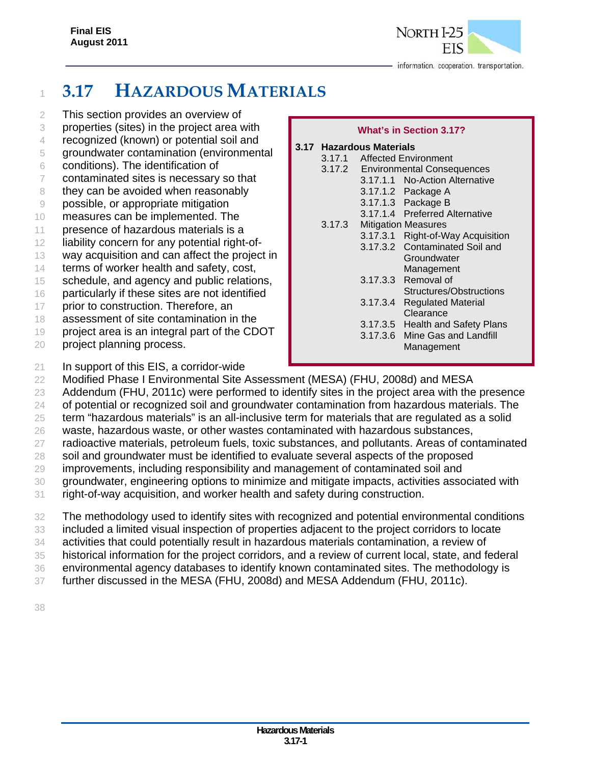# 3.17 HAZARDOUS MATERIALS

This section provides an overview of properties (sites) in the project area with recognized (known) or potential soil and groundwater contamination (environmental conditions). The identification of contaminated sites is necessary so that they can be avoided when reasonably possible, or appropriate mitigation measures can be implemented. The presence of hazardous materials is a liability concern for any potential right-of-way acquisition and can affect the project in terms of worker health and safety, cost, schedule, and agency and public relations, particularly if these sites are not identified prior to construction. Therefore, an assessment of site contamination in the project area is an integral part of the CDOT project planning process.

**What's in Section 3.17?**

**3.17 Hazardous Materials**

- 3.17.1 Affected Environment
- 3.17.2 Environmental Consequences
  - 3.17.1.1 No-Action Alternative
  - 3.17.1.2 Package A
  - 3.17.1.3 Package B
  - 3.17.1.4 Preferred Alternative
- 3.17.3 Mitigation Measures
  - 3.17.3.1 Right-of-Way Acquisition
  - 3.17.3.2 Contaminated Soil and Groundwater Management
  - 3.17.3.3 Removal of Structures/Obstructions
  - 3.17.3.4 Regulated Material Clearance
  - 3.17.3.5 Health and Safety Plans
  - 3.17.3.6 Mine Gas and Landfill Management

In support of this EIS, a corridor-wide Modified Phase I Environmental Site Assessment (MESA) (FHU, 2008d) and MESA Addendum (FHU, 2011c) were performed to identify sites in the project area with the presence of potential or recognized soil and groundwater contamination from hazardous materials. The term "hazardous materials" is an all-inclusive term for materials that are regulated as a solid waste, hazardous waste, or other wastes contaminated with hazardous substances, radioactive materials, petroleum fuels, toxic substances, and pollutants. Areas of contaminated soil and groundwater must be identified to evaluate several aspects of the proposed improvements, including responsibility and management of contaminated soil and groundwater, engineering options to minimize and mitigate impacts, activities associated with right-of-way acquisition, and worker health and safety during construction.

The methodology used to identify sites with recognized and potential environmental conditions included a limited visual inspection of properties adjacent to the project corridors to locate activities that could potentially result in hazardous materials contamination, a review of historical information for the project corridors, and a review of current local, state, and federal environmental agency databases to identify known contaminated sites. The methodology is further discussed in the MESA (FHU, 2008d) and MESA Addendum (FHU, 2011c).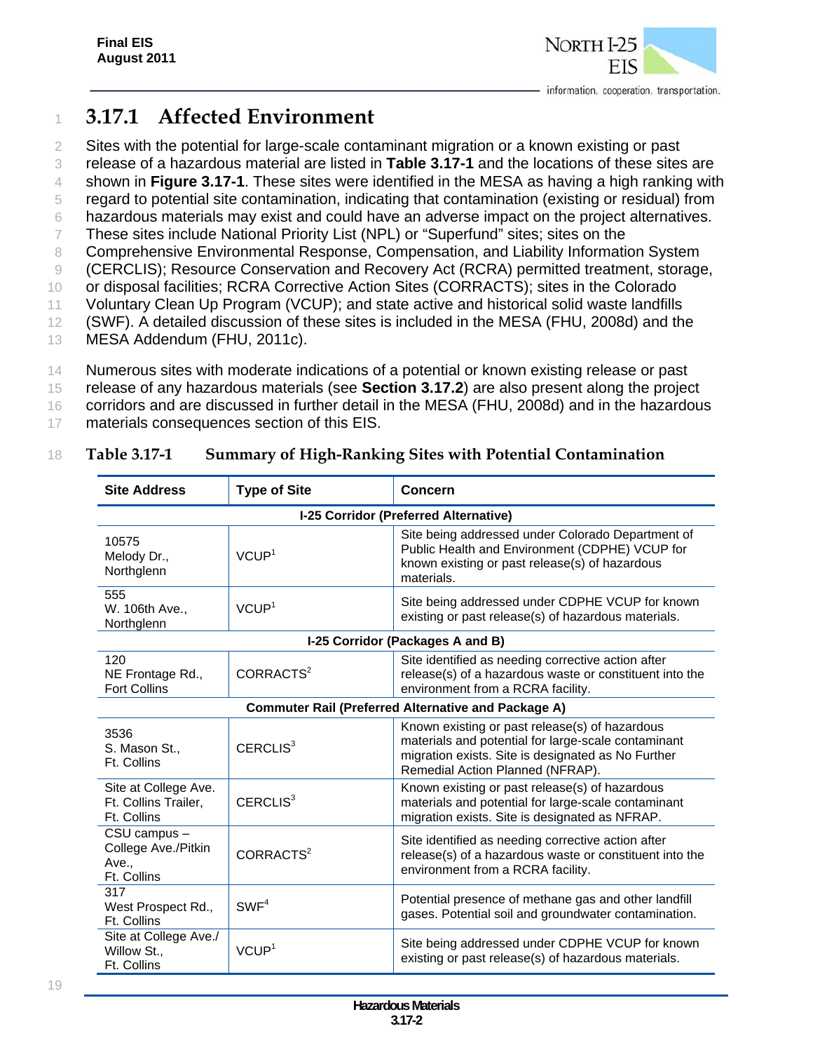## 3.17.1 Affected Environment

Sites with the potential for large-scale contaminant migration or a known existing or past release of a hazardous material are listed in **Table 3.17-1** and the locations of these sites are shown in **Figure 3.17-1**. These sites were identified in the MESA as having a high ranking with regard to potential site contamination, indicating that contamination (existing or residual) from hazardous materials may exist and could have an adverse impact on the project alternatives. These sites include National Priority List (NPL) or "Superfund" sites; sites on the Comprehensive Environmental Response, Compensation, and Liability Information System (CERCLIS); Resource Conservation and Recovery Act (RCRA) permitted treatment, storage, or disposal facilities; RCRA Corrective Action Sites (CORRACTS); sites in the Colorado Voluntary Clean Up Program (VCUP); and state active and historical solid waste landfills (SWF). A detailed discussion of these sites is included in the MESA (FHU, 2008d) and the MESA Addendum (FHU, 2011c).

Numerous sites with moderate indications of a potential or known existing release or past release of any hazardous materials (see **Section 3.17.2**) are also present along the project corridors and are discussed in further detail in the MESA (FHU, 2008d) and in the hazardous materials consequences section of this EIS.

**Table 3.17-1 Summary of High-Ranking Sites with Potential Contamination**

| Site Address | Type of Site | Concern |
|---|---|---|
| **I-25 Corridor (Preferred Alternative)** | | |
| 10575 Melody Dr., Northglenn | VCUP[1] | Site being addressed under Colorado Department of Public Health and Environment (CDPHE) VCUP for known existing or past release(s) of hazardous materials. |
| 555 W. 106th Ave., Northglenn | VCUP[1] | Site being addressed under CDPHE VCUP for known existing or past release(s) of hazardous materials. |
| **I-25 Corridor (Packages A and B)** | | |
| 120 NE Frontage Rd., Fort Collins | CORRACTS[2] | Site identified as needing corrective action after release(s) of a hazardous waste or constituent into the environment from a RCRA facility. |
| **Commuter Rail (Preferred Alternative and Package A)** | | |
| 3536 S. Mason St., Ft. Collins | CERCLIS[3] | Known existing or past release(s) of hazardous materials and potential for large-scale contaminant migration exists. Site is designated as No Further Remedial Action Planned (NFRAP). |
| Site at College Ave. Ft. Collins Trailer, Ft. Collins | CERCLIS[3] | Known existing or past release(s) of hazardous materials and potential for large-scale contaminant migration exists. Site is designated as NFRAP. |
| CSU campus – College Ave./Pitkin Ave., Ft. Collins | CORRACTS[2] | Site identified as needing corrective action after release(s) of a hazardous waste or constituent into the environment from a RCRA facility. |
| 317 West Prospect Rd., Ft. Collins | SWF[4] | Potential presence of methane gas and other landfill gases. Potential soil and groundwater contamination. |
| Site at College Ave./ Willow St., Ft. Collins | VCUP[1] | Site being addressed under CDPHE VCUP for known existing or past release(s) of hazardous materials. |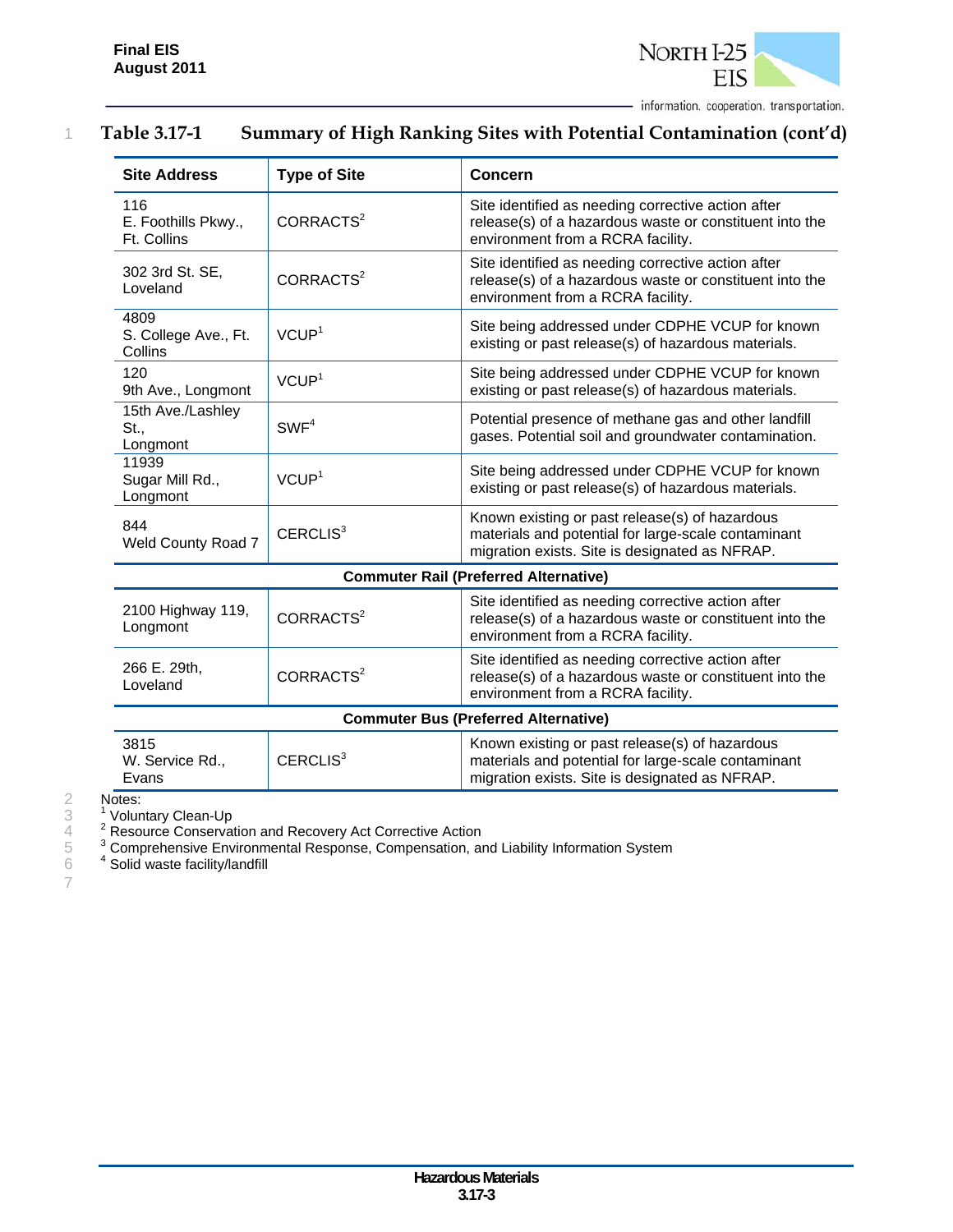### Table 3.17-1 Summary of High Ranking Sites with Potential Contamination (cont'd)

| Site Address | Type of Site | Concern |
|---|---|---|
| 116 E. Foothills Pkwy., Ft. Collins | CORRACTS[2] | Site identified as needing corrective action after release(s) of a hazardous waste or constituent into the environment from a RCRA facility. |
| 302 3rd St. SE, Loveland | CORRACTS[2] | Site identified as needing corrective action after release(s) of a hazardous waste or constituent into the environment from a RCRA facility. |
| 4809 S. College Ave., Ft. Collins | VCUP[1] | Site being addressed under CDPHE VCUP for known existing or past release(s) of hazardous materials. |
| 120 9th Ave., Longmont | VCUP[1] | Site being addressed under CDPHE VCUP for known existing or past release(s) of hazardous materials. |
| 15th Ave./Lashley St., Longmont | SWF[4] | Potential presence of methane gas and other landfill gases. Potential soil and groundwater contamination. |
| 11939 Sugar Mill Rd., Longmont | VCUP[1] | Site being addressed under CDPHE VCUP for known existing or past release(s) of hazardous materials. |
| 844 Weld County Road 7 | CERCLIS[3] | Known existing or past release(s) of hazardous materials and potential for large-scale contaminant migration exists. Site is designated as NFRAP. |
| **Commuter Rail (Preferred Alternative)** | | |
| 2100 Highway 119, Longmont | CORRACTS[2] | Site identified as needing corrective action after release(s) of a hazardous waste or constituent into the environment from a RCRA facility. |
| 266 E. 29th, Loveland | CORRACTS[2] | Site identified as needing corrective action after release(s) of a hazardous waste or constituent into the environment from a RCRA facility. |
| **Commuter Bus (Preferred Alternative)** | | |
| 3815 W. Service Rd., Evans | CERCLIS[3] | Known existing or past release(s) of hazardous materials and potential for large-scale contaminant migration exists. Site is designated as NFRAP. |

Notes:
[1] Voluntary Clean-Up
[2] Resource Conservation and Recovery Act Corrective Action
[3] Comprehensive Environmental Response, Compensation, and Liability Information System
[4] Solid waste facility/landfill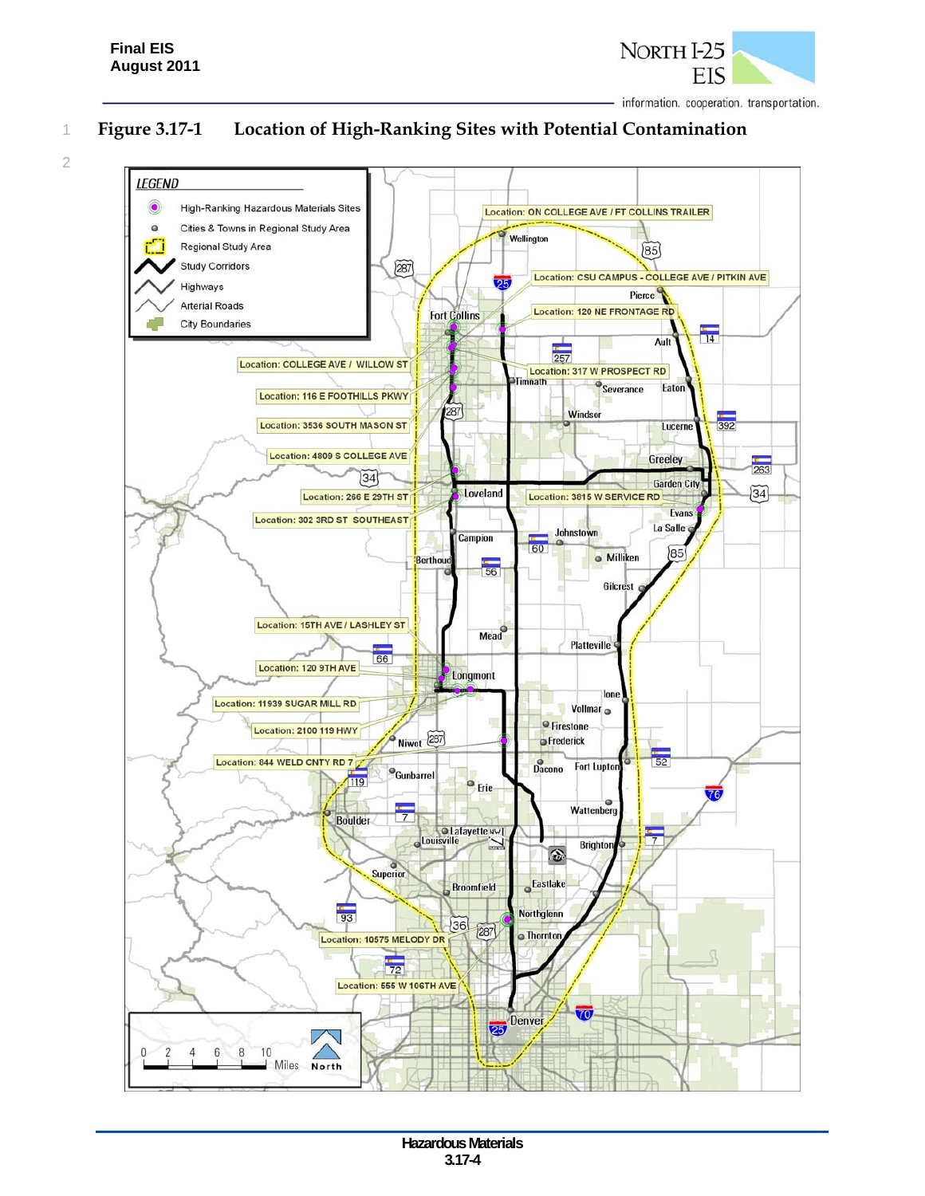**Figure 3.17-1 Location of High-Ranking Sites with Potential Contamination**

LEGEND

- High-Ranking Hazardous Materials Sites
- Cities & Towns in Regional Study Area
- Regional Study Area
- Study Corridors
- Highways
- Arterial Roads
- City Boundaries

Location: ON COLLEGE AVE / FT COLLINS TRAILER

Location: CSU CAMPUS - COLLEGE AVE / PITKIN AVE

Location: 120 NE FRONTAGE RD

Location: COLLEGE AVE / WILLOW ST

Location: 317 W PROSPECT RD

Location: 116 E FOOTHILLS PKWY

Location: 3536 SOUTH MASON ST

Location: 4809 S COLLEGE AVE

Location: 266 E 29TH ST

Location: 3815 W SERVICE RD

Location: 302 3RD ST SOUTHEAST

Location: 15TH AVE / LASHLEY ST

Location: 120 9TH AVE

Location: 11939 SUGAR MILL RD

Location: 2100 119 HWY

Location: 844 WELD CNTY RD 7

Location: 10575 MELODY DR

Location: 555 W 106TH AVE

0 2 4 6 8 10 Miles North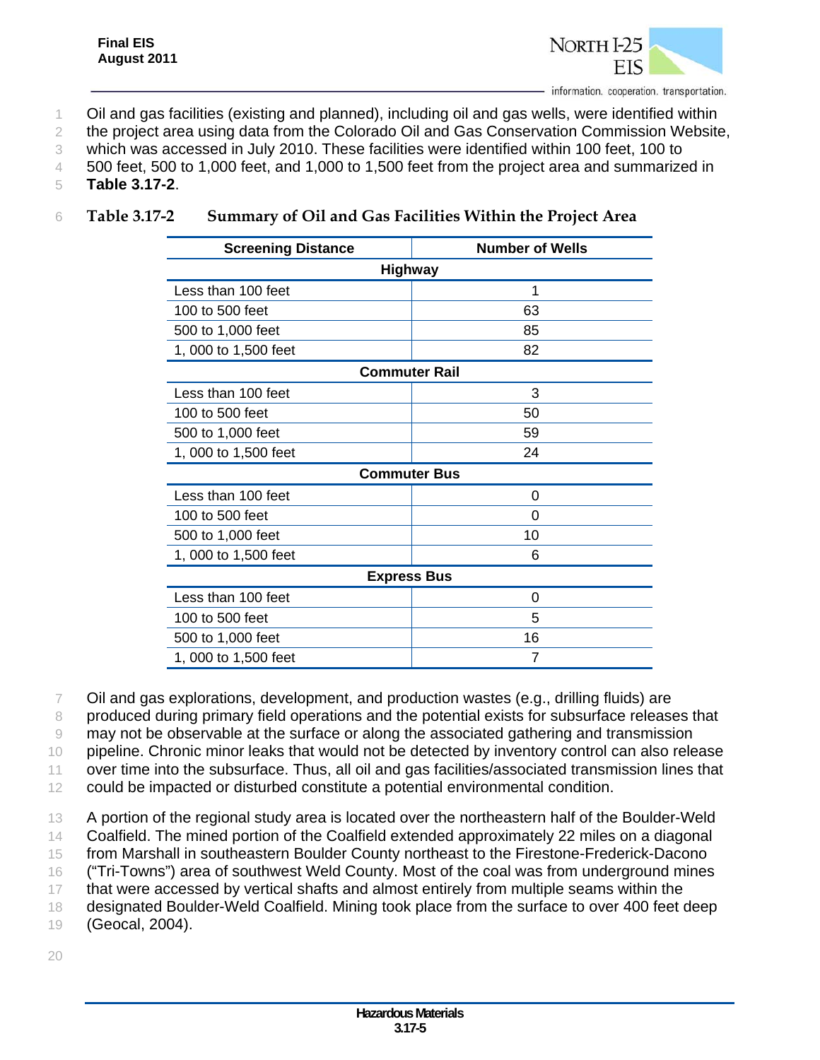Oil and gas facilities (existing and planned), including oil and gas wells, were identified within the project area using data from the Colorado Oil and Gas Conservation Commission Website, which was accessed in July 2010. These facilities were identified within 100 feet, 100 to 500 feet, 500 to 1,000 feet, and 1,000 to 1,500 feet from the project area and summarized in **Table 3.17-2**.

**Table 3.17-2 Summary of Oil and Gas Facilities Within the Project Area**

| Screening Distance | Number of Wells |
|---|---|
| **Highway** | |
| Less than 100 feet | 1 |
| 100 to 500 feet | 63 |
| 500 to 1,000 feet | 85 |
| 1, 000 to 1,500 feet | 82 |
| **Commuter Rail** | |
| Less than 100 feet | 3 |
| 100 to 500 feet | 50 |
| 500 to 1,000 feet | 59 |
| 1, 000 to 1,500 feet | 24 |
| **Commuter Bus** | |
| Less than 100 feet | 0 |
| 100 to 500 feet | 0 |
| 500 to 1,000 feet | 10 |
| 1, 000 to 1,500 feet | 6 |
| **Express Bus** | |
| Less than 100 feet | 0 |
| 100 to 500 feet | 5 |
| 500 to 1,000 feet | 16 |
| 1, 000 to 1,500 feet | 7 |

Oil and gas explorations, development, and production wastes (e.g., drilling fluids) are produced during primary field operations and the potential exists for subsurface releases that may not be observable at the surface or along the associated gathering and transmission pipeline. Chronic minor leaks that would not be detected by inventory control can also release over time into the subsurface. Thus, all oil and gas facilities/associated transmission lines that could be impacted or disturbed constitute a potential environmental condition.

A portion of the regional study area is located over the northeastern half of the Boulder-Weld Coalfield. The mined portion of the Coalfield extended approximately 22 miles on a diagonal from Marshall in southeastern Boulder County northeast to the Firestone-Frederick-Dacono ("Tri-Towns") area of southwest Weld County. Most of the coal was from underground mines that were accessed by vertical shafts and almost entirely from multiple seams within the designated Boulder-Weld Coalfield. Mining took place from the surface to over 400 feet deep (Geocal, 2004).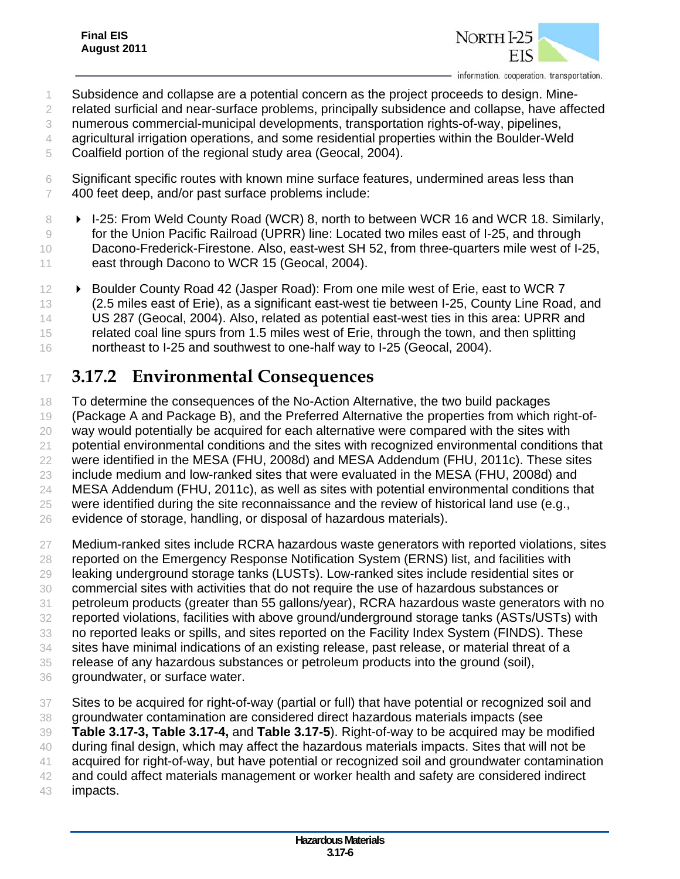Subsidence and collapse are a potential concern as the project proceeds to design. Mine-related surficial and near-surface problems, principally subsidence and collapse, have affected numerous commercial-municipal developments, transportation rights-of-way, pipelines, agricultural irrigation operations, and some residential properties within the Boulder-Weld Coalfield portion of the regional study area (Geocal, 2004).

Significant specific routes with known mine surface features, undermined areas less than 400 feet deep, and/or past surface problems include:

- I-25: From Weld County Road (WCR) 8, north to between WCR 16 and WCR 18. Similarly, for the Union Pacific Railroad (UPRR) line: Located two miles east of I-25, and through Dacono-Frederick-Firestone. Also, east-west SH 52, from three-quarters mile west of I-25, east through Dacono to WCR 15 (Geocal, 2004).
- Boulder County Road 42 (Jasper Road): From one mile west of Erie, east to WCR 7 (2.5 miles east of Erie), as a significant east-west tie between I-25, County Line Road, and US 287 (Geocal, 2004). Also, related as potential east-west ties in this area: UPRR and related coal line spurs from 1.5 miles west of Erie, through the town, and then splitting northeast to I-25 and southwest to one-half way to I-25 (Geocal, 2004).

## 3.17.2 Environmental Consequences

To determine the consequences of the No-Action Alternative, the two build packages (Package A and Package B), and the Preferred Alternative the properties from which right-of-way would potentially be acquired for each alternative were compared with the sites with potential environmental conditions and the sites with recognized environmental conditions that were identified in the MESA (FHU, 2008d) and MESA Addendum (FHU, 2011c). These sites include medium and low-ranked sites that were evaluated in the MESA (FHU, 2008d) and MESA Addendum (FHU, 2011c), as well as sites with potential environmental conditions that were identified during the site reconnaissance and the review of historical land use (e.g., evidence of storage, handling, or disposal of hazardous materials).

Medium-ranked sites include RCRA hazardous waste generators with reported violations, sites reported on the Emergency Response Notification System (ERNS) list, and facilities with leaking underground storage tanks (LUSTs). Low-ranked sites include residential sites or commercial sites with activities that do not require the use of hazardous substances or petroleum products (greater than 55 gallons/year), RCRA hazardous waste generators with no reported violations, facilities with above ground/underground storage tanks (ASTs/USTs) with no reported leaks or spills, and sites reported on the Facility Index System (FINDS). These sites have minimal indications of an existing release, past release, or material threat of a release of any hazardous substances or petroleum products into the ground (soil), groundwater, or surface water.

Sites to be acquired for right-of-way (partial or full) that have potential or recognized soil and groundwater contamination are considered direct hazardous materials impacts (see **Table 3.17-3, Table 3.17-4,** and **Table 3.17-5**). Right-of-way to be acquired may be modified during final design, which may affect the hazardous materials impacts. Sites that will not be acquired for right-of-way, but have potential or recognized soil and groundwater contamination and could affect materials management or worker health and safety are considered indirect impacts.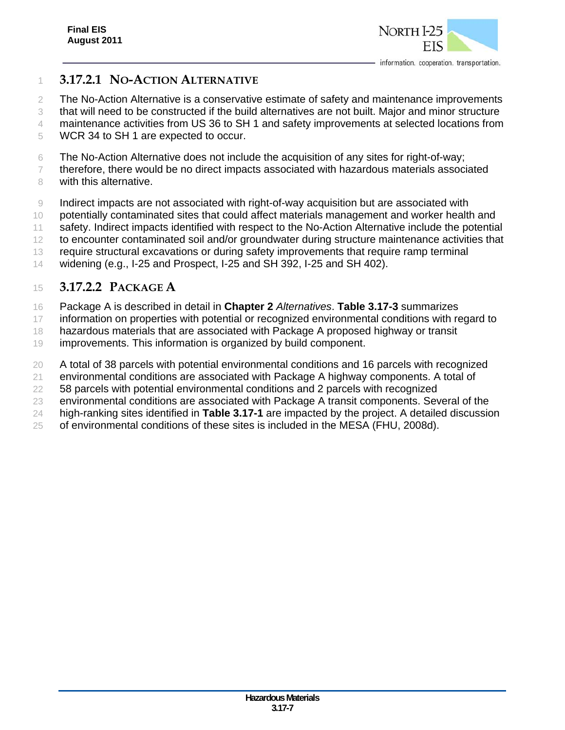### 3.17.2.1 No-Action Alternative

The No-Action Alternative is a conservative estimate of safety and maintenance improvements that will need to be constructed if the build alternatives are not built. Major and minor structure maintenance activities from US 36 to SH 1 and safety improvements at selected locations from WCR 34 to SH 1 are expected to occur.

The No-Action Alternative does not include the acquisition of any sites for right-of-way; therefore, there would be no direct impacts associated with hazardous materials associated with this alternative.

Indirect impacts are not associated with right-of-way acquisition but are associated with potentially contaminated sites that could affect materials management and worker health and safety. Indirect impacts identified with respect to the No-Action Alternative include the potential to encounter contaminated soil and/or groundwater during structure maintenance activities that require structural excavations or during safety improvements that require ramp terminal widening (e.g., I-25 and Prospect, I-25 and SH 392, I-25 and SH 402).

### 3.17.2.2 Package A

Package A is described in detail in **Chapter 2** *Alternatives*. **Table 3.17-3** summarizes information on properties with potential or recognized environmental conditions with regard to hazardous materials that are associated with Package A proposed highway or transit improvements. This information is organized by build component.

A total of 38 parcels with potential environmental conditions and 16 parcels with recognized environmental conditions are associated with Package A highway components. A total of 58 parcels with potential environmental conditions and 2 parcels with recognized environmental conditions are associated with Package A transit components. Several of the high-ranking sites identified in **Table 3.17-1** are impacted by the project. A detailed discussion of environmental conditions of these sites is included in the MESA (FHU, 2008d).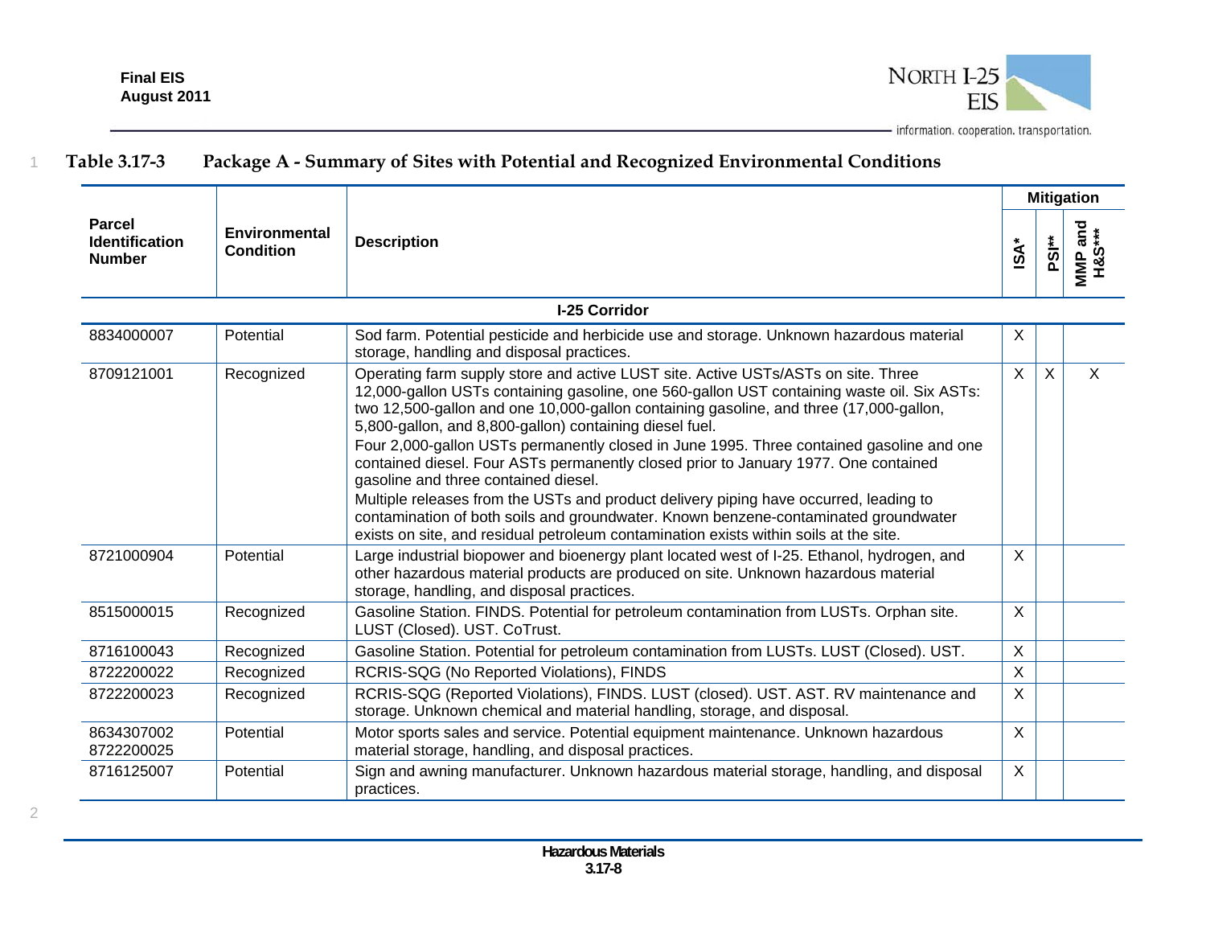**Table 3.17-3 Package A - Summary of Sites with Potential and Recognized Environmental Conditions**

| Parcel Identification Number | Environmental Condition | Description | Mitigation | | |
|---|---|---|---|---|---|
| | | | ISA* | PSI** | MMP and H&S*** |
| **I-25 Corridor** | | | | | |
| 8834000007 | Potential | Sod farm. Potential pesticide and herbicide use and storage. Unknown hazardous material storage, handling and disposal practices. | X | | |
| 8709121001 | Recognized | Operating farm supply store and active LUST site. Active USTs/ASTs on site. Three 12,000-gallon USTs containing gasoline, one 560-gallon UST containing waste oil. Six ASTs: two 12,500-gallon and one 10,000-gallon containing gasoline, and three (17,000-gallon, 5,800-gallon, and 8,800-gallon) containing diesel fuel. Four 2,000-gallon USTs permanently closed in June 1995. Three contained gasoline and one contained diesel. Four ASTs permanently closed prior to January 1977. One contained gasoline and three contained diesel. Multiple releases from the USTs and product delivery piping have occurred, leading to contamination of both soils and groundwater. Known benzene-contaminated groundwater exists on site, and residual petroleum contamination exists within soils at the site. | X | X | X |
| 8721000904 | Potential | Large industrial biopower and bioenergy plant located west of I-25. Ethanol, hydrogen, and other hazardous material products are produced on site. Unknown hazardous material storage, handling, and disposal practices. | X | | |
| 8515000015 | Recognized | Gasoline Station. FINDS. Potential for petroleum contamination from LUSTs. Orphan site. LUST (Closed). UST. CoTrust. | X | | |
| 8716100043 | Recognized | Gasoline Station. Potential for petroleum contamination from LUSTs. LUST (Closed). UST. | X | | |
| 8722200022 | Recognized | RCRIS-SQG (No Reported Violations), FINDS | X | | |
| 8722200023 | Recognized | RCRIS-SQG (Reported Violations), FINDS. LUST (closed). UST. AST. RV maintenance and storage. Unknown chemical and material handling, storage, and disposal. | X | | |
| 8634307002 8722200025 | Potential | Motor sports sales and service. Potential equipment maintenance. Unknown hazardous material storage, handling, and disposal practices. | X | | |
| 8716125007 | Potential | Sign and awning manufacturer. Unknown hazardous material storage, handling, and disposal practices. | X | | |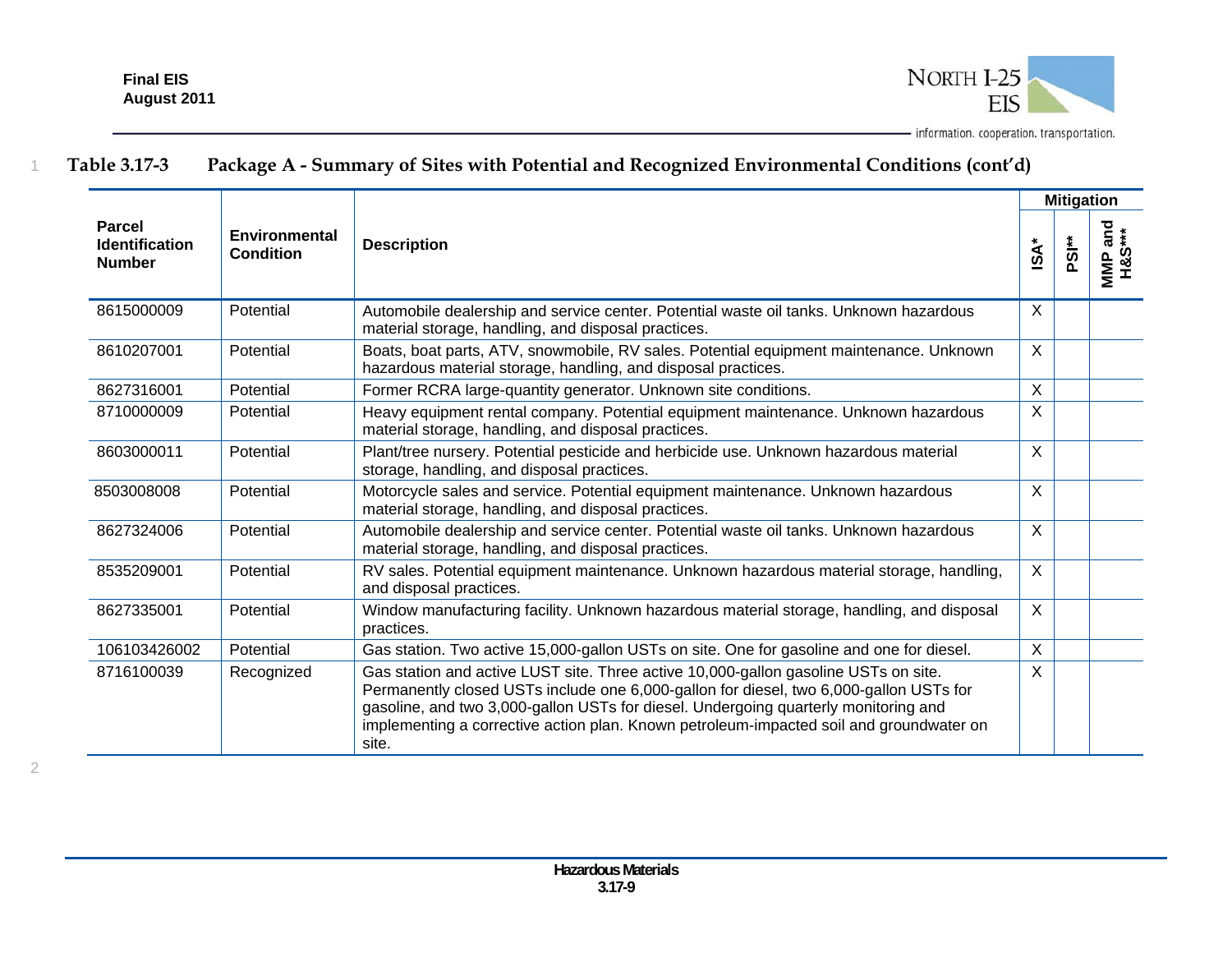**Table 3.17-3 Package A - Summary of Sites with Potential and Recognized Environmental Conditions (cont'd)**

| Parcel Identification Number | Environmental Condition | Description | Mitigation | | |
|---|---|---|---|---|---|
| | | | ISA* | PSI** | MMP and H&S*** |
| 8615000009 | Potential | Automobile dealership and service center. Potential waste oil tanks. Unknown hazardous material storage, handling, and disposal practices. | X | | |
| 8610207001 | Potential | Boats, boat parts, ATV, snowmobile, RV sales. Potential equipment maintenance. Unknown hazardous material storage, handling, and disposal practices. | X | | |
| 8627316001 | Potential | Former RCRA large-quantity generator. Unknown site conditions. | X | | |
| 8710000009 | Potential | Heavy equipment rental company. Potential equipment maintenance. Unknown hazardous material storage, handling, and disposal practices. | X | | |
| 8603000011 | Potential | Plant/tree nursery. Potential pesticide and herbicide use. Unknown hazardous material storage, handling, and disposal practices. | X | | |
| 8503008008 | Potential | Motorcycle sales and service. Potential equipment maintenance. Unknown hazardous material storage, handling, and disposal practices. | X | | |
| 8627324006 | Potential | Automobile dealership and service center. Potential waste oil tanks. Unknown hazardous material storage, handling, and disposal practices. | X | | |
| 8535209001 | Potential | RV sales. Potential equipment maintenance. Unknown hazardous material storage, handling, and disposal practices. | X | | |
| 8627335001 | Potential | Window manufacturing facility. Unknown hazardous material storage, handling, and disposal practices. | X | | |
| 106103426002 | Potential | Gas station. Two active 15,000-gallon USTs on site. One for gasoline and one for diesel. | X | | |
| 8716100039 | Recognized | Gas station and active LUST site. Three active 10,000-gallon gasoline USTs on site. Permanently closed USTs include one 6,000-gallon for diesel, two 6,000-gallon USTs for gasoline, and two 3,000-gallon USTs for diesel. Undergoing quarterly monitoring and implementing a corrective action plan. Known petroleum-impacted soil and groundwater on site. | X | | |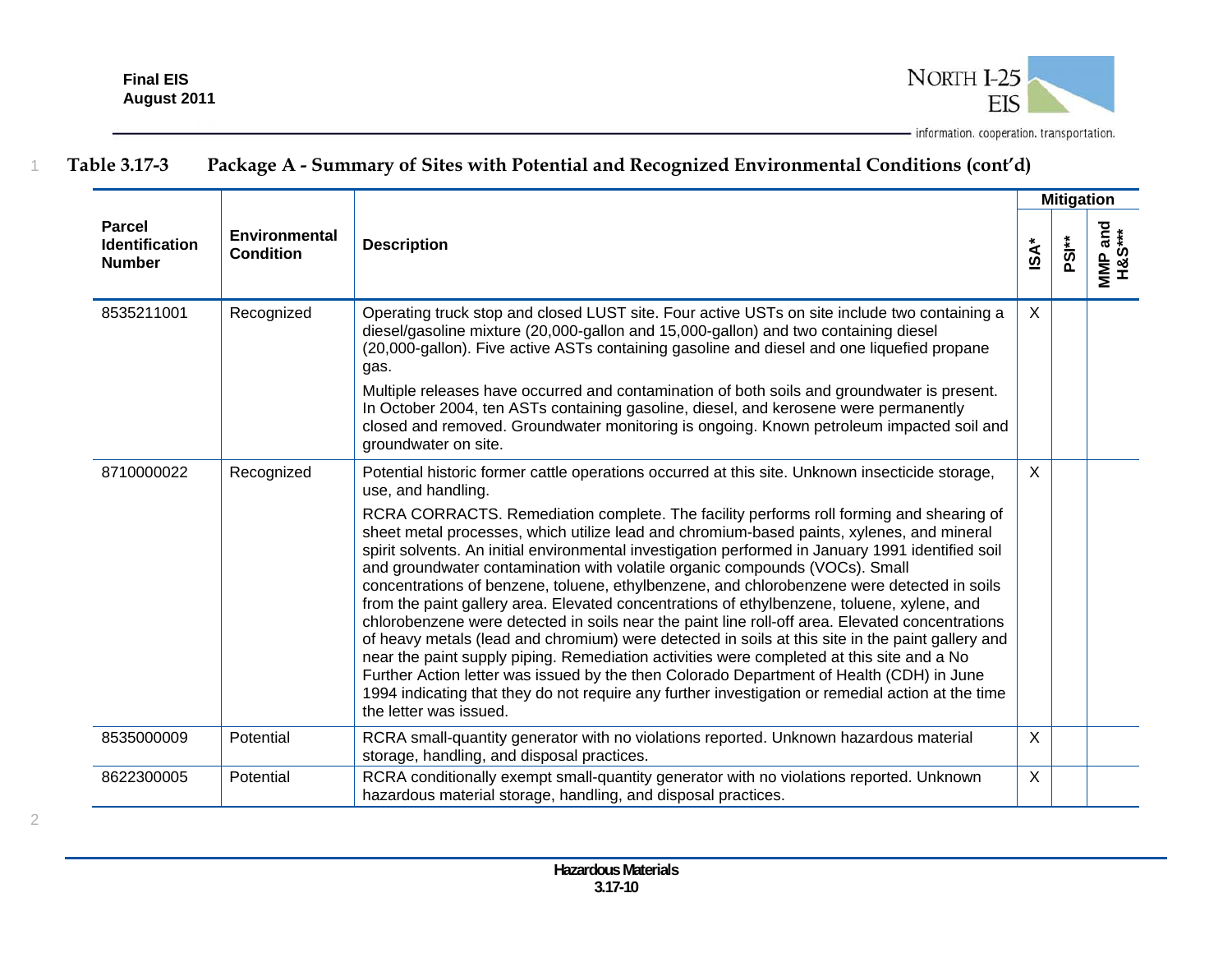**Table 3.17-3 Package A - Summary of Sites with Potential and Recognized Environmental Conditions (cont'd)**

| Parcel Identification Number | Environmental Condition | Description | Mitigation | | |
|---|---|---|---|---|---|
| | | | ISA* | PSI** | MMP and H&S*** |
| 8535211001 | Recognized | Operating truck stop and closed LUST site. Four active USTs on site include two containing a diesel/gasoline mixture (20,000-gallon and 15,000-gallon) and two containing diesel (20,000-gallon). Five active ASTs containing gasoline and diesel and one liquefied propane gas. <br><br> Multiple releases have occurred and contamination of both soils and groundwater is present. In October 2004, ten ASTs containing gasoline, diesel, and kerosene were permanently closed and removed. Groundwater monitoring is ongoing. Known petroleum impacted soil and groundwater on site. | X | | |
| 8710000022 | Recognized | Potential historic former cattle operations occurred at this site. Unknown insecticide storage, use, and handling. <br><br> RCRA CORRACTS. Remediation complete. The facility performs roll forming and shearing of sheet metal processes, which utilize lead and chromium-based paints, xylenes, and mineral spirit solvents. An initial environmental investigation performed in January 1991 identified soil and groundwater contamination with volatile organic compounds (VOCs). Small concentrations of benzene, toluene, ethylbenzene, and chlorobenzene were detected in soils from the paint gallery area. Elevated concentrations of ethylbenzene, toluene, xylene, and chlorobenzene were detected in soils near the paint line roll-off area. Elevated concentrations of heavy metals (lead and chromium) were detected in soils at this site in the paint gallery and near the paint supply piping. Remediation activities were completed at this site and a No Further Action letter was issued by the then Colorado Department of Health (CDH) in June 1994 indicating that they do not require any further investigation or remedial action at the time the letter was issued. | X | | |
| 8535000009 | Potential | RCRA small-quantity generator with no violations reported. Unknown hazardous material storage, handling, and disposal practices. | X | | |
| 8622300005 | Potential | RCRA conditionally exempt small-quantity generator with no violations reported. Unknown hazardous material storage, handling, and disposal practices. | X | | |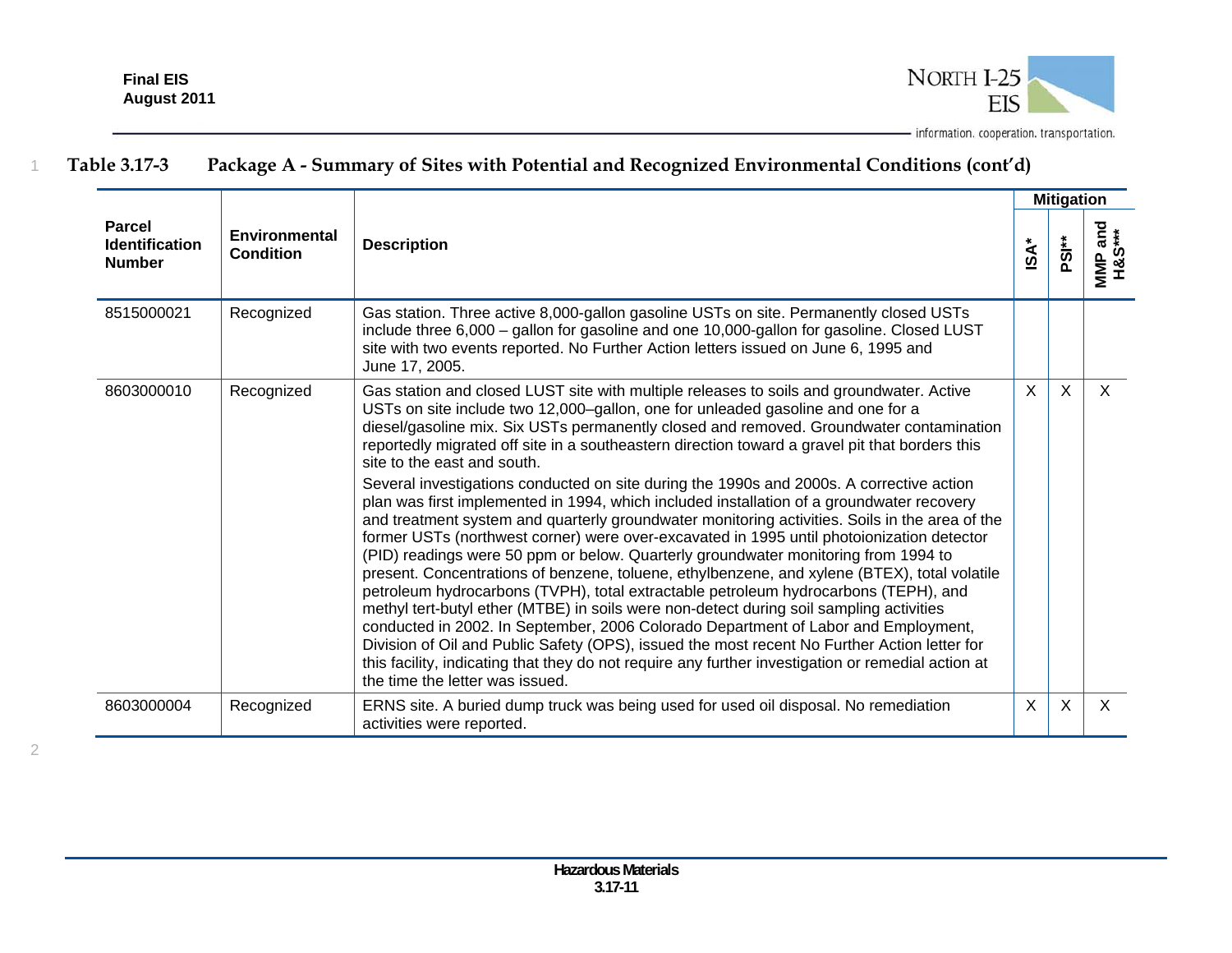**Table 3.17-3 Package A - Summary of Sites with Potential and Recognized Environmental Conditions (cont'd)**

| Parcel Identification Number | Environmental Condition | Description | Mitigation | | |
|---|---|---|---|---|---|
| | | | ISA* | PSI** | MMP and H&S*** |
| 8515000021 | Recognized | Gas station. Three active 8,000-gallon gasoline USTs on site. Permanently closed USTs include three 6,000 – gallon for gasoline and one 10,000-gallon for gasoline. Closed LUST site with two events reported. No Further Action letters issued on June 6, 1995 and June 17, 2005. | | | |
| 8603000010 | Recognized | Gas station and closed LUST site with multiple releases to soils and groundwater. Active USTs on site include two 12,000–gallon, one for unleaded gasoline and one for a diesel/gasoline mix. Six USTs permanently closed and removed. Groundwater contamination reportedly migrated off site in a southeastern direction toward a gravel pit that borders this site to the east and south.<br><br>Several investigations conducted on site during the 1990s and 2000s. A corrective action plan was first implemented in 1994, which included installation of a groundwater recovery and treatment system and quarterly groundwater monitoring activities. Soils in the area of the former USTs (northwest corner) were over-excavated in 1995 until photoionization detector (PID) readings were 50 ppm or below. Quarterly groundwater monitoring from 1994 to present. Concentrations of benzene, toluene, ethylbenzene, and xylene (BTEX), total volatile petroleum hydrocarbons (TVPH), total extractable petroleum hydrocarbons (TEPH), and methyl tert-butyl ether (MTBE) in soils were non-detect during soil sampling activities conducted in 2002. In September, 2006 Colorado Department of Labor and Employment, Division of Oil and Public Safety (OPS), issued the most recent No Further Action letter for this facility, indicating that they do not require any further investigation or remedial action at the time the letter was issued. | X | X | X |
| 8603000004 | Recognized | ERNS site. A buried dump truck was being used for used oil disposal. No remediation activities were reported. | X | X | X |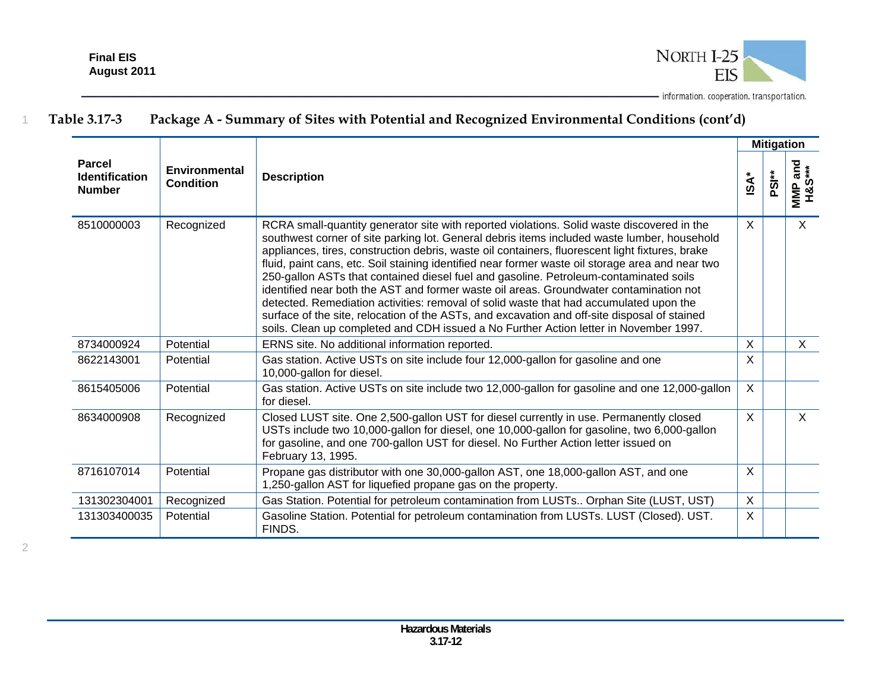**Table 3.17-3 Package A - Summary of Sites with Potential and Recognized Environmental Conditions (cont'd)**

| Parcel Identification Number | Environmental Condition | Description | Mitigation | | |
|---|---|---|---|---|---|
| | | | ISA* | PSI** | MMP and H&S*** |
| 8510000003 | Recognized | RCRA small-quantity generator site with reported violations. Solid waste discovered in the southwest corner of site parking lot. General debris items included waste lumber, household appliances, tires, construction debris, waste oil containers, fluorescent light fixtures, brake fluid, paint cans, etc. Soil staining identified near former waste oil storage area and near two 250-gallon ASTs that contained diesel fuel and gasoline. Petroleum-contaminated soils identified near both the AST and former waste oil areas. Groundwater contamination not detected. Remediation activities: removal of solid waste that had accumulated upon the surface of the site, relocation of the ASTs, and excavation and off-site disposal of stained soils. Clean up completed and CDH issued a No Further Action letter in November 1997. | X | | X |
| 8734000924 | Potential | ERNS site. No additional information reported. | X | | X |
| 8622143001 | Potential | Gas station. Active USTs on site include four 12,000-gallon for gasoline and one 10,000-gallon for diesel. | X | | |
| 8615405006 | Potential | Gas station. Active USTs on site include two 12,000-gallon for gasoline and one 12,000-gallon for diesel. | X | | |
| 8634000908 | Recognized | Closed LUST site. One 2,500-gallon UST for diesel currently in use. Permanently closed USTs include two 10,000-gallon for diesel, one 10,000-gallon for gasoline, two 6,000-gallon for gasoline, and one 700-gallon UST for diesel. No Further Action letter issued on February 13, 1995. | X | | X |
| 8716107014 | Potential | Propane gas distributor with one 30,000-gallon AST, one 18,000-gallon AST, and one 1,250-gallon AST for liquefied propane gas on the property. | X | | |
| 131302304001 | Recognized | Gas Station. Potential for petroleum contamination from LUSTs.. Orphan Site (LUST, UST) | X | | |
| 131303400035 | Potential | Gasoline Station. Potential for petroleum contamination from LUSTs. LUST (Closed). UST. FINDS. | X | | |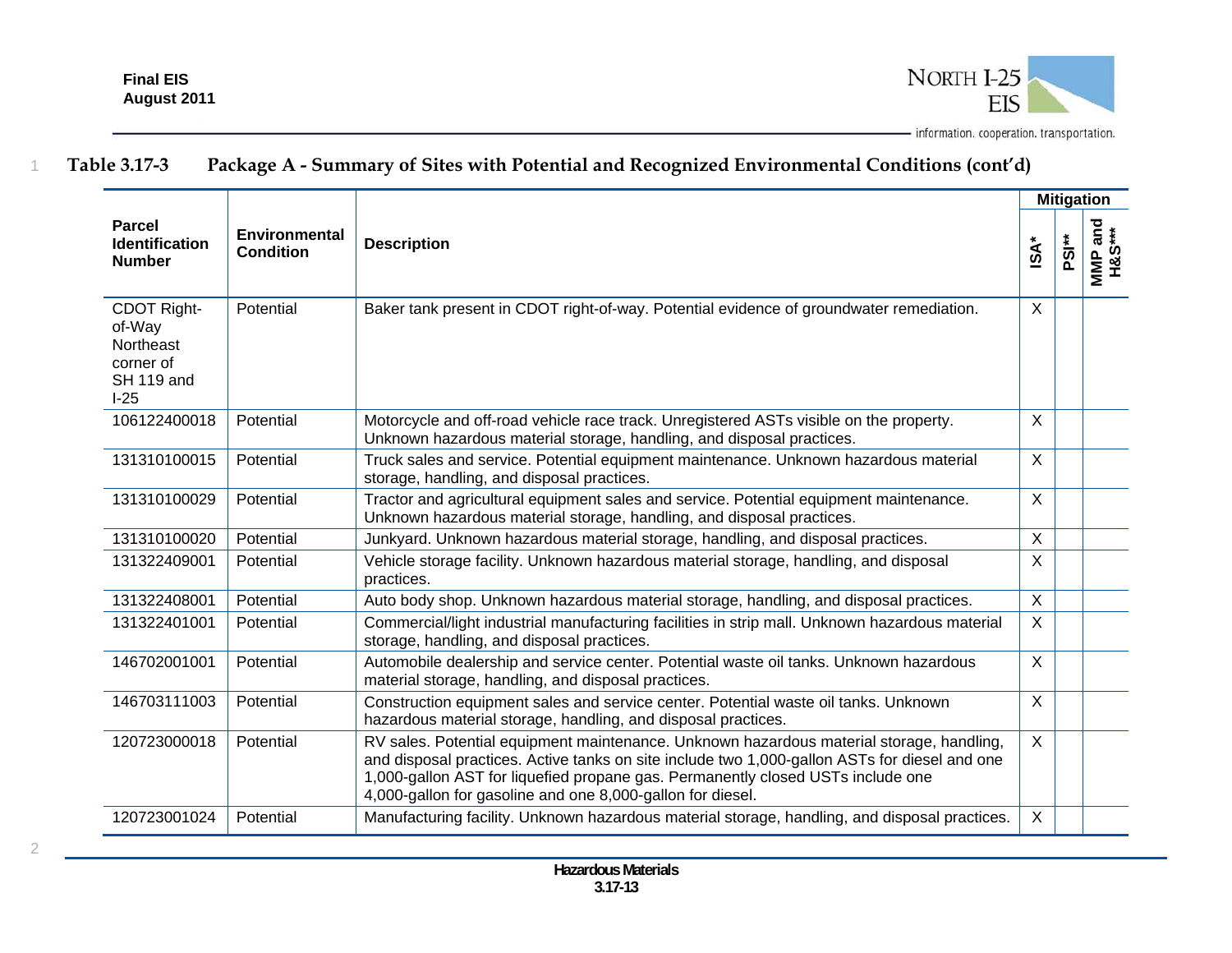**Table 3.17-3 Package A - Summary of Sites with Potential and Recognized Environmental Conditions (cont'd)**

| Parcel Identification Number | Environmental Condition | Description | Mitigation | | |
|---|---|---|---|---|---|
| | | | ISA* | PSI** | MMP and H&S*** |
| CDOT Right-of-Way Northeast corner of SH 119 and I-25 | Potential | Baker tank present in CDOT right-of-way. Potential evidence of groundwater remediation. | X | | |
| 106122400018 | Potential | Motorcycle and off-road vehicle race track. Unregistered ASTs visible on the property. Unknown hazardous material storage, handling, and disposal practices. | X | | |
| 131310100015 | Potential | Truck sales and service. Potential equipment maintenance. Unknown hazardous material storage, handling, and disposal practices. | X | | |
| 131310100029 | Potential | Tractor and agricultural equipment sales and service. Potential equipment maintenance. Unknown hazardous material storage, handling, and disposal practices. | X | | |
| 131310100020 | Potential | Junkyard. Unknown hazardous material storage, handling, and disposal practices. | X | | |
| 131322409001 | Potential | Vehicle storage facility. Unknown hazardous material storage, handling, and disposal practices. | X | | |
| 131322408001 | Potential | Auto body shop. Unknown hazardous material storage, handling, and disposal practices. | X | | |
| 131322401001 | Potential | Commercial/light industrial manufacturing facilities in strip mall. Unknown hazardous material storage, handling, and disposal practices. | X | | |
| 146702001001 | Potential | Automobile dealership and service center. Potential waste oil tanks. Unknown hazardous material storage, handling, and disposal practices. | X | | |
| 146703111003 | Potential | Construction equipment sales and service center. Potential waste oil tanks. Unknown hazardous material storage, handling, and disposal practices. | X | | |
| 120723000018 | Potential | RV sales. Potential equipment maintenance. Unknown hazardous material storage, handling, and disposal practices. Active tanks on site include two 1,000-gallon ASTs for diesel and one 1,000-gallon AST for liquefied propane gas. Permanently closed USTs include one 4,000-gallon for gasoline and one 8,000-gallon for diesel. | X | | |
| 120723001024 | Potential | Manufacturing facility. Unknown hazardous material storage, handling, and disposal practices. | X | | |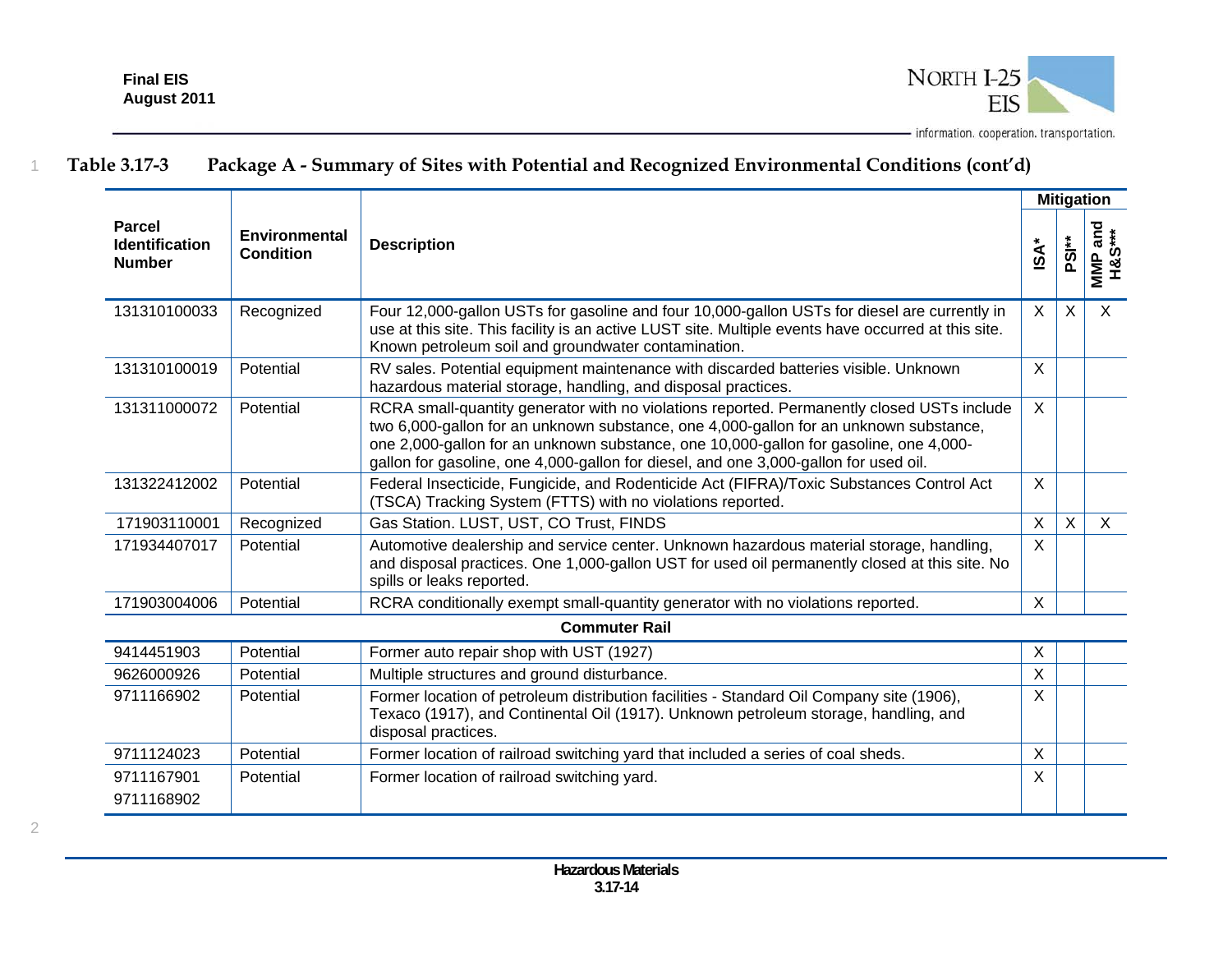**Table 3.17-3 Package A - Summary of Sites with Potential and Recognized Environmental Conditions (cont'd)**

| Parcel Identification Number | Environmental Condition | Description | Mitigation | | |
|---|---|---|---|---|---|
| | | | ISA* | PSI** | MMP and H&S*** |
| 131310100033 | Recognized | Four 12,000-gallon USTs for gasoline and four 10,000-gallon USTs for diesel are currently in use at this site. This facility is an active LUST site. Multiple events have occurred at this site. Known petroleum soil and groundwater contamination. | X | X | X |
| 131310100019 | Potential | RV sales. Potential equipment maintenance with discarded batteries visible. Unknown hazardous material storage, handling, and disposal practices. | X | | |
| 131311000072 | Potential | RCRA small-quantity generator with no violations reported. Permanently closed USTs include two 6,000-gallon for an unknown substance, one 4,000-gallon for an unknown substance, one 2,000-gallon for an unknown substance, one 10,000-gallon for gasoline, one 4,000-gallon for gasoline, one 4,000-gallon for diesel, and one 3,000-gallon for used oil. | X | | |
| 131322412002 | Potential | Federal Insecticide, Fungicide, and Rodenticide Act (FIFRA)/Toxic Substances Control Act (TSCA) Tracking System (FTTS) with no violations reported. | X | | |
| 171903110001 | Recognized | Gas Station. LUST, UST, CO Trust, FINDS | X | X | X |
| 171934407017 | Potential | Automotive dealership and service center. Unknown hazardous material storage, handling, and disposal practices. One 1,000-gallon UST for used oil permanently closed at this site. No spills or leaks reported. | X | | |
| 171903004006 | Potential | RCRA conditionally exempt small-quantity generator with no violations reported. | X | | |
| **Commuter Rail** | | | | | |
| 9414451903 | Potential | Former auto repair shop with UST (1927) | X | | |
| 9626000926 | Potential | Multiple structures and ground disturbance. | X | | |
| 9711166902 | Potential | Former location of petroleum distribution facilities - Standard Oil Company site (1906), Texaco (1917), and Continental Oil (1917). Unknown petroleum storage, handling, and disposal practices. | X | | |
| 9711124023 | Potential | Former location of railroad switching yard that included a series of coal sheds. | X | | |
| 9711167901<br>9711168902 | Potential | Former location of railroad switching yard. | X | | |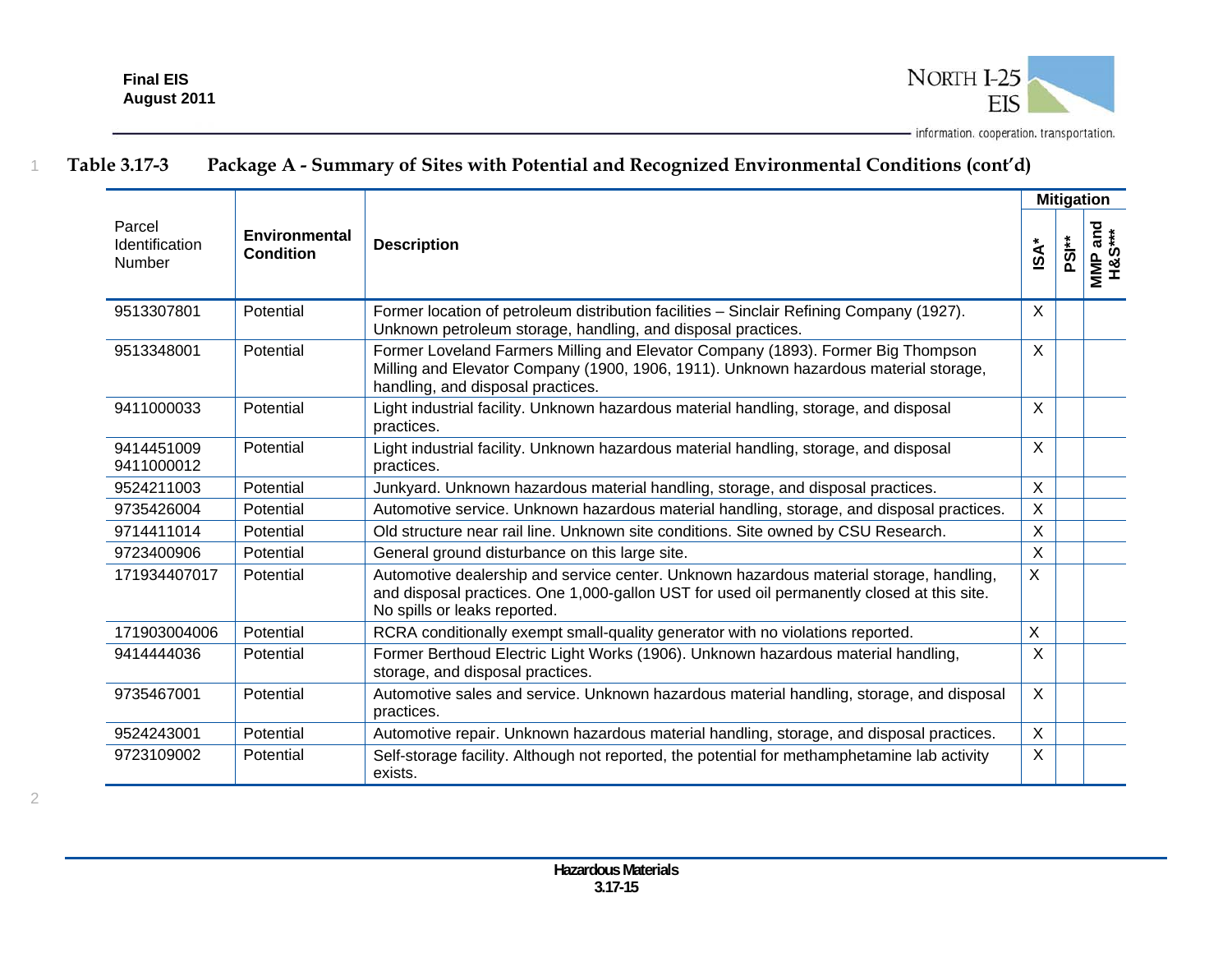**Table 3.17-3 Package A - Summary of Sites with Potential and Recognized Environmental Conditions (cont'd)**

| Parcel Identification Number | Environmental Condition | Description | Mitigation | | |
|---|---|---|---|---|---|
| | | | ISA* | PSI** | MMP and H&S*** |
| 9513307801 | Potential | Former location of petroleum distribution facilities – Sinclair Refining Company (1927). Unknown petroleum storage, handling, and disposal practices. | X | | |
| 9513348001 | Potential | Former Loveland Farmers Milling and Elevator Company (1893). Former Big Thompson Milling and Elevator Company (1900, 1906, 1911). Unknown hazardous material storage, handling, and disposal practices. | X | | |
| 9411000033 | Potential | Light industrial facility. Unknown hazardous material handling, storage, and disposal practices. | X | | |
| 9414451009 9411000012 | Potential | Light industrial facility. Unknown hazardous material handling, storage, and disposal practices. | X | | |
| 9524211003 | Potential | Junkyard. Unknown hazardous material handling, storage, and disposal practices. | X | | |
| 9735426004 | Potential | Automotive service. Unknown hazardous material handling, storage, and disposal practices. | X | | |
| 9714411014 | Potential | Old structure near rail line. Unknown site conditions. Site owned by CSU Research. | X | | |
| 9723400906 | Potential | General ground disturbance on this large site. | X | | |
| 171934407017 | Potential | Automotive dealership and service center. Unknown hazardous material storage, handling, and disposal practices. One 1,000-gallon UST for used oil permanently closed at this site. No spills or leaks reported. | X | | |
| 171903004006 | Potential | RCRA conditionally exempt small-quality generator with no violations reported. | X | | |
| 9414444036 | Potential | Former Berthoud Electric Light Works (1906). Unknown hazardous material handling, storage, and disposal practices. | X | | |
| 9735467001 | Potential | Automotive sales and service. Unknown hazardous material handling, storage, and disposal practices. | X | | |
| 9524243001 | Potential | Automotive repair. Unknown hazardous material handling, storage, and disposal practices. | X | | |
| 9723109002 | Potential | Self-storage facility. Although not reported, the potential for methamphetamine lab activity exists. | X | | |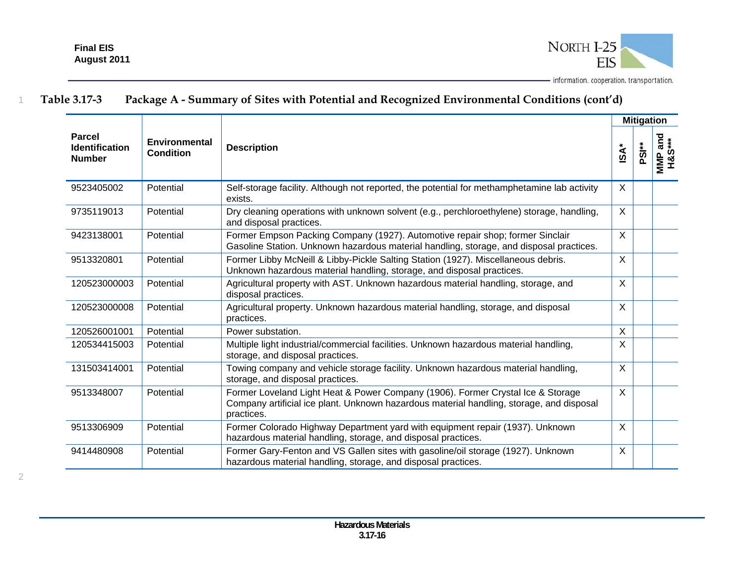**Table 3.17-3 Package A - Summary of Sites with Potential and Recognized Environmental Conditions (cont'd)**

| Parcel Identification Number | Environmental Condition | Description | Mitigation | | |
|---|---|---|---|---|---|
| | | | ISA* | PSI** | MMP and H&S*** |
| 9523405002 | Potential | Self-storage facility. Although not reported, the potential for methamphetamine lab activity exists. | X | | |
| 9735119013 | Potential | Dry cleaning operations with unknown solvent (e.g., perchloroethylene) storage, handling, and disposal practices. | X | | |
| 9423138001 | Potential | Former Empson Packing Company (1927). Automotive repair shop; former Sinclair Gasoline Station. Unknown hazardous material handling, storage, and disposal practices. | X | | |
| 9513320801 | Potential | Former Libby McNeill & Libby-Pickle Salting Station (1927). Miscellaneous debris. Unknown hazardous material handling, storage, and disposal practices. | X | | |
| 120523000003 | Potential | Agricultural property with AST. Unknown hazardous material handling, storage, and disposal practices. | X | | |
| 120523000008 | Potential | Agricultural property. Unknown hazardous material handling, storage, and disposal practices. | X | | |
| 120526001001 | Potential | Power substation. | X | | |
| 120534415003 | Potential | Multiple light industrial/commercial facilities. Unknown hazardous material handling, storage, and disposal practices. | X | | |
| 131503414001 | Potential | Towing company and vehicle storage facility. Unknown hazardous material handling, storage, and disposal practices. | X | | |
| 9513348007 | Potential | Former Loveland Light Heat & Power Company (1906). Former Crystal Ice & Storage Company artificial ice plant. Unknown hazardous material handling, storage, and disposal practices. | X | | |
| 9513306909 | Potential | Former Colorado Highway Department yard with equipment repair (1937). Unknown hazardous material handling, storage, and disposal practices. | X | | |
| 9414480908 | Potential | Former Gary-Fenton and VS Gallen sites with gasoline/oil storage (1927). Unknown hazardous material handling, storage, and disposal practices. | X | | |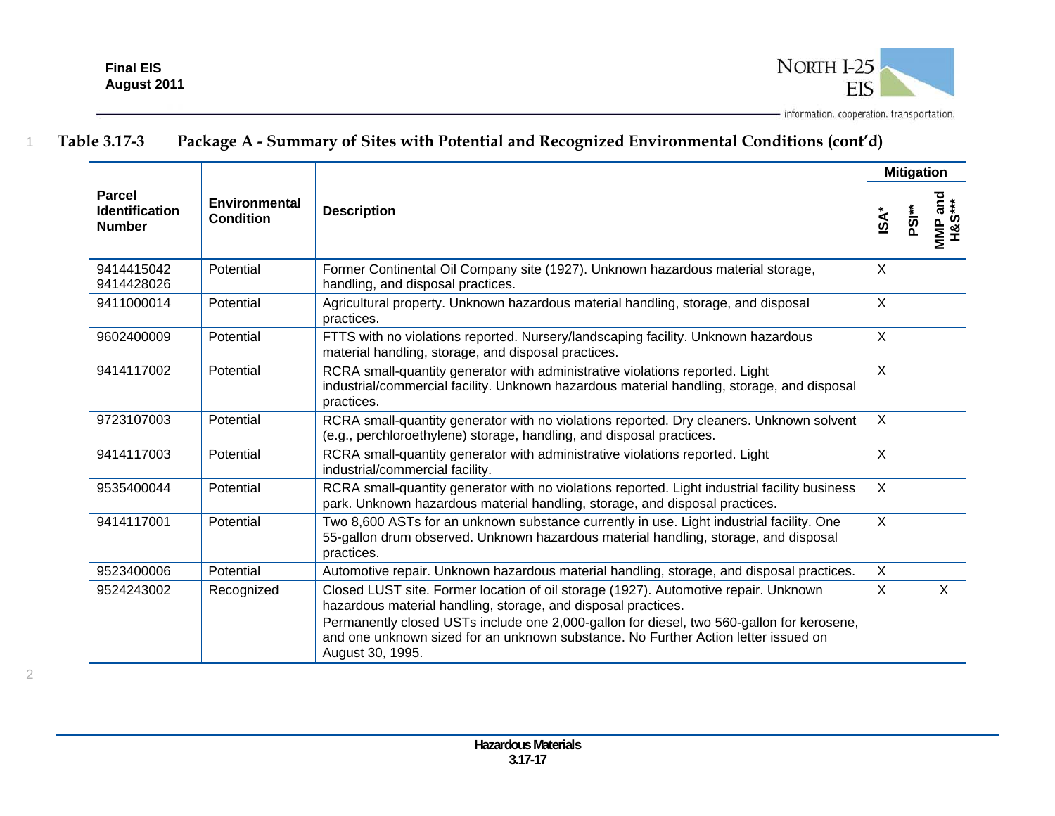Table 3.17-3 Package A - Summary of Sites with Potential and Recognized Environmental Conditions (cont'd)

| Parcel Identification Number | Environmental Condition | Description | Mitigation | | |
|---|---|---|---|---|---|
| | | | ISA* | PSI** | MMP and H&S*** |
| 9414415042 9414428026 | Potential | Former Continental Oil Company site (1927). Unknown hazardous material storage, handling, and disposal practices. | X | | |
| 9411000014 | Potential | Agricultural property. Unknown hazardous material handling, storage, and disposal practices. | X | | |
| 9602400009 | Potential | FTTS with no violations reported. Nursery/landscaping facility. Unknown hazardous material handling, storage, and disposal practices. | X | | |
| 9414117002 | Potential | RCRA small-quantity generator with administrative violations reported. Light industrial/commercial facility. Unknown hazardous material handling, storage, and disposal practices. | X | | |
| 9723107003 | Potential | RCRA small-quantity generator with no violations reported. Dry cleaners. Unknown solvent (e.g., perchloroethylene) storage, handling, and disposal practices. | X | | |
| 9414117003 | Potential | RCRA small-quantity generator with administrative violations reported. Light industrial/commercial facility. | X | | |
| 9535400044 | Potential | RCRA small-quantity generator with no violations reported. Light industrial facility business park. Unknown hazardous material handling, storage, and disposal practices. | X | | |
| 9414117001 | Potential | Two 8,600 ASTs for an unknown substance currently in use. Light industrial facility. One 55-gallon drum observed. Unknown hazardous material handling, storage, and disposal practices. | X | | |
| 9523400006 | Potential | Automotive repair. Unknown hazardous material handling, storage, and disposal practices. | X | | |
| 9524243002 | Recognized | Closed LUST site. Former location of oil storage (1927). Automotive repair. Unknown hazardous material handling, storage, and disposal practices.<br>Permanently closed USTs include one 2,000-gallon for diesel, two 560-gallon for kerosene, and one unknown sized for an unknown substance. No Further Action letter issued on August 30, 1995. | X | | X |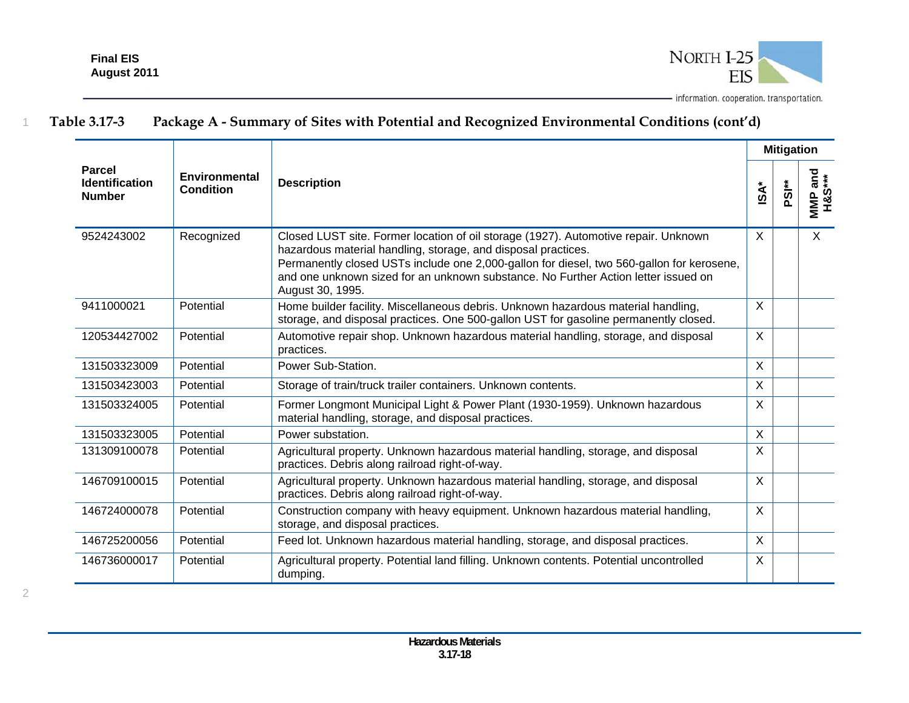**Table 3.17-3 Package A - Summary of Sites with Potential and Recognized Environmental Conditions (cont'd)**

| Parcel Identification Number | Environmental Condition | Description | Mitigation | | |
|---|---|---|---|---|---|
| | | | ISA* | PSI** | MMP and H&S*** |
| 9524243002 | Recognized | Closed LUST site. Former location of oil storage (1927). Automotive repair. Unknown hazardous material handling, storage, and disposal practices. Permanently closed USTs include one 2,000-gallon for diesel, two 560-gallon for kerosene, and one unknown sized for an unknown substance. No Further Action letter issued on August 30, 1995. | X | | X |
| 9411000021 | Potential | Home builder facility. Miscellaneous debris. Unknown hazardous material handling, storage, and disposal practices. One 500-gallon UST for gasoline permanently closed. | X | | |
| 120534427002 | Potential | Automotive repair shop. Unknown hazardous material handling, storage, and disposal practices. | X | | |
| 131503323009 | Potential | Power Sub-Station. | X | | |
| 131503423003 | Potential | Storage of train/truck trailer containers. Unknown contents. | X | | |
| 131503324005 | Potential | Former Longmont Municipal Light & Power Plant (1930-1959). Unknown hazardous material handling, storage, and disposal practices. | X | | |
| 131503323005 | Potential | Power substation. | X | | |
| 131309100078 | Potential | Agricultural property. Unknown hazardous material handling, storage, and disposal practices. Debris along railroad right-of-way. | X | | |
| 146709100015 | Potential | Agricultural property. Unknown hazardous material handling, storage, and disposal practices. Debris along railroad right-of-way. | X | | |
| 146724000078 | Potential | Construction company with heavy equipment. Unknown hazardous material handling, storage, and disposal practices. | X | | |
| 146725200056 | Potential | Feed lot. Unknown hazardous material handling, storage, and disposal practices. | X | | |
| 146736000017 | Potential | Agricultural property. Potential land filling. Unknown contents. Potential uncontrolled dumping. | X | | |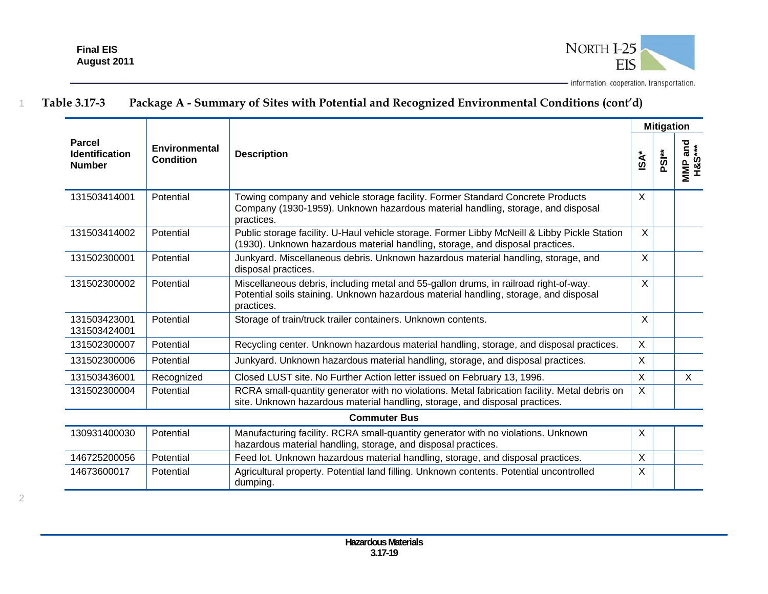**Table 3.17-3 Package A - Summary of Sites with Potential and Recognized Environmental Conditions (cont'd)**

| Parcel Identification Number | Environmental Condition | Description | Mitigation | | |
|---|---|---|---|---|---|
| | | | ISA* | PSI** | MMP and H&S*** |
| 131503414001 | Potential | Towing company and vehicle storage facility. Former Standard Concrete Products Company (1930-1959). Unknown hazardous material handling, storage, and disposal practices. | X | | |
| 131503414002 | Potential | Public storage facility. U-Haul vehicle storage. Former Libby McNeill & Libby Pickle Station (1930). Unknown hazardous material handling, storage, and disposal practices. | X | | |
| 131502300001 | Potential | Junkyard. Miscellaneous debris. Unknown hazardous material handling, storage, and disposal practices. | X | | |
| 131502300002 | Potential | Miscellaneous debris, including metal and 55-gallon drums, in railroad right-of-way. Potential soils staining. Unknown hazardous material handling, storage, and disposal practices. | X | | |
| 131503423001 131503424001 | Potential | Storage of train/truck trailer containers. Unknown contents. | X | | |
| 131502300007 | Potential | Recycling center. Unknown hazardous material handling, storage, and disposal practices. | X | | |
| 131502300006 | Potential | Junkyard. Unknown hazardous material handling, storage, and disposal practices. | X | | |
| 131503436001 | Recognized | Closed LUST site. No Further Action letter issued on February 13, 1996. | X | | X |
| 131502300004 | Potential | RCRA small-quantity generator with no violations. Metal fabrication facility. Metal debris on site. Unknown hazardous material handling, storage, and disposal practices. | X | | |
| **Commuter Bus** | | | | | |
| 130931400030 | Potential | Manufacturing facility. RCRA small-quantity generator with no violations. Unknown hazardous material handling, storage, and disposal practices. | X | | |
| 146725200056 | Potential | Feed lot. Unknown hazardous material handling, storage, and disposal practices. | X | | |
| 14673600017 | Potential | Agricultural property. Potential land filling. Unknown contents. Potential uncontrolled dumping. | X | | |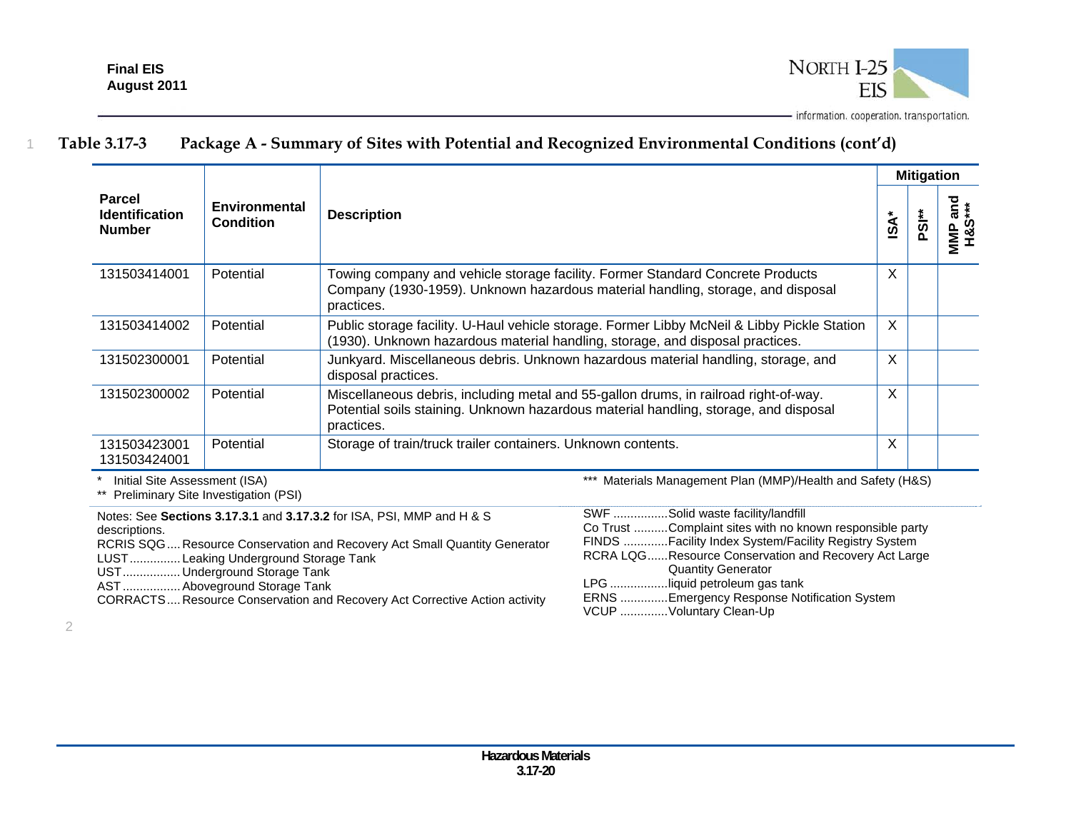**Table 3.17-3 Package A - Summary of Sites with Potential and Recognized Environmental Conditions (cont'd)**

| Parcel Identification Number | Environmental Condition | Description | Mitigation | | |
|---|---|---|---|---|---|
| | | | ISA* | PSI** | MMP and H&S*** |
| 131503414001 | Potential | Towing company and vehicle storage facility. Former Standard Concrete Products Company (1930-1959). Unknown hazardous material handling, storage, and disposal practices. | X | | |
| 131503414002 | Potential | Public storage facility. U-Haul vehicle storage. Former Libby McNeil & Libby Pickle Station (1930). Unknown hazardous material handling, storage, and disposal practices. | X | | |
| 131502300001 | Potential | Junkyard. Miscellaneous debris. Unknown hazardous material handling, storage, and disposal practices. | X | | |
| 131502300002 | Potential | Miscellaneous debris, including metal and 55-gallon drums, in railroad right-of-way. Potential soils staining. Unknown hazardous material handling, storage, and disposal practices. | X | | |
| 131503423001 131503424001 | Potential | Storage of train/truck trailer containers. Unknown contents. | X | | |

\* Initial Site Assessment (ISA)
** Preliminary Site Investigation (PSI)
*** Materials Management Plan (MMP)/Health and Safety (H&S)

Notes: See **Sections 3.17.3.1** and **3.17.3.2** for ISA, PSI, MMP and H & S descriptions.

RCRIS SQG.... Resource Conservation and Recovery Act Small Quantity Generator
LUST............... Leaking Underground Storage Tank
UST................. Underground Storage Tank
AST................. Aboveground Storage Tank
CORRACTS.... Resource Conservation and Recovery Act Corrective Action activity
SWF ................Solid waste facility/landfill
Co Trust ..........Complaint sites with no known responsible party
FINDS .............Facility Index System/Facility Registry System
RCRA LQG......Resource Conservation and Recovery Act Large Quantity Generator
LPG .................liquid petroleum gas tank
ERNS .............Emergency Response Notification System
VCUP ..............Voluntary Clean-Up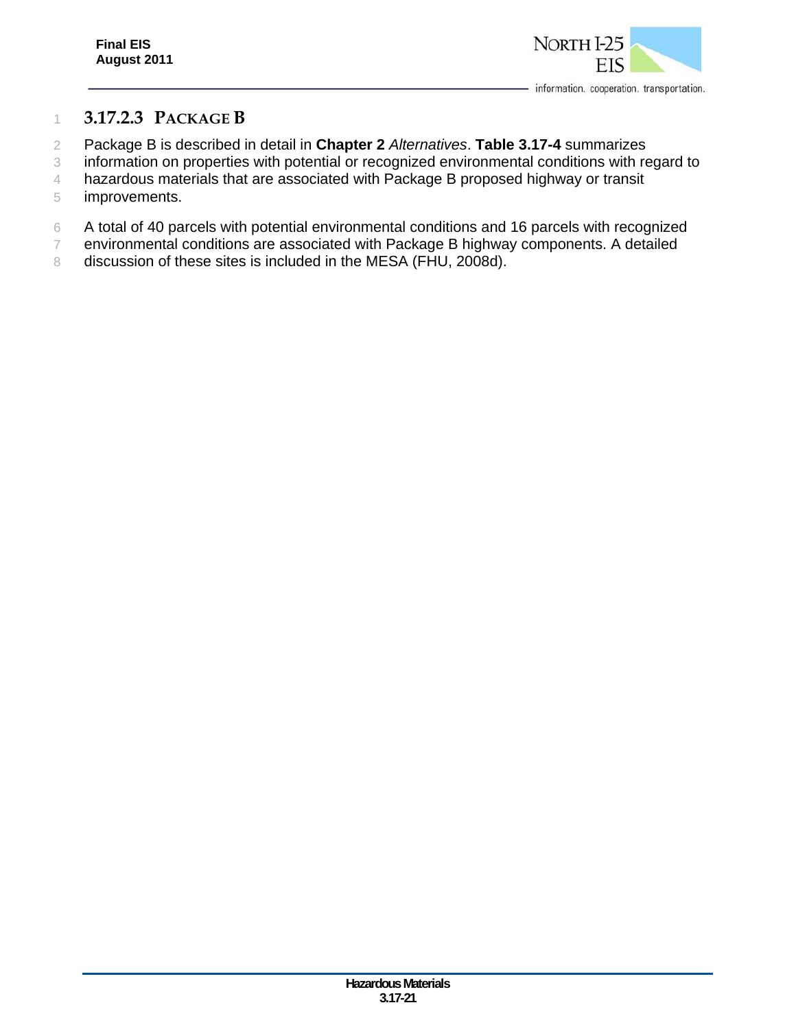### 3.17.2.3 PACKAGE B

Package B is described in detail in **Chapter 2** *Alternatives*. **Table 3.17-4** summarizes information on properties with potential or recognized environmental conditions with regard to hazardous materials that are associated with Package B proposed highway or transit improvements.

A total of 40 parcels with potential environmental conditions and 16 parcels with recognized environmental conditions are associated with Package B highway components. A detailed discussion of these sites is included in the MESA (FHU, 2008d).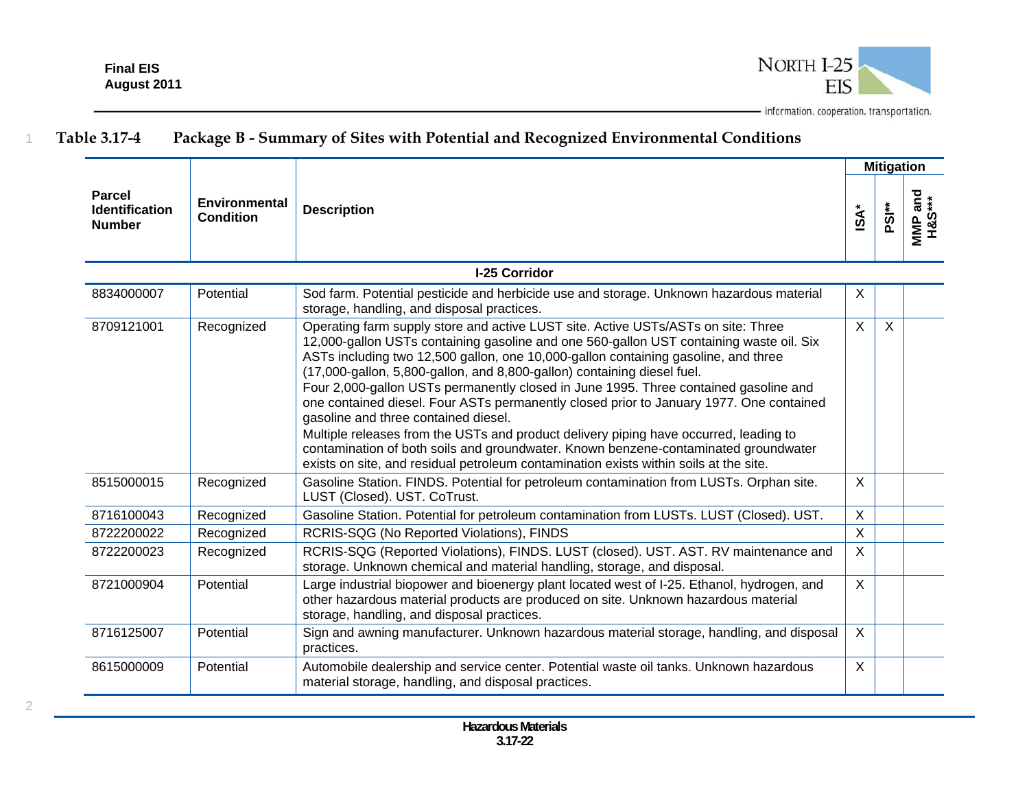**Table 3.17-4 Package B - Summary of Sites with Potential and Recognized Environmental Conditions**

| Parcel Identification Number | Environmental Condition | Description | Mitigation | | |
|---|---|---|---|---|---|
| | | | ISA* | PSI** | MMP and H&S*** |
| **I-25 Corridor** | | | | | |
| 8834000007 | Potential | Sod farm. Potential pesticide and herbicide use and storage. Unknown hazardous material storage, handling, and disposal practices. | X | | |
| 8709121001 | Recognized | Operating farm supply store and active LUST site. Active USTs/ASTs on site: Three 12,000-gallon USTs containing gasoline and one 560-gallon UST containing waste oil. Six ASTs including two 12,500 gallon, one 10,000-gallon containing gasoline, and three (17,000-gallon, 5,800-gallon, and 8,800-gallon) containing diesel fuel. Four 2,000-gallon USTs permanently closed in June 1995. Three contained gasoline and one contained diesel. Four ASTs permanently closed prior to January 1977. One contained gasoline and three contained diesel. Multiple releases from the USTs and product delivery piping have occurred, leading to contamination of both soils and groundwater. Known benzene-contaminated groundwater exists on site, and residual petroleum contamination exists within soils at the site. | X | X | |
| 8515000015 | Recognized | Gasoline Station. FINDS. Potential for petroleum contamination from LUSTs. Orphan site. LUST (Closed). UST. CoTrust. | X | | |
| 8716100043 | Recognized | Gasoline Station. Potential for petroleum contamination from LUSTs. LUST (Closed). UST. | X | | |
| 8722200022 | Recognized | RCRIS-SQG (No Reported Violations), FINDS | X | | |
| 8722200023 | Recognized | RCRIS-SQG (Reported Violations), FINDS. LUST (closed). UST. AST. RV maintenance and storage. Unknown chemical and material handling, storage, and disposal. | X | | |
| 8721000904 | Potential | Large industrial biopower and bioenergy plant located west of I-25. Ethanol, hydrogen, and other hazardous material products are produced on site. Unknown hazardous material storage, handling, and disposal practices. | X | | |
| 8716125007 | Potential | Sign and awning manufacturer. Unknown hazardous material storage, handling, and disposal practices. | X | | |
| 8615000009 | Potential | Automobile dealership and service center. Potential waste oil tanks. Unknown hazardous material storage, handling, and disposal practices. | X | | |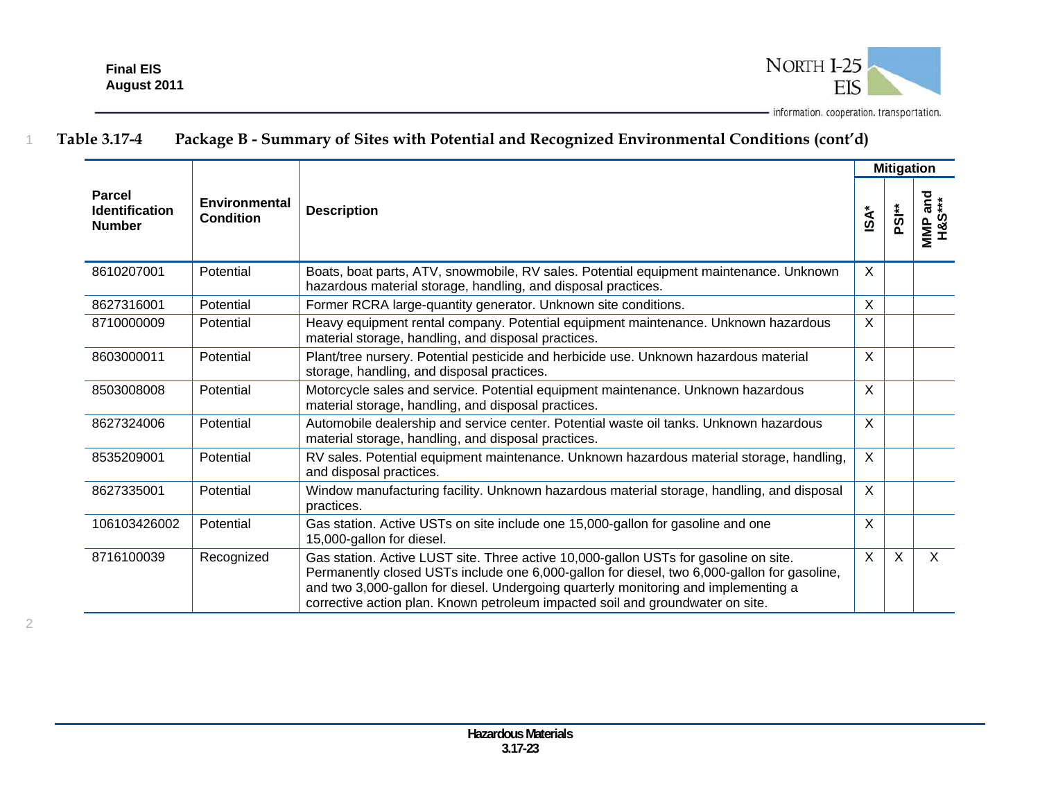**Table 3.17-4 Package B - Summary of Sites with Potential and Recognized Environmental Conditions (cont'd)**

| Parcel Identification Number | Environmental Condition | Description | Mitigation | | |
|---|---|---|---|---|---|
| | | | ISA* | PSI** | MMP and H&S*** |
| 8610207001 | Potential | Boats, boat parts, ATV, snowmobile, RV sales. Potential equipment maintenance. Unknown hazardous material storage, handling, and disposal practices. | X | | |
| 8627316001 | Potential | Former RCRA large-quantity generator. Unknown site conditions. | X | | |
| 8710000009 | Potential | Heavy equipment rental company. Potential equipment maintenance. Unknown hazardous material storage, handling, and disposal practices. | X | | |
| 8603000011 | Potential | Plant/tree nursery. Potential pesticide and herbicide use. Unknown hazardous material storage, handling, and disposal practices. | X | | |
| 8503008008 | Potential | Motorcycle sales and service. Potential equipment maintenance. Unknown hazardous material storage, handling, and disposal practices. | X | | |
| 8627324006 | Potential | Automobile dealership and service center. Potential waste oil tanks. Unknown hazardous material storage, handling, and disposal practices. | X | | |
| 8535209001 | Potential | RV sales. Potential equipment maintenance. Unknown hazardous material storage, handling, and disposal practices. | X | | |
| 8627335001 | Potential | Window manufacturing facility. Unknown hazardous material storage, handling, and disposal practices. | X | | |
| 106103426002 | Potential | Gas station. Active USTs on site include one 15,000-gallon for gasoline and one 15,000-gallon for diesel. | X | | |
| 8716100039 | Recognized | Gas station. Active LUST site. Three active 10,000-gallon USTs for gasoline on site. Permanently closed USTs include one 6,000-gallon for diesel, two 6,000-gallon for gasoline, and two 3,000-gallon for diesel. Undergoing quarterly monitoring and implementing a corrective action plan. Known petroleum impacted soil and groundwater on site. | X | X | X |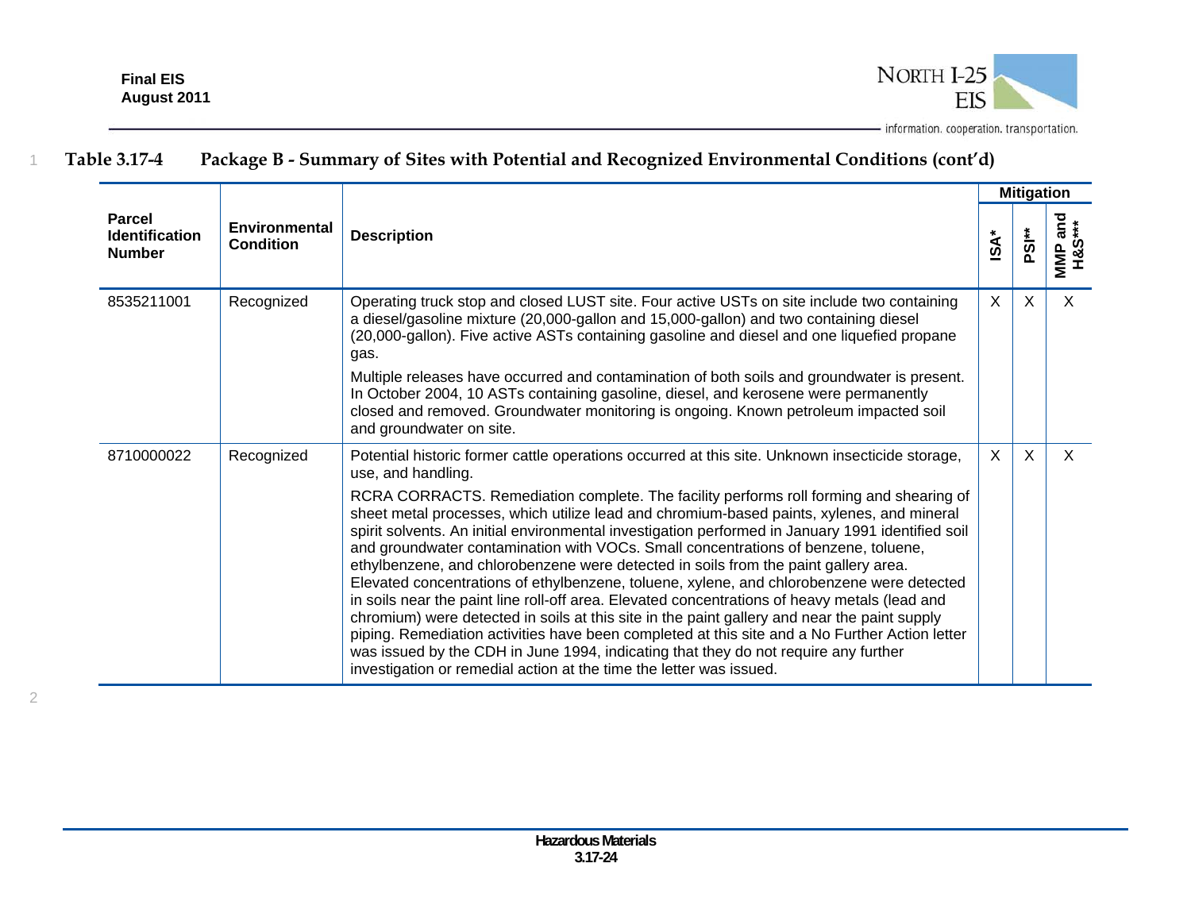**Table 3.17-4 Package B - Summary of Sites with Potential and Recognized Environmental Conditions (cont'd)**

| Parcel Identification Number | Environmental Condition | Description | Mitigation | | |
|---|---|---|---|---|---|
| | | | ISA* | PSI** | MMP and H&S*** |
| 8535211001 | Recognized | Operating truck stop and closed LUST site. Four active USTs on site include two containing a diesel/gasoline mixture (20,000-gallon and 15,000-gallon) and two containing diesel (20,000-gallon). Five active ASTs containing gasoline and diesel and one liquefied propane gas.<br><br>Multiple releases have occurred and contamination of both soils and groundwater is present. In October 2004, 10 ASTs containing gasoline, diesel, and kerosene were permanently closed and removed. Groundwater monitoring is ongoing. Known petroleum impacted soil and groundwater on site. | X | X | X |
| 8710000022 | Recognized | Potential historic former cattle operations occurred at this site. Unknown insecticide storage, use, and handling.<br><br>RCRA CORRACTS. Remediation complete. The facility performs roll forming and shearing of sheet metal processes, which utilize lead and chromium-based paints, xylenes, and mineral spirit solvents. An initial environmental investigation performed in January 1991 identified soil and groundwater contamination with VOCs. Small concentrations of benzene, toluene, ethylbenzene, and chlorobenzene were detected in soils from the paint gallery area. Elevated concentrations of ethylbenzene, toluene, xylene, and chlorobenzene were detected in soils near the paint line roll-off area. Elevated concentrations of heavy metals (lead and chromium) were detected in soils at this site in the paint gallery and near the paint supply piping. Remediation activities have been completed at this site and a No Further Action letter was issued by the CDH in June 1994, indicating that they do not require any further investigation or remedial action at the time the letter was issued. | X | X | X |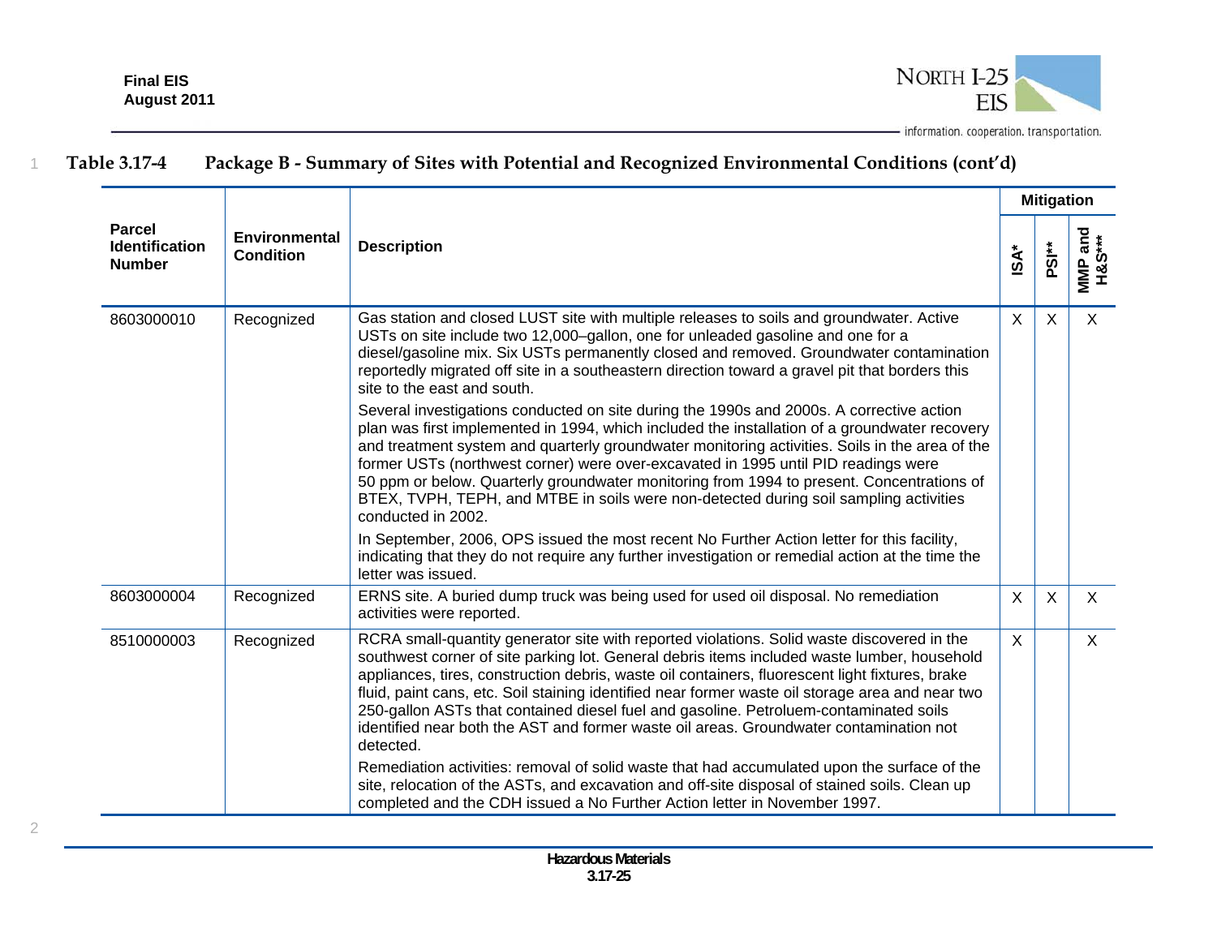**Table 3.17-4 Package B - Summary of Sites with Potential and Recognized Environmental Conditions (cont'd)**

| Parcel Identification Number | Environmental Condition | Description | Mitigation | | |
|---|---|---|---|---|---|
| | | | ISA* | PSI** | MMP and H&S*** |
| 8603000010 | Recognized | Gas station and closed LUST site with multiple releases to soils and groundwater. Active USTs on site include two 12,000–gallon, one for unleaded gasoline and one for a diesel/gasoline mix. Six USTs permanently closed and removed. Groundwater contamination reportedly migrated off site in a southeastern direction toward a gravel pit that borders this site to the east and south.<br><br>Several investigations conducted on site during the 1990s and 2000s. A corrective action plan was first implemented in 1994, which included the installation of a groundwater recovery and treatment system and quarterly groundwater monitoring activities. Soils in the area of the former USTs (northwest corner) were over-excavated in 1995 until PID readings were 50 ppm or below. Quarterly groundwater monitoring from 1994 to present. Concentrations of BTEX, TVPH, TEPH, and MTBE in soils were non-detected during soil sampling activities conducted in 2002.<br><br>In September, 2006, OPS issued the most recent No Further Action letter for this facility, indicating that they do not require any further investigation or remedial action at the time the letter was issued. | X | X | X |
| 8603000004 | Recognized | ERNS site. A buried dump truck was being used for used oil disposal. No remediation activities were reported. | X | X | X |
| 8510000003 | Recognized | RCRA small-quantity generator site with reported violations. Solid waste discovered in the southwest corner of site parking lot. General debris items included waste lumber, household appliances, tires, construction debris, waste oil containers, fluorescent light fixtures, brake fluid, paint cans, etc. Soil staining identified near former waste oil storage area and near two 250-gallon ASTs that contained diesel fuel and gasoline. Petroluem-contaminated soils identified near both the AST and former waste oil areas. Groundwater contamination not detected.<br><br>Remediation activities: removal of solid waste that had accumulated upon the surface of the site, relocation of the ASTs, and excavation and off-site disposal of stained soils. Clean up completed and the CDH issued a No Further Action letter in November 1997. | X | | X |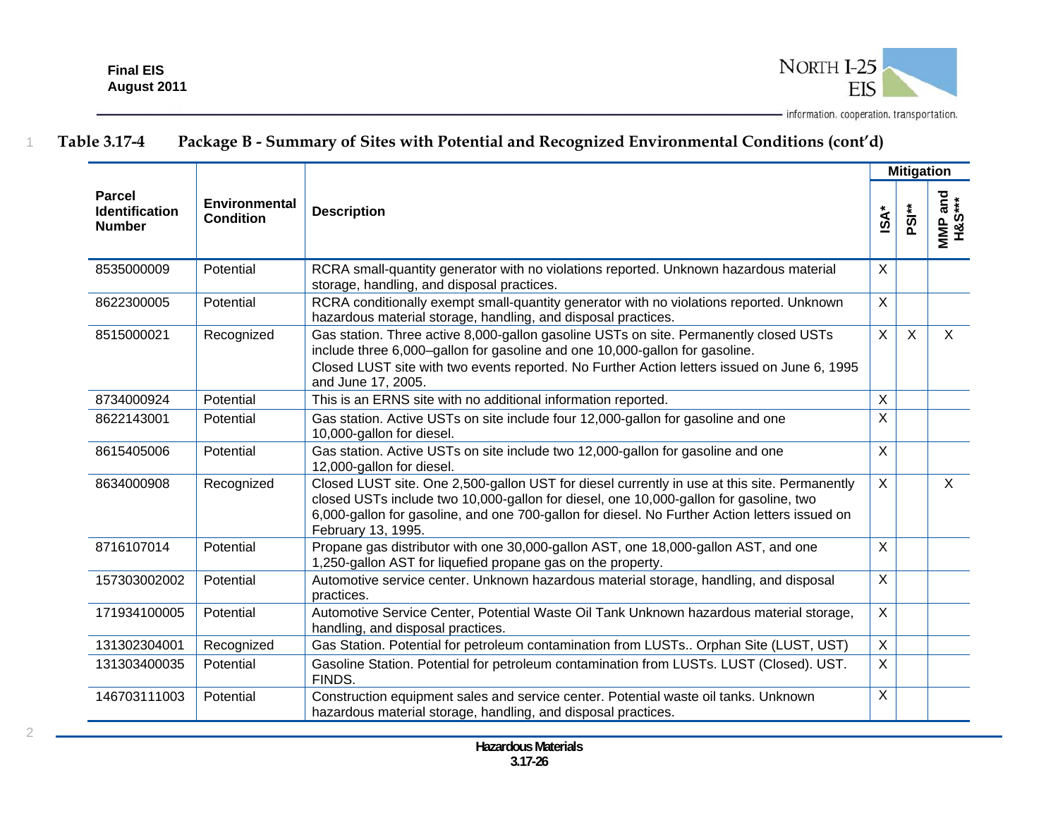**Table 3.17-4 Package B - Summary of Sites with Potential and Recognized Environmental Conditions (cont'd)**

| Parcel Identification Number | Environmental Condition | Description | Mitigation | | |
|---|---|---|---|---|---|
| | | | ISA* | PSI** | MMP and H&S*** |
| 8535000009 | Potential | RCRA small-quantity generator with no violations reported. Unknown hazardous material storage, handling, and disposal practices. | X | | |
| 8622300005 | Potential | RCRA conditionally exempt small-quantity generator with no violations reported. Unknown hazardous material storage, handling, and disposal practices. | X | | |
| 8515000021 | Recognized | Gas station. Three active 8,000-gallon gasoline USTs on site. Permanently closed USTs include three 6,000–gallon for gasoline and one 10,000-gallon for gasoline. Closed LUST site with two events reported. No Further Action letters issued on June 6, 1995 and June 17, 2005. | X | X | X |
| 8734000924 | Potential | This is an ERNS site with no additional information reported. | X | | |
| 8622143001 | Potential | Gas station. Active USTs on site include four 12,000-gallon for gasoline and one 10,000-gallon for diesel. | X | | |
| 8615405006 | Potential | Gas station. Active USTs on site include two 12,000-gallon for gasoline and one 12,000-gallon for diesel. | X | | |
| 8634000908 | Recognized | Closed LUST site. One 2,500-gallon UST for diesel currently in use at this site. Permanently closed USTs include two 10,000-gallon for diesel, one 10,000-gallon for gasoline, two 6,000-gallon for gasoline, and one 700-gallon for diesel. No Further Action letters issued on February 13, 1995. | X | | X |
| 8716107014 | Potential | Propane gas distributor with one 30,000-gallon AST, one 18,000-gallon AST, and one 1,250-gallon AST for liquefied propane gas on the property. | X | | |
| 157303002002 | Potential | Automotive service center. Unknown hazardous material storage, handling, and disposal practices. | X | | |
| 171934100005 | Potential | Automotive Service Center, Potential Waste Oil Tank Unknown hazardous material storage, handling, and disposal practices. | X | | |
| 131302304001 | Recognized | Gas Station. Potential for petroleum contamination from LUSTs.. Orphan Site (LUST, UST) | X | | |
| 131303400035 | Potential | Gasoline Station. Potential for petroleum contamination from LUSTs. LUST (Closed). UST. FINDS. | X | | |
| 146703111003 | Potential | Construction equipment sales and service center. Potential waste oil tanks. Unknown hazardous material storage, handling, and disposal practices. | X | | |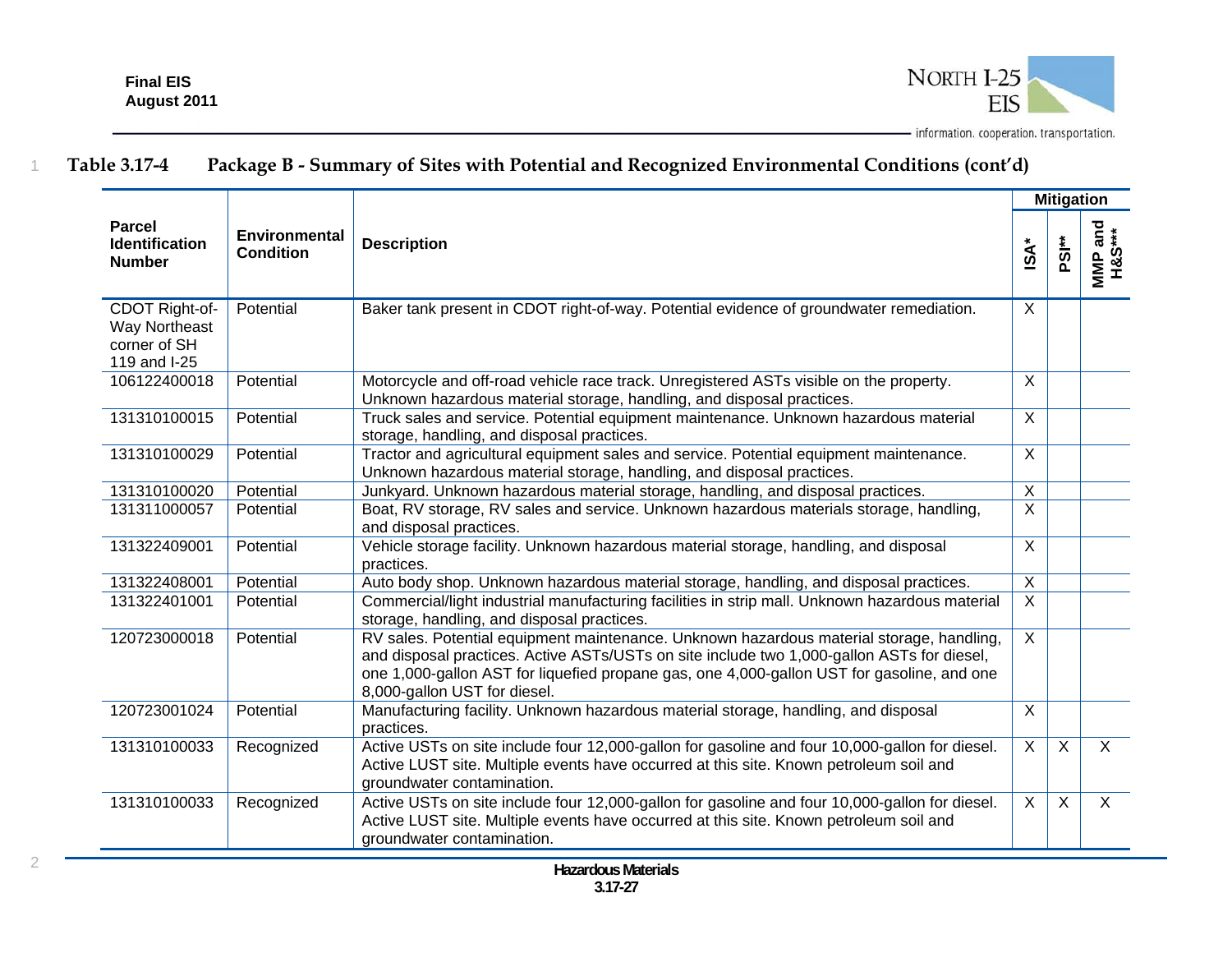**Table 3.17-4 Package B - Summary of Sites with Potential and Recognized Environmental Conditions (cont'd)**

| Parcel Identification Number | Environmental Condition | Description | Mitigation | | |
|---|---|---|---|---|---|
| | | | ISA* | PSI** | MMP and H&S*** |
| CDOT Right-of-Way Northeast corner of SH 119 and I-25 | Potential | Baker tank present in CDOT right-of-way. Potential evidence of groundwater remediation. | X | | |
| 106122400018 | Potential | Motorcycle and off-road vehicle race track. Unregistered ASTs visible on the property. Unknown hazardous material storage, handling, and disposal practices. | X | | |
| 131310100015 | Potential | Truck sales and service. Potential equipment maintenance. Unknown hazardous material storage, handling, and disposal practices. | X | | |
| 131310100029 | Potential | Tractor and agricultural equipment sales and service. Potential equipment maintenance. Unknown hazardous material storage, handling, and disposal practices. | X | | |
| 131310100020 | Potential | Junkyard. Unknown hazardous material storage, handling, and disposal practices. | X | | |
| 131311000057 | Potential | Boat, RV storage, RV sales and service. Unknown hazardous materials storage, handling, and disposal practices. | X | | |
| 131322409001 | Potential | Vehicle storage facility. Unknown hazardous material storage, handling, and disposal practices. | X | | |
| 131322408001 | Potential | Auto body shop. Unknown hazardous material storage, handling, and disposal practices. | X | | |
| 131322401001 | Potential | Commercial/light industrial manufacturing facilities in strip mall. Unknown hazardous material storage, handling, and disposal practices. | X | | |
| 120723000018 | Potential | RV sales. Potential equipment maintenance. Unknown hazardous material storage, handling, and disposal practices. Active ASTs/USTs on site include two 1,000-gallon ASTs for diesel, one 1,000-gallon AST for liquefied propane gas, one 4,000-gallon UST for gasoline, and one 8,000-gallon UST for diesel. | X | | |
| 120723001024 | Potential | Manufacturing facility. Unknown hazardous material storage, handling, and disposal practices. | X | | |
| 131310100033 | Recognized | Active USTs on site include four 12,000-gallon for gasoline and four 10,000-gallon for diesel. Active LUST site. Multiple events have occurred at this site. Known petroleum soil and groundwater contamination. | X | X | X |
| 131310100033 | Recognized | Active USTs on site include four 12,000-gallon for gasoline and four 10,000-gallon for diesel. Active LUST site. Multiple events have occurred at this site. Known petroleum soil and groundwater contamination. | X | X | X |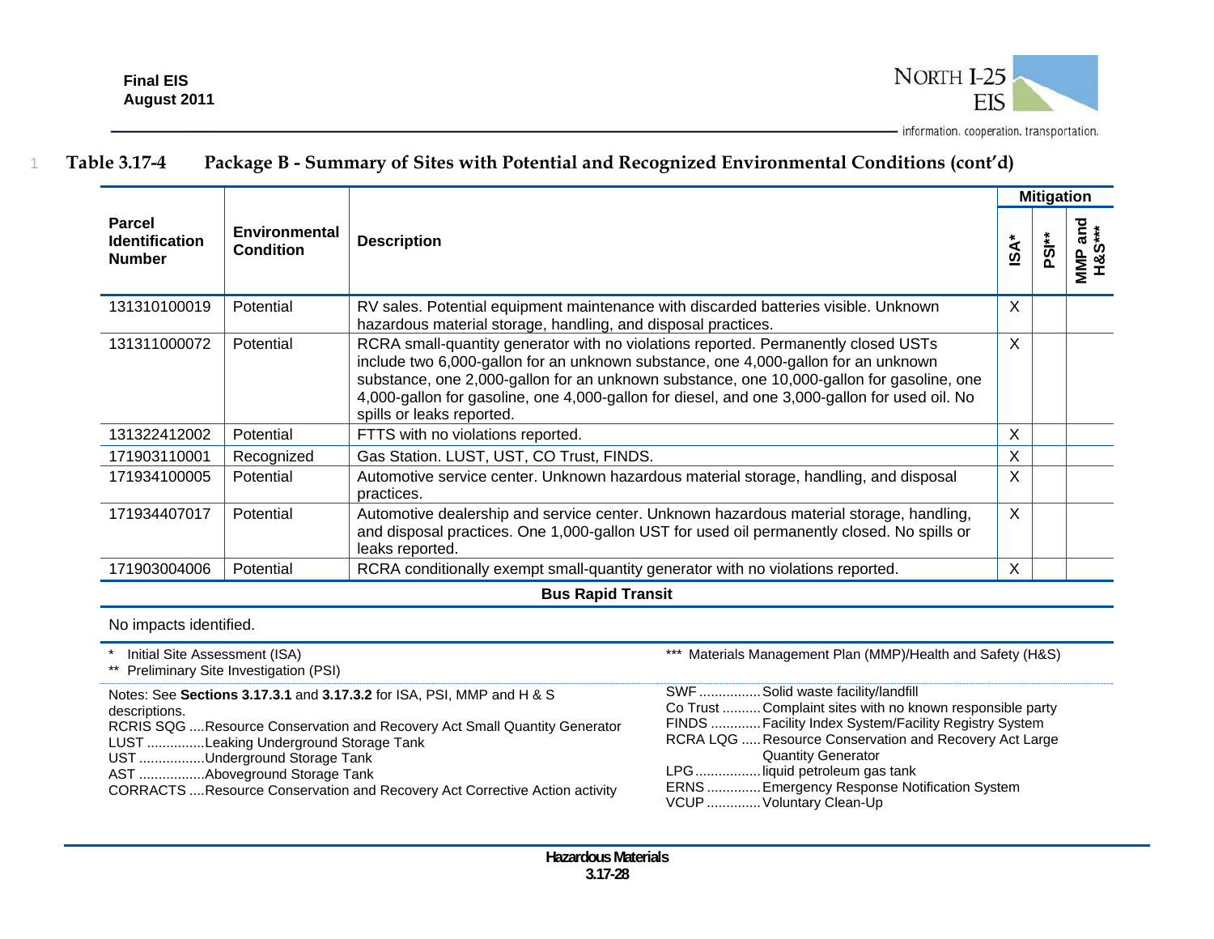**Table 3.17-4 Package B - Summary of Sites with Potential and Recognized Environmental Conditions (cont'd)**

| Parcel Identification Number | Environmental Condition | Description | Mitigation | | |
|---|---|---|---|---|---|
| | | | ISA* | PSI** | MMP and H&S*** |
| 131310100019 | Potential | RV sales. Potential equipment maintenance with discarded batteries visible. Unknown hazardous material storage, handling, and disposal practices. | X | | |
| 131311000072 | Potential | RCRA small-quantity generator with no violations reported. Permanently closed USTs include two 6,000-gallon for an unknown substance, one 4,000-gallon for an unknown substance, one 2,000-gallon for an unknown substance, one 10,000-gallon for gasoline, one 4,000-gallon for gasoline, one 4,000-gallon for diesel, and one 3,000-gallon for used oil. No spills or leaks reported. | X | | |
| 131322412002 | Potential | FTTS with no violations reported. | X | | |
| 171903110001 | Recognized | Gas Station. LUST, UST, CO Trust, FINDS. | X | | |
| 171934100005 | Potential | Automotive service center. Unknown hazardous material storage, handling, and disposal practices. | X | | |
| 171934407017 | Potential | Automotive dealership and service center. Unknown hazardous material storage, handling, and disposal practices. One 1,000-gallon UST for used oil permanently closed. No spills or leaks reported. | X | | |
| 171903004006 | Potential | RCRA conditionally exempt small-quantity generator with no violations reported. | X | | |
| **Bus Rapid Transit** | | | | | |
| No impacts identified. | | | | | |

\* Initial Site Assessment (ISA)
\** Preliminary Site Investigation (PSI)
\*** Materials Management Plan (MMP)/Health and Safety (H&S)

Notes: See **Sections 3.17.3.1** and **3.17.3.2** for ISA, PSI, MMP and H & S descriptions.

RCRIS SQG ....Resource Conservation and Recovery Act Small Quantity Generator
LUST ...............Leaking Underground Storage Tank
UST .................Underground Storage Tank
AST .................Aboveground Storage Tank
CORRACTS ....Resource Conservation and Recovery Act Corrective Action activity
SWF ................Solid waste facility/landfill
Co Trust ..........Complaint sites with no known responsible party
FINDS .............Facility Index System/Facility Registry System
RCRA LQG .....Resource Conservation and Recovery Act Large Quantity Generator
LPG.................liquid petroleum gas tank
ERNS .............Emergency Response Notification System
VCUP .............Voluntary Clean-Up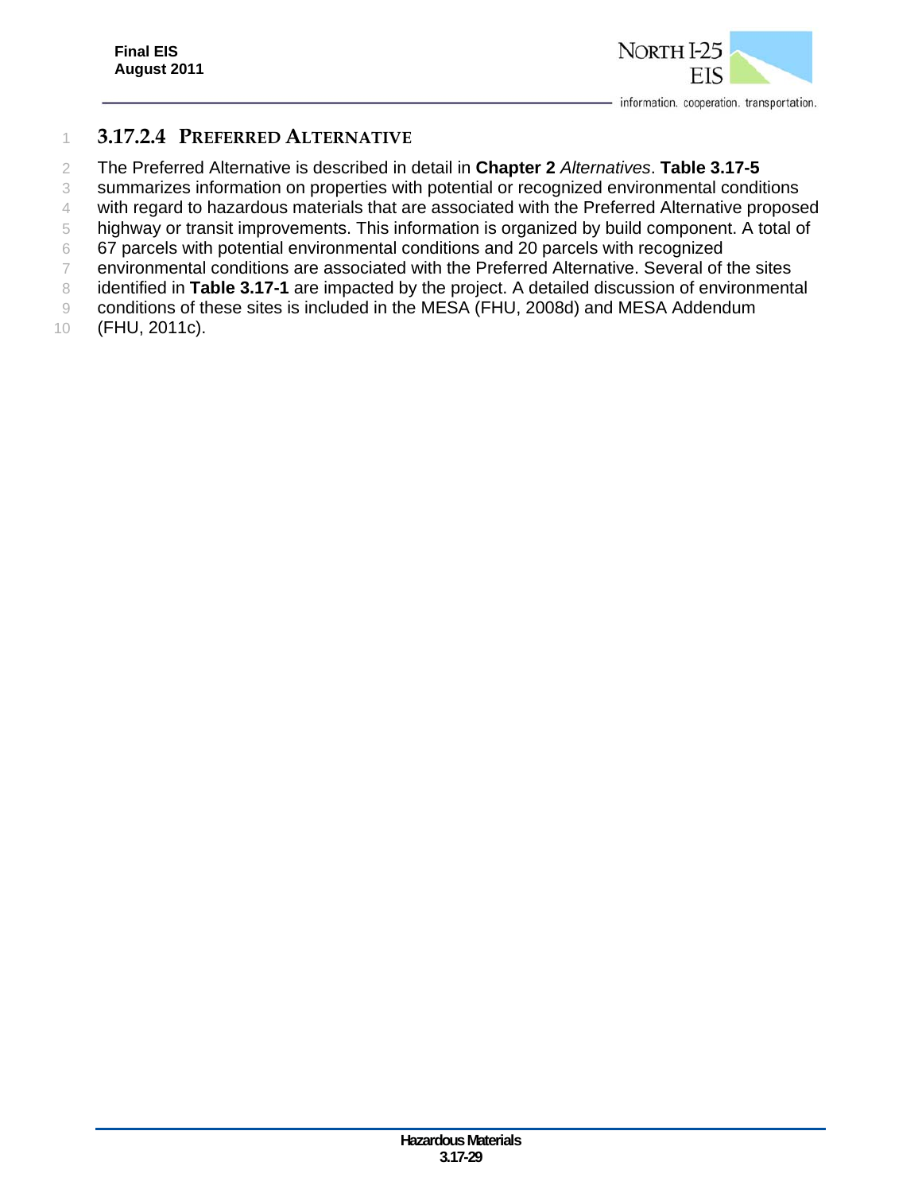### 3.17.2.4 PREFERRED ALTERNATIVE

The Preferred Alternative is described in detail in **Chapter 2** *Alternatives*. **Table 3.17-5** summarizes information on properties with potential or recognized environmental conditions with regard to hazardous materials that are associated with the Preferred Alternative proposed highway or transit improvements. This information is organized by build component. A total of 67 parcels with potential environmental conditions and 20 parcels with recognized environmental conditions are associated with the Preferred Alternative. Several of the sites identified in **Table 3.17-1** are impacted by the project. A detailed discussion of environmental conditions of these sites is included in the MESA (FHU, 2008d) and MESA Addendum (FHU, 2011c).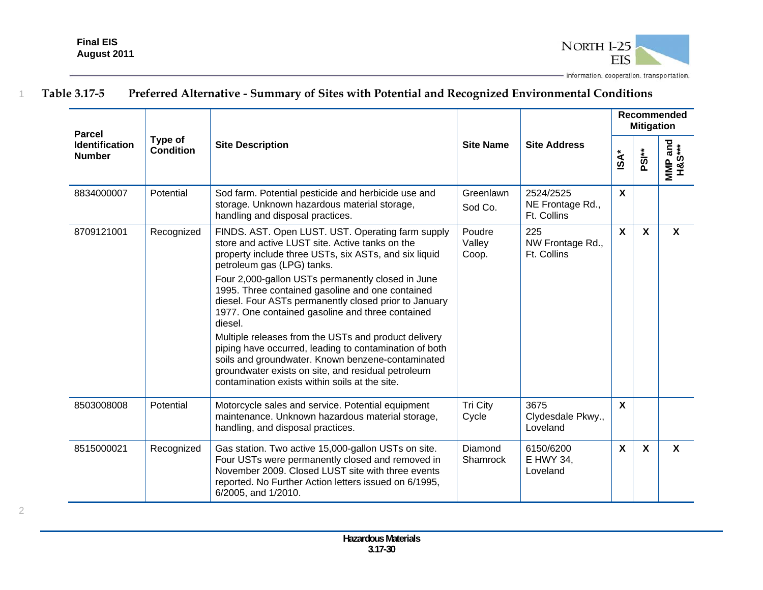**Table 3.17-5 Preferred Alternative - Summary of Sites with Potential and Recognized Environmental Conditions**

| Parcel Identification Number | Type of Condition | Site Description | Site Name | Site Address | Recommended Mitigation | | |
|---|---|---|---|---|---|---|---|
| | | | | | ISA* | PSI** | MMP and H&S*** |
| 8834000007 | Potential | Sod farm. Potential pesticide and herbicide use and storage. Unknown hazardous material storage, handling and disposal practices. | Greenlawn Sod Co. | 2524/2525 NE Frontage Rd., Ft. Collins | X | | |
| 8709121001 | Recognized | FINDS. AST. Open LUST. UST. Operating farm supply store and active LUST site. Active tanks on the property include three USTs, six ASTs, and six liquid petroleum gas (LPG) tanks.<br><br>Four 2,000-gallon USTs permanently closed in June 1995. Three contained gasoline and one contained diesel. Four ASTs permanently closed prior to January 1977. One contained gasoline and three contained diesel.<br><br>Multiple releases from the USTs and product delivery piping have occurred, leading to contamination of both soils and groundwater. Known benzene-contaminated groundwater exists on site, and residual petroleum contamination exists within soils at the site. | Poudre Valley Coop. | 225 NW Frontage Rd., Ft. Collins | X | X | X |
| 8503008008 | Potential | Motorcycle sales and service. Potential equipment maintenance. Unknown hazardous material storage, handling, and disposal practices. | Tri City Cycle | 3675 Clydesdale Pkwy., Loveland | X | | |
| 8515000021 | Recognized | Gas station. Two active 15,000-gallon USTs on site. Four USTs were permanently closed and removed in November 2009. Closed LUST site with three events reported. No Further Action letters issued on 6/1995, 6/2005, and 1/2010. | Diamond Shamrock | 6150/6200 E HWY 34, Loveland | X | X | X |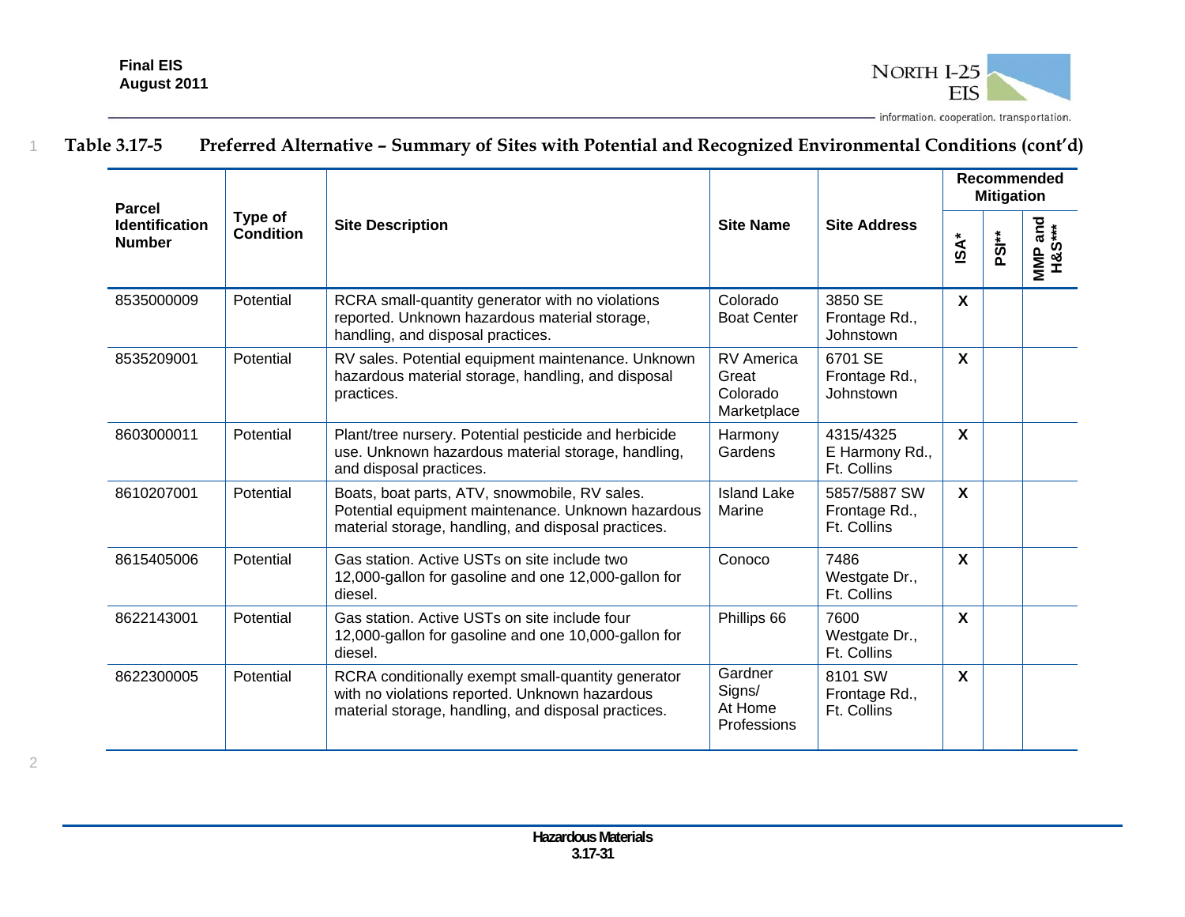**Table 3.17-5 Preferred Alternative – Summary of Sites with Potential and Recognized Environmental Conditions (cont'd)**

| Parcel Identification Number | Type of Condition | Site Description | Site Name | Site Address | Recommended Mitigation | | |
|---|---|---|---|---|---|---|---|
| | | | | | ISA* | PSI** | MMP and H&S*** |
| 8535000009 | Potential | RCRA small-quantity generator with no violations reported. Unknown hazardous material storage, handling, and disposal practices. | Colorado Boat Center | 3850 SE Frontage Rd., Johnstown | X | | |
| 8535209001 | Potential | RV sales. Potential equipment maintenance. Unknown hazardous material storage, handling, and disposal practices. | RV America Great Colorado Marketplace | 6701 SE Frontage Rd., Johnstown | X | | |
| 8603000011 | Potential | Plant/tree nursery. Potential pesticide and herbicide use. Unknown hazardous material storage, handling, and disposal practices. | Harmony Gardens | 4315/4325 E Harmony Rd., Ft. Collins | X | | |
| 8610207001 | Potential | Boats, boat parts, ATV, snowmobile, RV sales. Potential equipment maintenance. Unknown hazardous material storage, handling, and disposal practices. | Island Lake Marine | 5857/5887 SW Frontage Rd., Ft. Collins | X | | |
| 8615405006 | Potential | Gas station. Active USTs on site include two 12,000-gallon for gasoline and one 12,000-gallon for diesel. | Conoco | 7486 Westgate Dr., Ft. Collins | X | | |
| 8622143001 | Potential | Gas station. Active USTs on site include four 12,000-gallon for gasoline and one 10,000-gallon for diesel. | Phillips 66 | 7600 Westgate Dr., Ft. Collins | X | | |
| 8622300005 | Potential | RCRA conditionally exempt small-quantity generator with no violations reported. Unknown hazardous material storage, handling, and disposal practices. | Gardner Signs/ At Home Professions | 8101 SW Frontage Rd., Ft. Collins | X | | |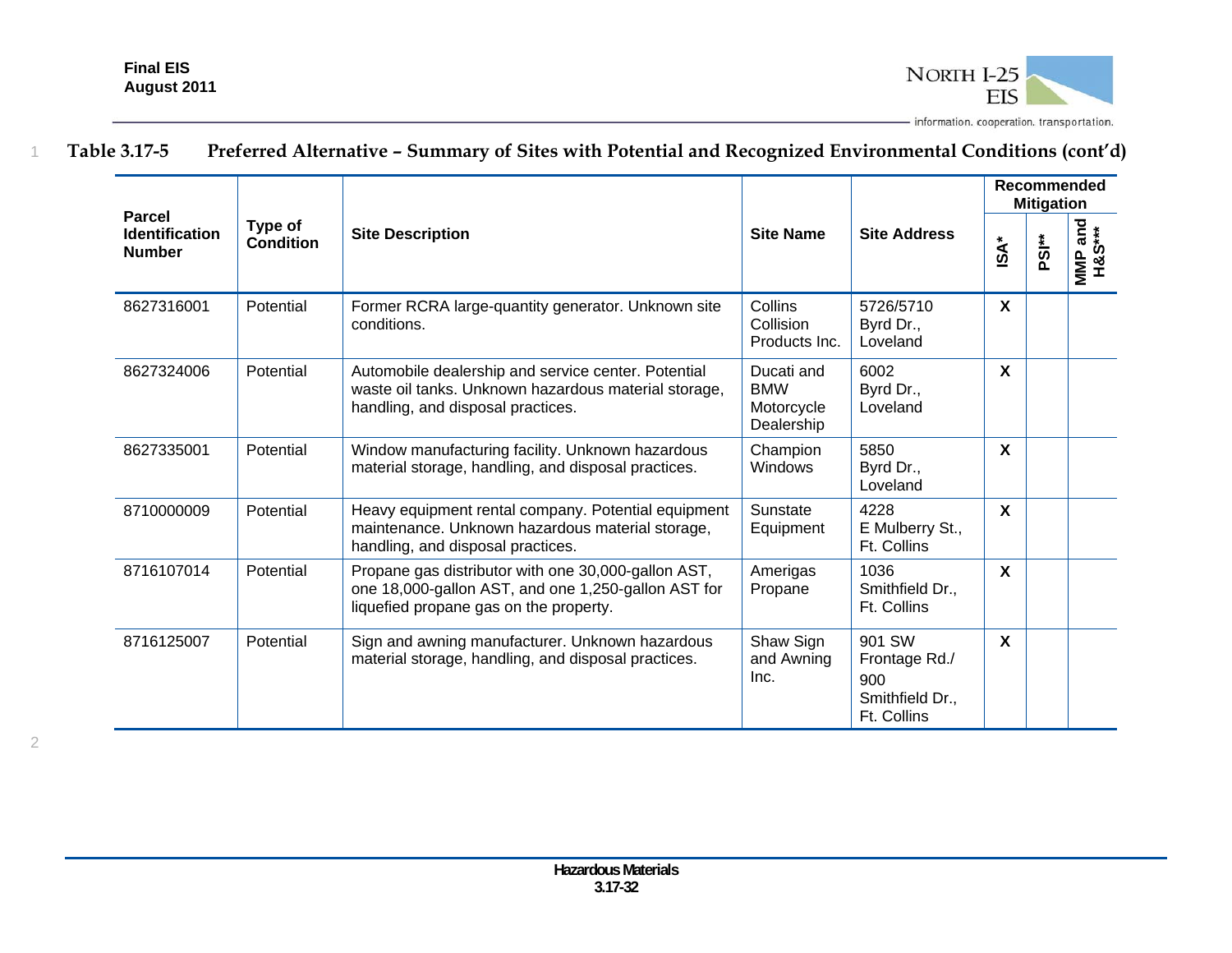**Table 3.17-5 Preferred Alternative – Summary of Sites with Potential and Recognized Environmental Conditions (cont'd)**

| Parcel Identification Number | Type of Condition | Site Description | Site Name | Site Address | Recommended Mitigation | | |
|---|---|---|---|---|---|---|---|
| | | | | | ISA* | PSI** | MMP and H&S*** |
| 8627316001 | Potential | Former RCRA large-quantity generator. Unknown site conditions. | Collins Collision Products Inc. | 5726/5710 Byrd Dr., Loveland | X | | |
| 8627324006 | Potential | Automobile dealership and service center. Potential waste oil tanks. Unknown hazardous material storage, handling, and disposal practices. | Ducati and BMW Motorcycle Dealership | 6002 Byrd Dr., Loveland | X | | |
| 8627335001 | Potential | Window manufacturing facility. Unknown hazardous material storage, handling, and disposal practices. | Champion Windows | 5850 Byrd Dr., Loveland | X | | |
| 8710000009 | Potential | Heavy equipment rental company. Potential equipment maintenance. Unknown hazardous material storage, handling, and disposal practices. | Sunstate Equipment | 4228 E Mulberry St., Ft. Collins | X | | |
| 8716107014 | Potential | Propane gas distributor with one 30,000-gallon AST, one 18,000-gallon AST, and one 1,250-gallon AST for liquefied propane gas on the property. | Amerigas Propane | 1036 Smithfield Dr., Ft. Collins | X | | |
| 8716125007 | Potential | Sign and awning manufacturer. Unknown hazardous material storage, handling, and disposal practices. | Shaw Sign and Awning Inc. | 901 SW Frontage Rd./ 900 Smithfield Dr., Ft. Collins | X | | |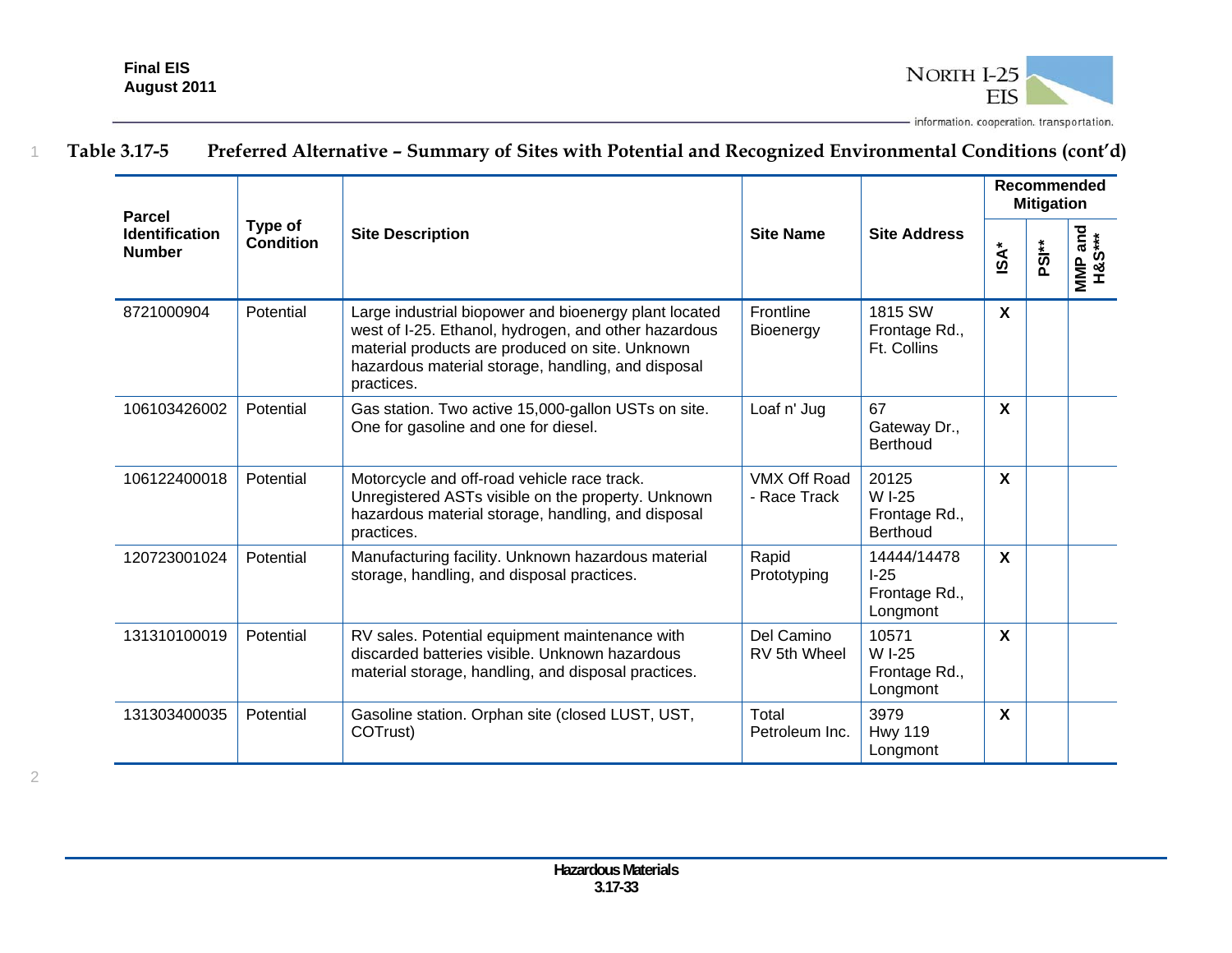**Table 3.17-5 Preferred Alternative – Summary of Sites with Potential and Recognized Environmental Conditions (cont'd)**

| Parcel Identification Number | Type of Condition | Site Description | Site Name | Site Address | Recommended Mitigation | | |
|---|---|---|---|---|---|---|---|
| | | | | | ISA* | PSI** | MMP and H&S*** |
| 8721000904 | Potential | Large industrial biopower and bioenergy plant located west of I-25. Ethanol, hydrogen, and other hazardous material products are produced on site. Unknown hazardous material storage, handling, and disposal practices. | Frontline Bioenergy | 1815 SW Frontage Rd., Ft. Collins | X | | |
| 106103426002 | Potential | Gas station. Two active 15,000-gallon USTs on site. One for gasoline and one for diesel. | Loaf n' Jug | 67 Gateway Dr., Berthoud | X | | |
| 106122400018 | Potential | Motorcycle and off-road vehicle race track. Unregistered ASTs visible on the property. Unknown hazardous material storage, handling, and disposal practices. | VMX Off Road - Race Track | 20125 W I-25 Frontage Rd., Berthoud | X | | |
| 120723001024 | Potential | Manufacturing facility. Unknown hazardous material storage, handling, and disposal practices. | Rapid Prototyping | 14444/14478 I-25 Frontage Rd., Longmont | X | | |
| 131310100019 | Potential | RV sales. Potential equipment maintenance with discarded batteries visible. Unknown hazardous material storage, handling, and disposal practices. | Del Camino RV 5th Wheel | 10571 W I-25 Frontage Rd., Longmont | X | | |
| 131303400035 | Potential | Gasoline station. Orphan site (closed LUST, UST, COTrust) | Total Petroleum Inc. | 3979 Hwy 119 Longmont | X | | |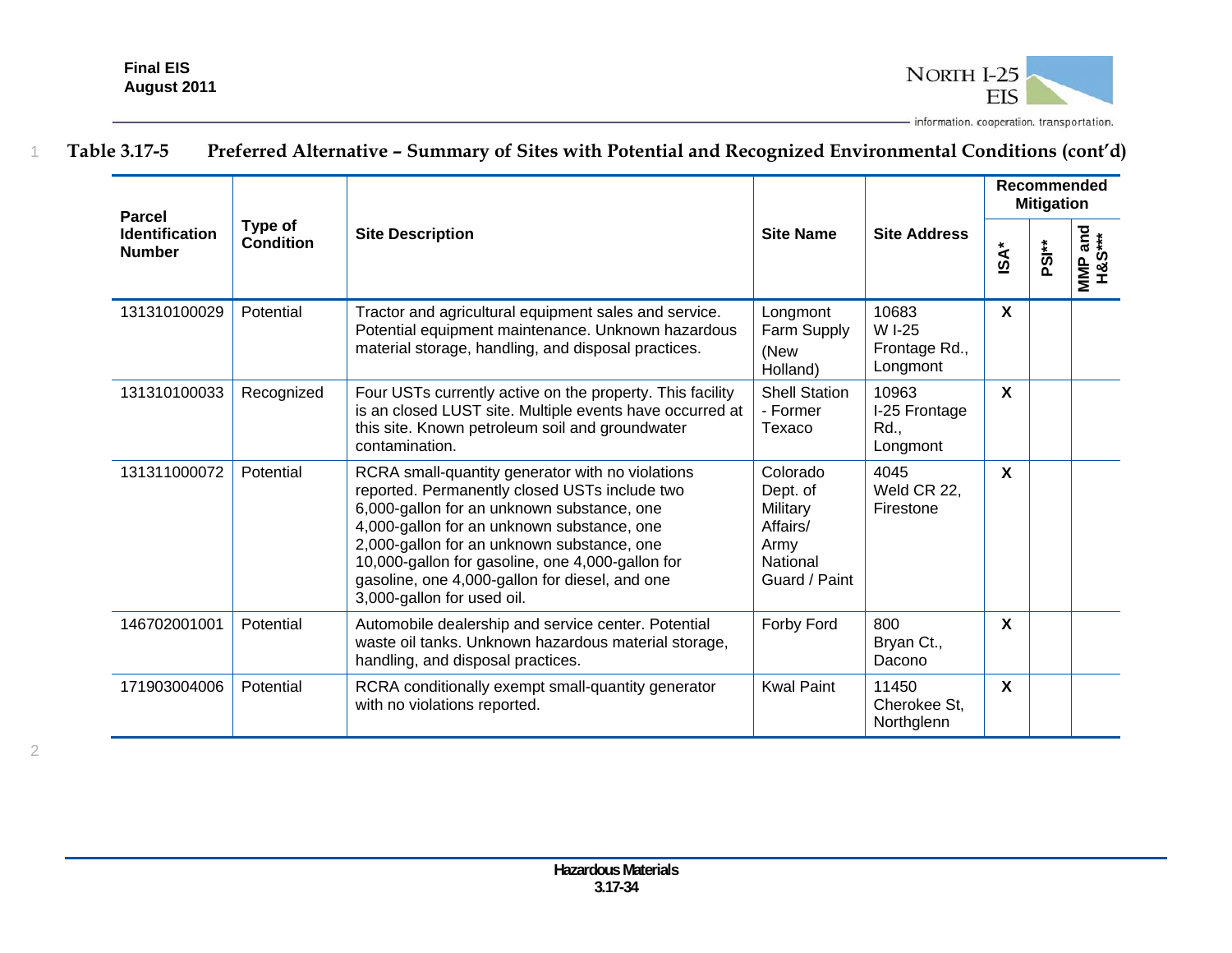**Table 3.17-5 Preferred Alternative – Summary of Sites with Potential and Recognized Environmental Conditions (cont'd)**

| Parcel Identification Number | Type of Condition | Site Description | Site Name | Site Address | Recommended Mitigation | | |
|---|---|---|---|---|---|---|---|
| | | | | | ISA* | PSI** | MMP and H&S*** |
| 131310100029 | Potential | Tractor and agricultural equipment sales and service. Potential equipment maintenance. Unknown hazardous material storage, handling, and disposal practices. | Longmont Farm Supply (New Holland) | 10683 W I-25 Frontage Rd., Longmont | X | | |
| 131310100033 | Recognized | Four USTs currently active on the property. This facility is an closed LUST site. Multiple events have occurred at this site. Known petroleum soil and groundwater contamination. | Shell Station - Former Texaco | 10963 I-25 Frontage Rd., Longmont | X | | |
| 131311000072 | Potential | RCRA small-quantity generator with no violations reported. Permanently closed USTs include two 6,000-gallon for an unknown substance, one 4,000-gallon for an unknown substance, one 2,000-gallon for an unknown substance, one 10,000-gallon for gasoline, one 4,000-gallon for gasoline, one 4,000-gallon for diesel, and one 3,000-gallon for used oil. | Colorado Dept. of Military Affairs/ Army National Guard / Paint | 4045 Weld CR 22, Firestone | X | | |
| 146702001001 | Potential | Automobile dealership and service center. Potential waste oil tanks. Unknown hazardous material storage, handling, and disposal practices. | Forby Ford | 800 Bryan Ct., Dacono | X | | |
| 171903004006 | Potential | RCRA conditionally exempt small-quantity generator with no violations reported. | Kwal Paint | 11450 Cherokee St, Northglenn | X | | |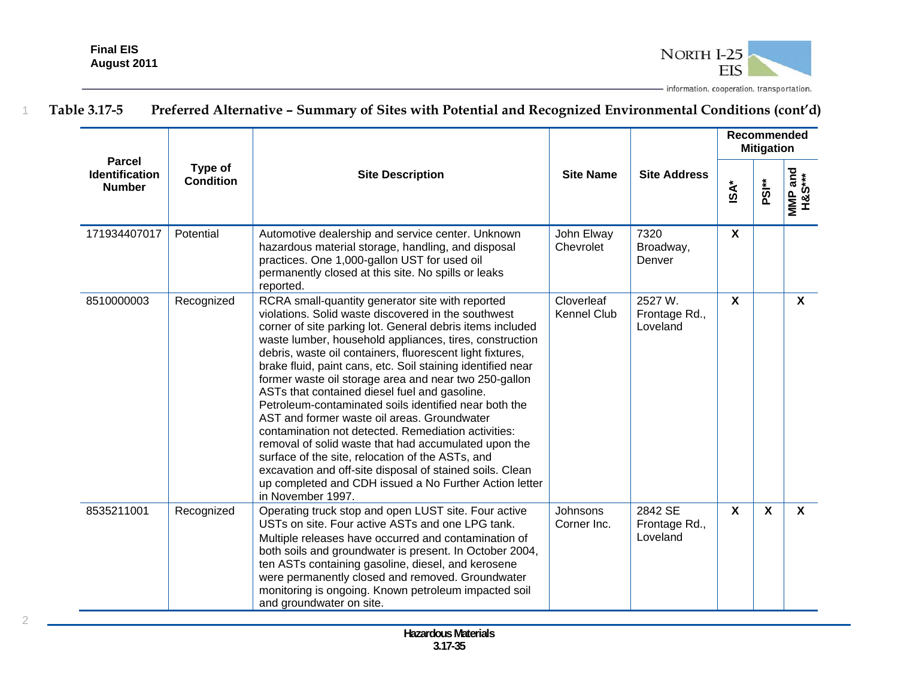**Table 3.17-5 Preferred Alternative – Summary of Sites with Potential and Recognized Environmental Conditions (cont'd)**

| Parcel Identification Number | Type of Condition | Site Description | Site Name | Site Address | Recommended Mitigation | | |
|---|---|---|---|---|---|---|---|
| | | | | | ISA* | PSI** | MMP and H&S*** |
| 171934407017 | Potential | Automotive dealership and service center. Unknown hazardous material storage, handling, and disposal practices. One 1,000-gallon UST for used oil permanently closed at this site. No spills or leaks reported. | John Elway Chevrolet | 7320 Broadway, Denver | X | | |
| 8510000003 | Recognized | RCRA small-quantity generator site with reported violations. Solid waste discovered in the southwest corner of site parking lot. General debris items included waste lumber, household appliances, tires, construction debris, waste oil containers, fluorescent light fixtures, brake fluid, paint cans, etc. Soil staining identified near former waste oil storage area and near two 250-gallon ASTs that contained diesel fuel and gasoline. Petroleum-contaminated soils identified near both the AST and former waste oil areas. Groundwater contamination not detected. Remediation activities: removal of solid waste that had accumulated upon the surface of the site, relocation of the ASTs, and excavation and off-site disposal of stained soils. Clean up completed and CDH issued a No Further Action letter in November 1997. | Cloverleaf Kennel Club | 2527 W. Frontage Rd., Loveland | X | | X |
| 8535211001 | Recognized | Operating truck stop and open LUST site. Four active USTs on site. Four active ASTs and one LPG tank. Multiple releases have occurred and contamination of both soils and groundwater is present. In October 2004, ten ASTs containing gasoline, diesel, and kerosene were permanently closed and removed. Groundwater monitoring is ongoing. Known petroleum impacted soil and groundwater on site. | Johnsons Corner Inc. | 2842 SE Frontage Rd., Loveland | X | X | X |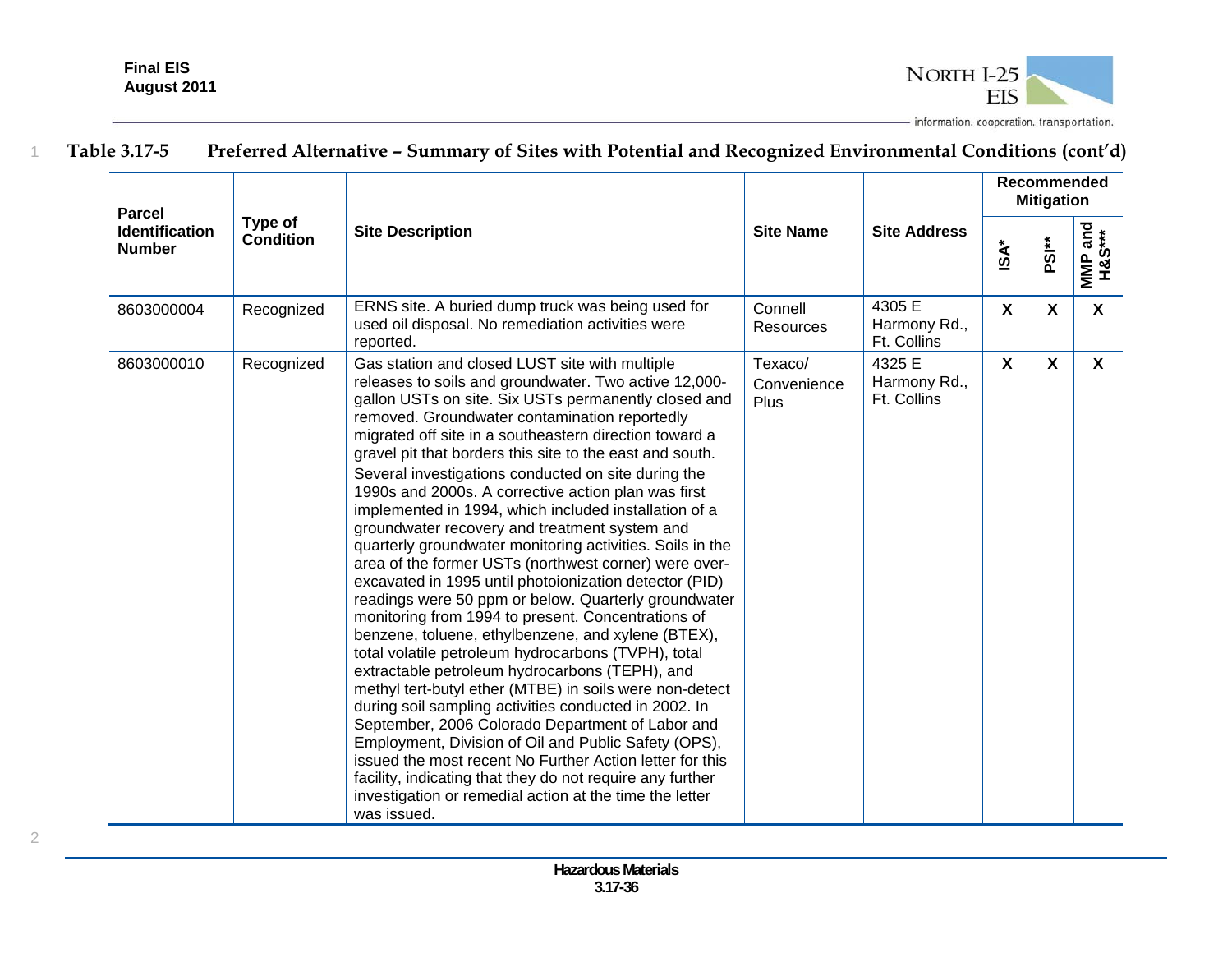**Table 3.17-5 Preferred Alternative – Summary of Sites with Potential and Recognized Environmental Conditions (cont'd)**

| Parcel Identification Number | Type of Condition | Site Description | Site Name | Site Address | Recommended Mitigation | | |
|---|---|---|---|---|---|---|---|
| | | | | | ISA* | PSI** | MMP and H&S*** |
| 8603000004 | Recognized | ERNS site. A buried dump truck was being used for used oil disposal. No remediation activities were reported. | Connell Resources | 4305 E Harmony Rd., Ft. Collins | X | X | X |
| 8603000010 | Recognized | Gas station and closed LUST site with multiple releases to soils and groundwater. Two active 12,000-gallon USTs on site. Six USTs permanently closed and removed. Groundwater contamination reportedly migrated off site in a southeastern direction toward a gravel pit that borders this site to the east and south. Several investigations conducted on site during the 1990s and 2000s. A corrective action plan was first implemented in 1994, which included installation of a groundwater recovery and treatment system and quarterly groundwater monitoring activities. Soils in the area of the former USTs (northwest corner) were over-excavated in 1995 until photoionization detector (PID) readings were 50 ppm or below. Quarterly groundwater monitoring from 1994 to present. Concentrations of benzene, toluene, ethylbenzene, and xylene (BTEX), total volatile petroleum hydrocarbons (TVPH), total extractable petroleum hydrocarbons (TEPH), and methyl tert-butyl ether (MTBE) in soils were non-detect during soil sampling activities conducted in 2002. In September, 2006 Colorado Department of Labor and Employment, Division of Oil and Public Safety (OPS), issued the most recent No Further Action letter for this facility, indicating that they do not require any further investigation or remedial action at the time the letter was issued. | Texaco/ Convenience Plus | 4325 E Harmony Rd., Ft. Collins | X | X | X |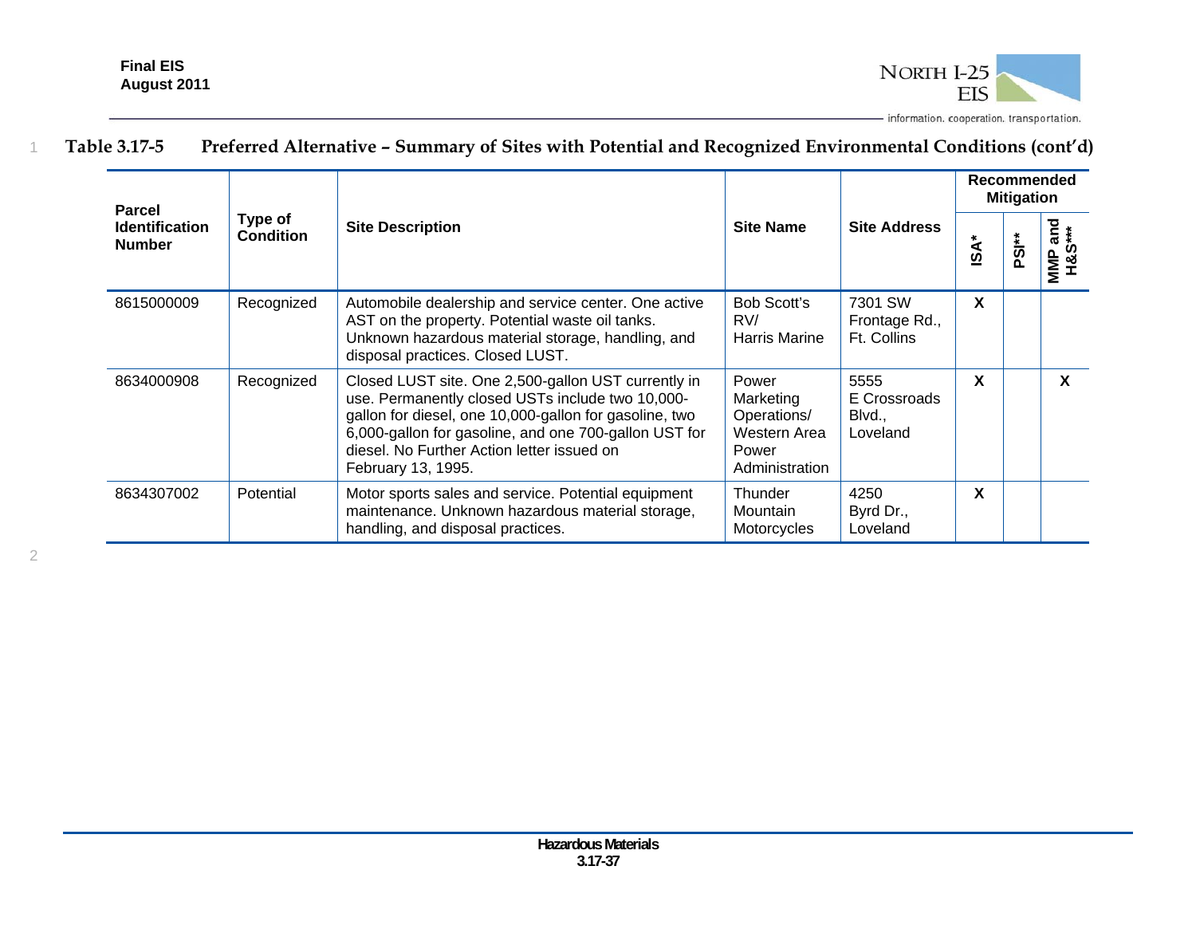**Table 3.17-5 Preferred Alternative – Summary of Sites with Potential and Recognized Environmental Conditions (cont'd)**

| Parcel Identification Number | Type of Condition | Site Description | Site Name | Site Address | Recommended Mitigation | | |
|---|---|---|---|---|---|---|---|
| | | | | | ISA* | PSI** | MMP and H&S*** |
| 8615000009 | Recognized | Automobile dealership and service center. One active AST on the property. Potential waste oil tanks. Unknown hazardous material storage, handling, and disposal practices. Closed LUST. | Bob Scott's RV/ Harris Marine | 7301 SW Frontage Rd., Ft. Collins | X | | |
| 8634000908 | Recognized | Closed LUST site. One 2,500-gallon UST currently in use. Permanently closed USTs include two 10,000-gallon for diesel, one 10,000-gallon for gasoline, two 6,000-gallon for gasoline, and one 700-gallon UST for diesel. No Further Action letter issued on February 13, 1995. | Power Marketing Operations/ Western Area Power Administration | 5555 E Crossroads Blvd., Loveland | X | | X |
| 8634307002 | Potential | Motor sports sales and service. Potential equipment maintenance. Unknown hazardous material storage, handling, and disposal practices. | Thunder Mountain Motorcycles | 4250 Byrd Dr., Loveland | X | | |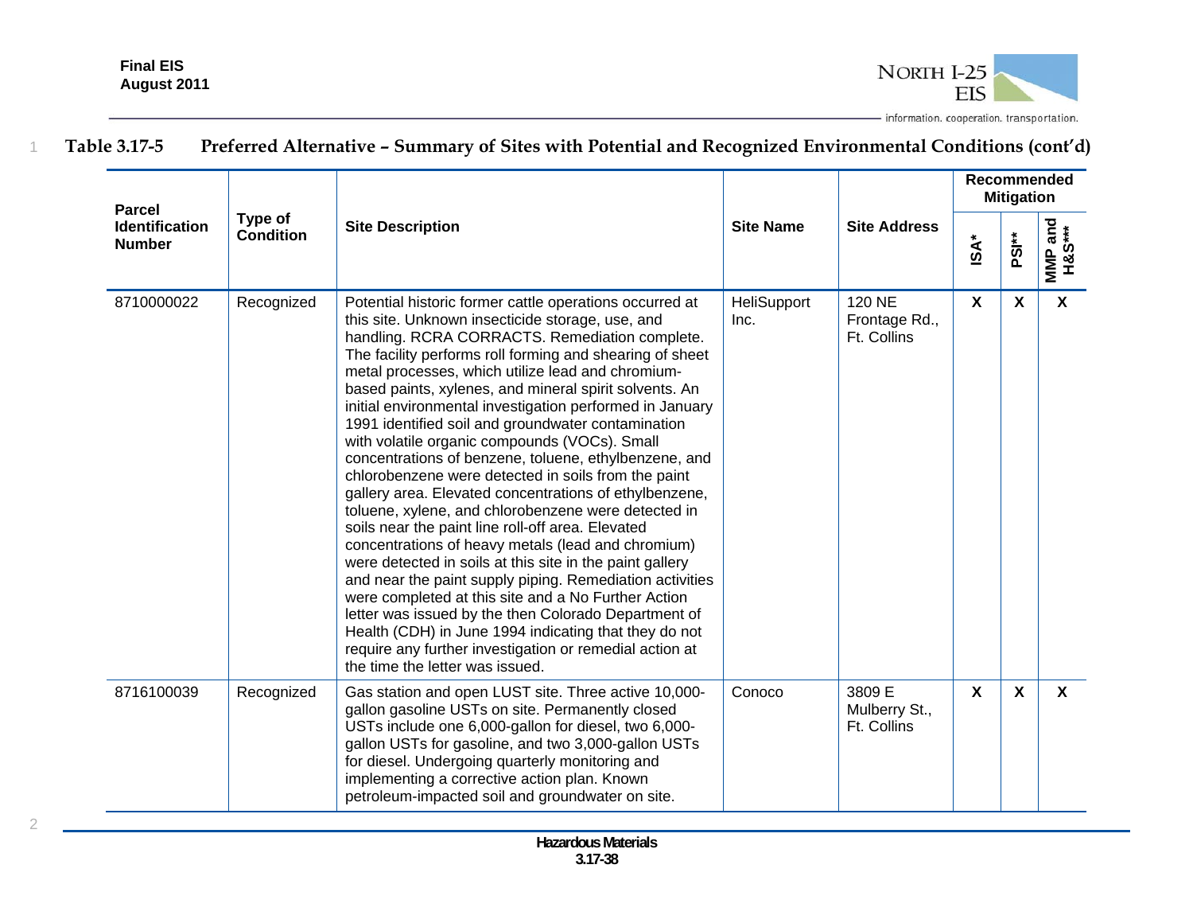**Table 3.17-5 Preferred Alternative – Summary of Sites with Potential and Recognized Environmental Conditions (cont'd)**

| Parcel Identification Number | Type of Condition | Site Description | Site Name | Site Address | Recommended Mitigation | | |
|---|---|---|---|---|---|---|---|
| | | | | | ISA* | PSI** | MMP and H&S*** |
| 8710000022 | Recognized | Potential historic former cattle operations occurred at this site. Unknown insecticide storage, use, and handling. RCRA CORRACTS. Remediation complete. The facility performs roll forming and shearing of sheet metal processes, which utilize lead and chromium-based paints, xylenes, and mineral spirit solvents. An initial environmental investigation performed in January 1991 identified soil and groundwater contamination with volatile organic compounds (VOCs). Small concentrations of benzene, toluene, ethylbenzene, and chlorobenzene were detected in soils from the paint gallery area. Elevated concentrations of ethylbenzene, toluene, xylene, and chlorobenzene were detected in soils near the paint line roll-off area. Elevated concentrations of heavy metals (lead and chromium) were detected in soils at this site in the paint gallery and near the paint supply piping. Remediation activities were completed at this site and a No Further Action letter was issued by the then Colorado Department of Health (CDH) in June 1994 indicating that they do not require any further investigation or remedial action at the time the letter was issued. | HeliSupport Inc. | 120 NE Frontage Rd., Ft. Collins | X | X | X |
| 8716100039 | Recognized | Gas station and open LUST site. Three active 10,000-gallon gasoline USTs on site. Permanently closed USTs include one 6,000-gallon for diesel, two 6,000-gallon USTs for gasoline, and two 3,000-gallon USTs for diesel. Undergoing quarterly monitoring and implementing a corrective action plan. Known petroleum-impacted soil and groundwater on site. | Conoco | 3809 E Mulberry St., Ft. Collins | X | X | X |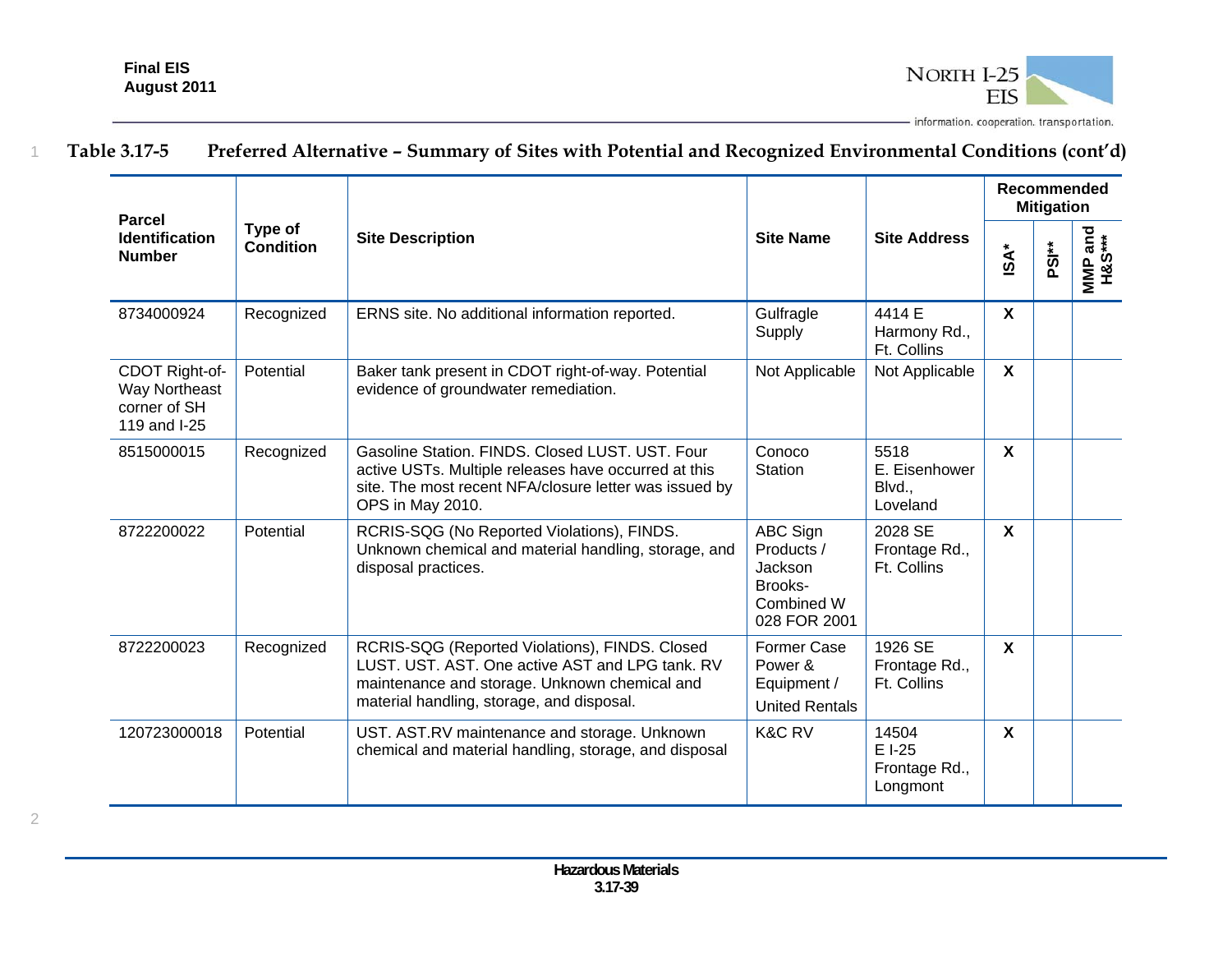**Table 3.17-5 Preferred Alternative – Summary of Sites with Potential and Recognized Environmental Conditions (cont'd)**

| Parcel Identification Number | Type of Condition | Site Description | Site Name | Site Address | Recommended Mitigation | | |
|---|---|---|---|---|---|---|---|
| | | | | | ISA* | PSI** | MMP and H&S*** |
| 8734000924 | Recognized | ERNS site. No additional information reported. | Gulfragle Supply | 4414 E Harmony Rd., Ft. Collins | X | | |
| CDOT Right-of-Way Northeast corner of SH 119 and I-25 | Potential | Baker tank present in CDOT right-of-way. Potential evidence of groundwater remediation. | Not Applicable | Not Applicable | X | | |
| 8515000015 | Recognized | Gasoline Station. FINDS. Closed LUST. UST. Four active USTs. Multiple releases have occurred at this site. The most recent NFA/closure letter was issued by OPS in May 2010. | Conoco Station | 5518 E. Eisenhower Blvd., Loveland | X | | |
| 8722200022 | Potential | RCRIS-SQG (No Reported Violations), FINDS. Unknown chemical and material handling, storage, and disposal practices. | ABC Sign Products / Jackson Brooks-Combined W 028 FOR 2001 | 2028 SE Frontage Rd., Ft. Collins | X | | |
| 8722200023 | Recognized | RCRIS-SQG (Reported Violations), FINDS. Closed LUST. UST. AST. One active AST and LPG tank. RV maintenance and storage. Unknown chemical and material handling, storage, and disposal. | Former Case Power & Equipment / United Rentals | 1926 SE Frontage Rd., Ft. Collins | X | | |
| 120723000018 | Potential | UST. AST.RV maintenance and storage. Unknown chemical and material handling, storage, and disposal | K&C RV | 14504 E I-25 Frontage Rd., Longmont | X | | |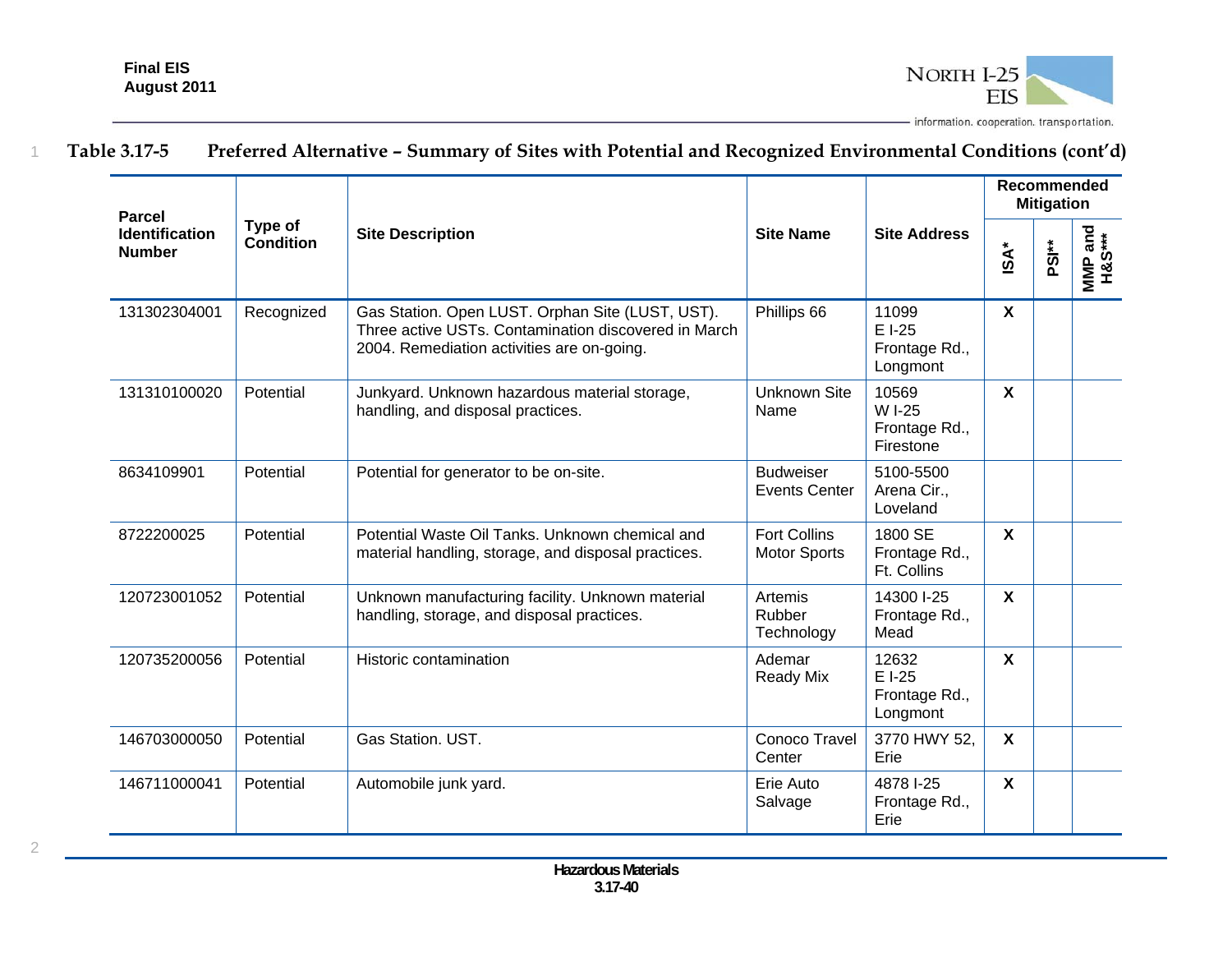**Table 3.17-5 Preferred Alternative – Summary of Sites with Potential and Recognized Environmental Conditions (cont'd)**

| Parcel Identification Number | Type of Condition | Site Description | Site Name | Site Address | Recommended Mitigation | | |
|---|---|---|---|---|---|---|---|
| | | | | | ISA* | PSI** | MMP and H&S*** |
| 131302304001 | Recognized | Gas Station. Open LUST. Orphan Site (LUST, UST). Three active USTs. Contamination discovered in March 2004. Remediation activities are on-going. | Phillips 66 | 11099 E I-25 Frontage Rd., Longmont | X | | |
| 131310100020 | Potential | Junkyard. Unknown hazardous material storage, handling, and disposal practices. | Unknown Site Name | 10569 W I-25 Frontage Rd., Firestone | X | | |
| 8634109901 | Potential | Potential for generator to be on-site. | Budweiser Events Center | 5100-5500 Arena Cir., Loveland | | | |
| 8722200025 | Potential | Potential Waste Oil Tanks. Unknown chemical and material handling, storage, and disposal practices. | Fort Collins Motor Sports | 1800 SE Frontage Rd., Ft. Collins | X | | |
| 120723001052 | Potential | Unknown manufacturing facility. Unknown material handling, storage, and disposal practices. | Artemis Rubber Technology | 14300 I-25 Frontage Rd., Mead | X | | |
| 120735200056 | Potential | Historic contamination | Ademar Ready Mix | 12632 E I-25 Frontage Rd., Longmont | X | | |
| 146703000050 | Potential | Gas Station. UST. | Conoco Travel Center | 3770 HWY 52, Erie | X | | |
| 146711000041 | Potential | Automobile junk yard. | Erie Auto Salvage | 4878 I-25 Frontage Rd., Erie | X | | |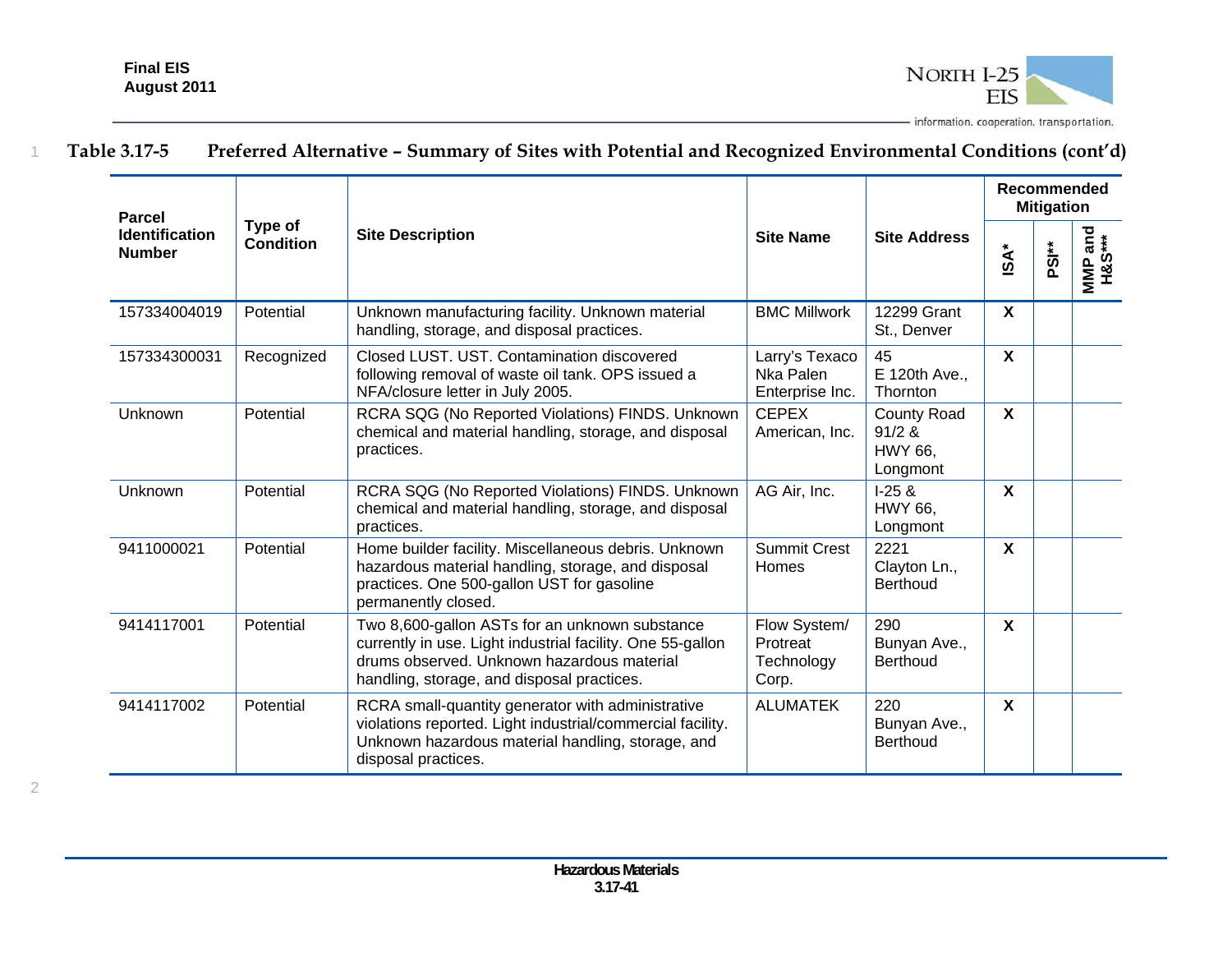**Table 3.17-5 Preferred Alternative – Summary of Sites with Potential and Recognized Environmental Conditions (cont'd)**

| Parcel Identification Number | Type of Condition | Site Description | Site Name | Site Address | Recommended Mitigation | | |
|---|---|---|---|---|---|---|---|
| | | | | | ISA* | PSI** | MMP and H&S*** |
| 157334004019 | Potential | Unknown manufacturing facility. Unknown material handling, storage, and disposal practices. | BMC Millwork | 12299 Grant St., Denver | X | | |
| 157334300031 | Recognized | Closed LUST. UST. Contamination discovered following removal of waste oil tank. OPS issued a NFA/closure letter in July 2005. | Larry's Texaco Nka Palen Enterprise Inc. | 45 E 120th Ave., Thornton | X | | |
| Unknown | Potential | RCRA SQG (No Reported Violations) FINDS. Unknown chemical and material handling, storage, and disposal practices. | CEPEX American, Inc. | County Road 91/2 & HWY 66, Longmont | X | | |
| Unknown | Potential | RCRA SQG (No Reported Violations) FINDS. Unknown chemical and material handling, storage, and disposal practices. | AG Air, Inc. | I-25 & HWY 66, Longmont | X | | |
| 9411000021 | Potential | Home builder facility. Miscellaneous debris. Unknown hazardous material handling, storage, and disposal practices. One 500-gallon UST for gasoline permanently closed. | Summit Crest Homes | 2221 Clayton Ln., Berthoud | X | | |
| 9414117001 | Potential | Two 8,600-gallon ASTs for an unknown substance currently in use. Light industrial facility. One 55-gallon drums observed. Unknown hazardous material handling, storage, and disposal practices. | Flow System/ Protreat Technology Corp. | 290 Bunyan Ave., Berthoud | X | | |
| 9414117002 | Potential | RCRA small-quantity generator with administrative violations reported. Light industrial/commercial facility. Unknown hazardous material handling, storage, and disposal practices. | ALUMATEK | 220 Bunyan Ave., Berthoud | X | | |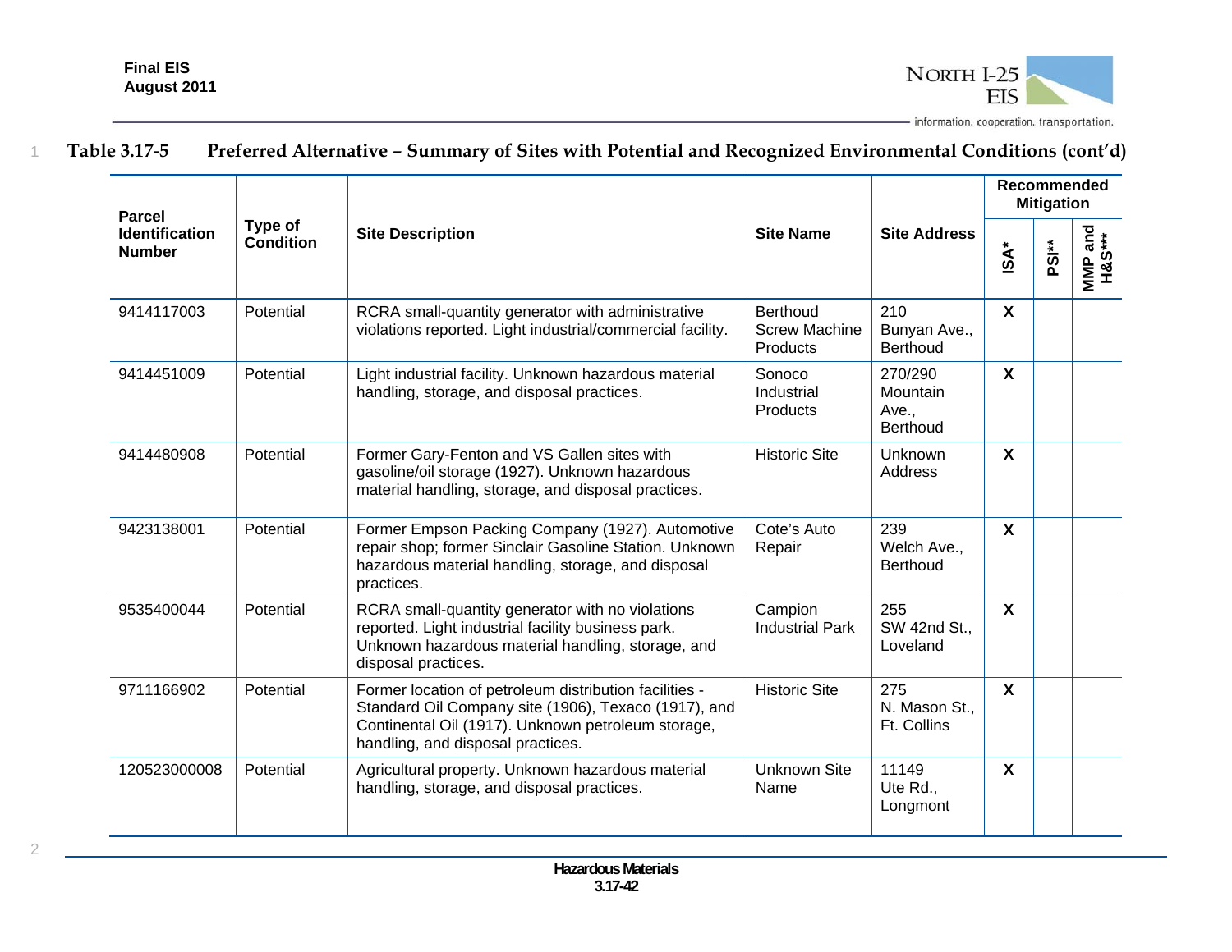**Table 3.17-5 Preferred Alternative – Summary of Sites with Potential and Recognized Environmental Conditions (cont'd)**

| Parcel Identification Number | Type of Condition | Site Description | Site Name | Site Address | Recommended Mitigation | | |
|---|---|---|---|---|---|---|---|
| | | | | | ISA* | PSI** | MMP and H&S*** |
| 9414117003 | Potential | RCRA small-quantity generator with administrative violations reported. Light industrial/commercial facility. | Berthoud Screw Machine Products | 210 Bunyan Ave., Berthoud | X | | |
| 9414451009 | Potential | Light industrial facility. Unknown hazardous material handling, storage, and disposal practices. | Sonoco Industrial Products | 270/290 Mountain Ave., Berthoud | X | | |
| 9414480908 | Potential | Former Gary-Fenton and VS Gallen sites with gasoline/oil storage (1927). Unknown hazardous material handling, storage, and disposal practices. | Historic Site | Unknown Address | X | | |
| 9423138001 | Potential | Former Empson Packing Company (1927). Automotive repair shop; former Sinclair Gasoline Station. Unknown hazardous material handling, storage, and disposal practices. | Cote's Auto Repair | 239 Welch Ave., Berthoud | X | | |
| 9535400044 | Potential | RCRA small-quantity generator with no violations reported. Light industrial facility business park. Unknown hazardous material handling, storage, and disposal practices. | Campion Industrial Park | 255 SW 42nd St., Loveland | X | | |
| 9711166902 | Potential | Former location of petroleum distribution facilities - Standard Oil Company site (1906), Texaco (1917), and Continental Oil (1917). Unknown petroleum storage, handling, and disposal practices. | Historic Site | 275 N. Mason St., Ft. Collins | X | | |
| 120523000008 | Potential | Agricultural property. Unknown hazardous material handling, storage, and disposal practices. | Unknown Site Name | 11149 Ute Rd., Longmont | X | | |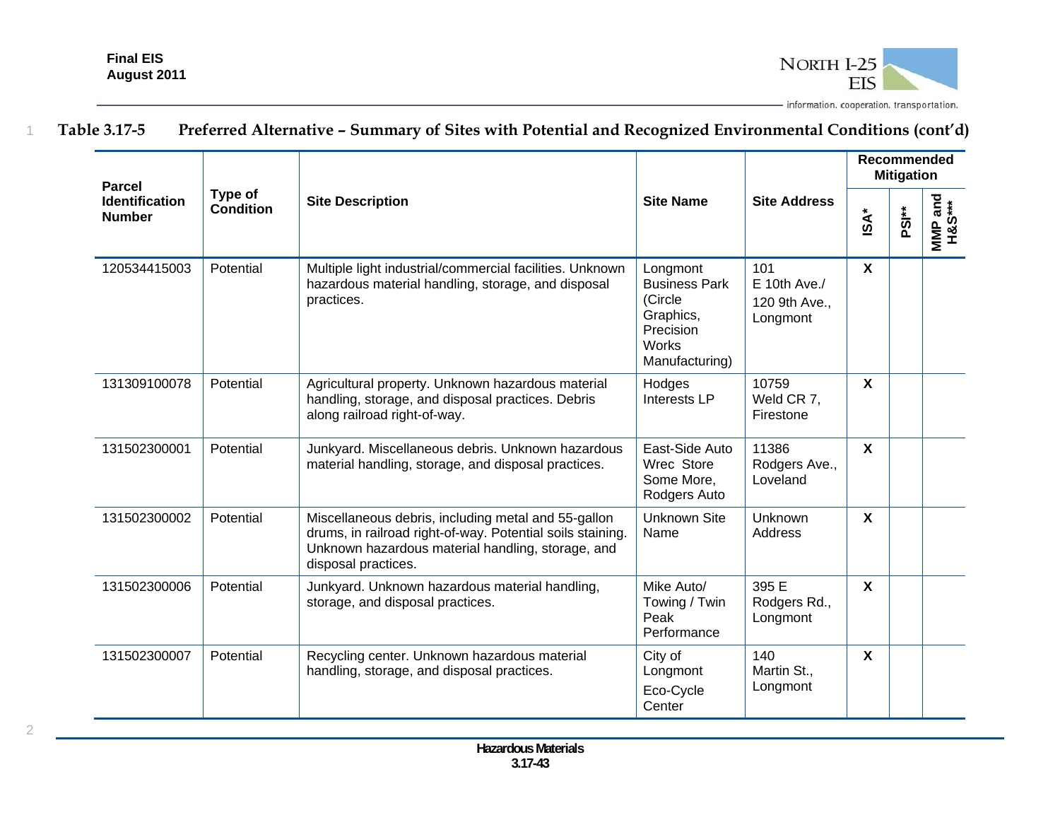**Table 3.17-5 Preferred Alternative – Summary of Sites with Potential and Recognized Environmental Conditions (cont'd)**

| Parcel Identification Number | Type of Condition | Site Description | Site Name | Site Address | Recommended Mitigation | | |
|---|---|---|---|---|---|---|---|
| | | | | | ISA* | PSI** | MMP and H&S*** |
| 120534415003 | Potential | Multiple light industrial/commercial facilities. Unknown hazardous material handling, storage, and disposal practices. | Longmont Business Park (Circle Graphics, Precision Works Manufacturing) | 101 E 10th Ave./ 120 9th Ave., Longmont | X | | |
| 131309100078 | Potential | Agricultural property. Unknown hazardous material handling, storage, and disposal practices. Debris along railroad right-of-way. | Hodges Interests LP | 10759 Weld CR 7, Firestone | X | | |
| 131502300001 | Potential | Junkyard. Miscellaneous debris. Unknown hazardous material handling, storage, and disposal practices. | East-Side Auto Wrec Store Some More, Rodgers Auto | 11386 Rodgers Ave., Loveland | X | | |
| 131502300002 | Potential | Miscellaneous debris, including metal and 55-gallon drums, in railroad right-of-way. Potential soils staining. Unknown hazardous material handling, storage, and disposal practices. | Unknown Site Name | Unknown Address | X | | |
| 131502300006 | Potential | Junkyard. Unknown hazardous material handling, storage, and disposal practices. | Mike Auto/ Towing / Twin Peak Performance | 395 E Rodgers Rd., Longmont | X | | |
| 131502300007 | Potential | Recycling center. Unknown hazardous material handling, storage, and disposal practices. | City of Longmont Eco-Cycle Center | 140 Martin St., Longmont | X | | |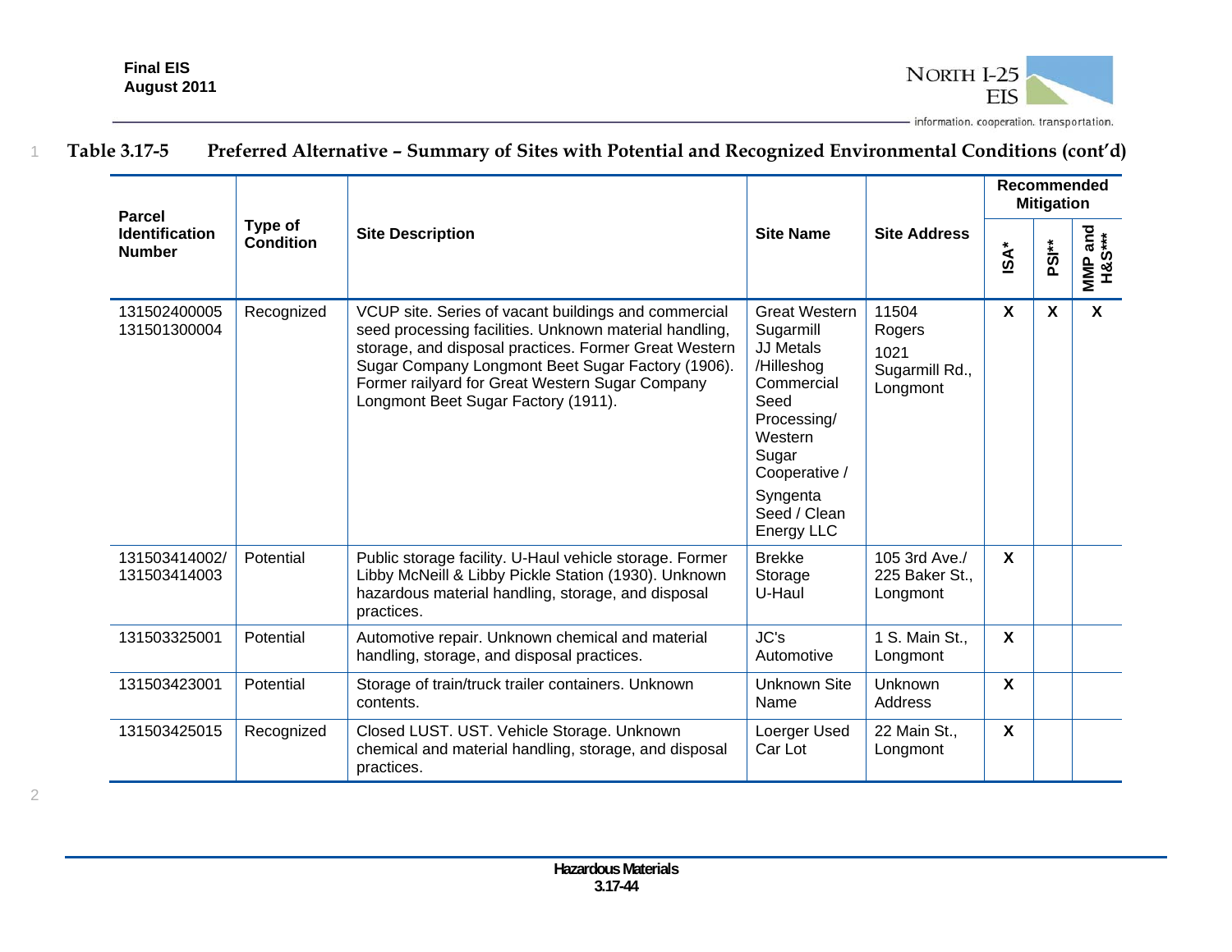**Table 3.17-5 Preferred Alternative – Summary of Sites with Potential and Recognized Environmental Conditions (cont'd)**

| Parcel Identification Number | Type of Condition | Site Description | Site Name | Site Address | Recommended Mitigation | | |
|---|---|---|---|---|---|---|---|
| | | | | | ISA* | PSI** | MMP and H&S*** |
| 131502400005 131501300004 | Recognized | VCUP site. Series of vacant buildings and commercial seed processing facilities. Unknown material handling, storage, and disposal practices. Former Great Western Sugar Company Longmont Beet Sugar Factory (1906). Former railyard for Great Western Sugar Company Longmont Beet Sugar Factory (1911). | Great Western Sugarmill JJ Metals /Hilleshog Commercial Seed Processing/ Western Sugar Cooperative / Syngenta Seed / Clean Energy LLC | 11504 Rogers 1021 Sugarmill Rd., Longmont | X | X | X |
| 131503414002/ 131503414003 | Potential | Public storage facility. U-Haul vehicle storage. Former Libby McNeill & Libby Pickle Station (1930). Unknown hazardous material handling, storage, and disposal practices. | Brekke Storage U-Haul | 105 3rd Ave./ 225 Baker St., Longmont | X | | |
| 131503325001 | Potential | Automotive repair. Unknown chemical and material handling, storage, and disposal practices. | JC's Automotive | 1 S. Main St., Longmont | X | | |
| 131503423001 | Potential | Storage of train/truck trailer containers. Unknown contents. | Unknown Site Name | Unknown Address | X | | |
| 131503425015 | Recognized | Closed LUST. UST. Vehicle Storage. Unknown chemical and material handling, storage, and disposal practices. | Loerger Used Car Lot | 22 Main St., Longmont | X | | |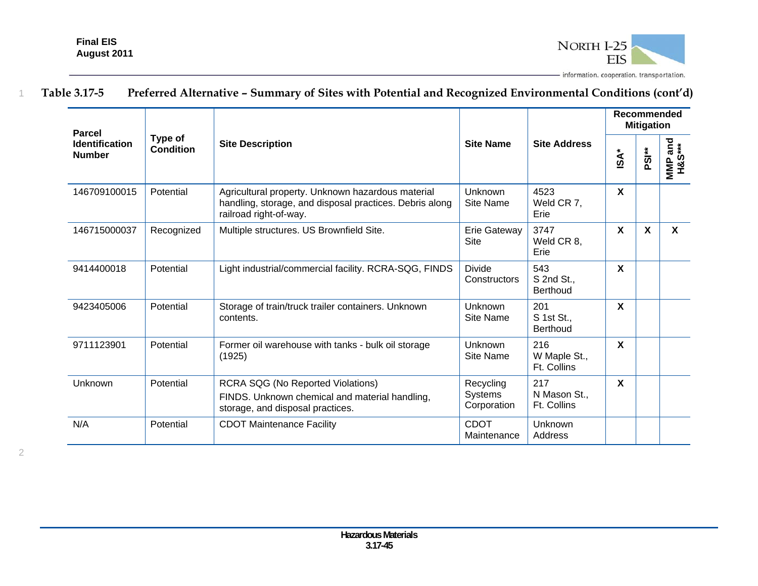Table 3.17-5 Preferred Alternative – Summary of Sites with Potential and Recognized Environmental Conditions (cont'd)

| Parcel Identification Number | Type of Condition | Site Description | Site Name | Site Address | Recommended Mitigation | | |
|---|---|---|---|---|---|---|---|
| | | | | | ISA* | PSI** | MMP and H&S*** |
| 146709100015 | Potential | Agricultural property. Unknown hazardous material handling, storage, and disposal practices. Debris along railroad right-of-way. | Unknown Site Name | 4523 Weld CR 7, Erie | X | | |
| 146715000037 | Recognized | Multiple structures. US Brownfield Site. | Erie Gateway Site | 3747 Weld CR 8, Erie | X | X | X |
| 9414400018 | Potential | Light industrial/commercial facility. RCRA-SQG, FINDS | Divide Constructors | 543 S 2nd St., Berthoud | X | | |
| 9423405006 | Potential | Storage of train/truck trailer containers. Unknown contents. | Unknown Site Name | 201 S 1st St., Berthoud | X | | |
| 9711123901 | Potential | Former oil warehouse with tanks - bulk oil storage (1925) | Unknown Site Name | 216 W Maple St., Ft. Collins | X | | |
| Unknown | Potential | RCRA SQG (No Reported Violations) FINDS. Unknown chemical and material handling, storage, and disposal practices. | Recycling Systems Corporation | 217 N Mason St., Ft. Collins | X | | |
| N/A | Potential | CDOT Maintenance Facility | CDOT Maintenance | Unknown Address | | | |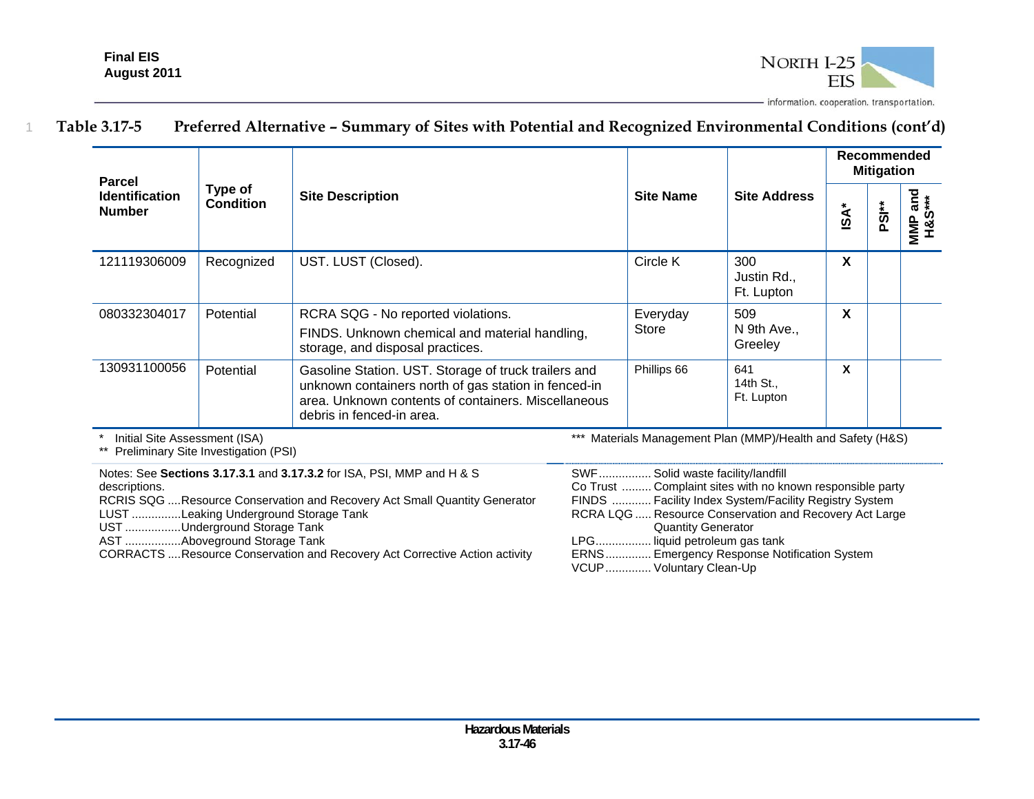**Table 3.17-5 Preferred Alternative – Summary of Sites with Potential and Recognized Environmental Conditions (cont'd)**

| Parcel Identification Number | Type of Condition | Site Description | Site Name | Site Address | Recommended Mitigation | | |
|---|---|---|---|---|---|---|---|
| | | | | | ISA* | PSI** | MMP and H&S*** |
| 121119306009 | Recognized | UST. LUST (Closed). | Circle K | 300 Justin Rd., Ft. Lupton | X | | |
| 080332304017 | Potential | RCRA SQG - No reported violations. FINDS. Unknown chemical and material handling, storage, and disposal practices. | Everyday Store | 509 N 9th Ave., Greeley | X | | |
| 130931100056 | Potential | Gasoline Station. UST. Storage of truck trailers and unknown containers north of gas station in fenced-in area. Unknown contents of containers. Miscellaneous debris in fenced-in area. | Phillips 66 | 641 14th St., Ft. Lupton | X | | |

\* Initial Site Assessment (ISA)
** Preliminary Site Investigation (PSI)
*** Materials Management Plan (MMP)/Health and Safety (H&S)

Notes: See **Sections 3.17.3.1** and **3.17.3.2** for ISA, PSI, MMP and H & S descriptions.

RCRIS SQG .... Resource Conservation and Recovery Act Small Quantity Generator
LUST ............... Leaking Underground Storage Tank
UST ................. Underground Storage Tank
AST ................. Aboveground Storage Tank
CORRACTS .... Resource Conservation and Recovery Act Corrective Action activity
SWF ................ Solid waste facility/landfill
Co Trust ......... Complaint sites with no known responsible party
FINDS ............ Facility Index System/Facility Registry System
RCRA LQG ..... Resource Conservation and Recovery Act Large Quantity Generator
LPG ................. liquid petroleum gas tank
ERNS ............. Emergency Response Notification System
VCUP ............. Voluntary Clean-Up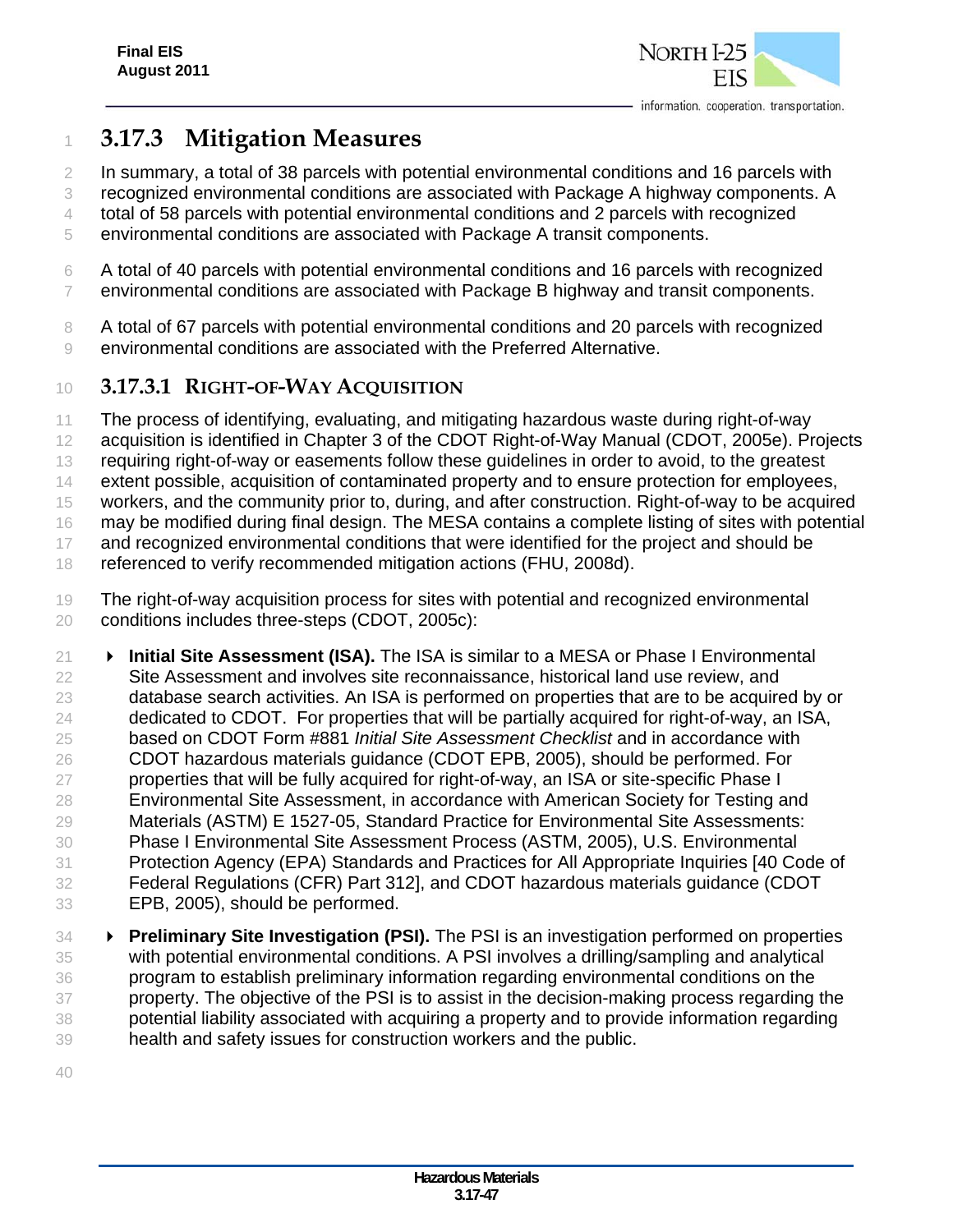## 3.17.3 Mitigation Measures

In summary, a total of 38 parcels with potential environmental conditions and 16 parcels with recognized environmental conditions are associated with Package A highway components. A total of 58 parcels with potential environmental conditions and 2 parcels with recognized environmental conditions are associated with Package A transit components.

A total of 40 parcels with potential environmental conditions and 16 parcels with recognized environmental conditions are associated with Package B highway and transit components.

A total of 67 parcels with potential environmental conditions and 20 parcels with recognized environmental conditions are associated with the Preferred Alternative.

### 3.17.3.1 Right-of-Way Acquisition

The process of identifying, evaluating, and mitigating hazardous waste during right-of-way acquisition is identified in Chapter 3 of the CDOT Right-of-Way Manual (CDOT, 2005e). Projects requiring right-of-way or easements follow these guidelines in order to avoid, to the greatest extent possible, acquisition of contaminated property and to ensure protection for employees, workers, and the community prior to, during, and after construction. Right-of-way to be acquired may be modified during final design. The MESA contains a complete listing of sites with potential and recognized environmental conditions that were identified for the project and should be referenced to verify recommended mitigation actions (FHU, 2008d).

The right-of-way acquisition process for sites with potential and recognized environmental conditions includes three-steps (CDOT, 2005c):

- **Initial Site Assessment (ISA).** The ISA is similar to a MESA or Phase I Environmental Site Assessment and involves site reconnaissance, historical land use review, and database search activities. An ISA is performed on properties that are to be acquired by or dedicated to CDOT. For properties that will be partially acquired for right-of-way, an ISA, based on CDOT Form #881 *Initial Site Assessment Checklist* and in accordance with CDOT hazardous materials guidance (CDOT EPB, 2005), should be performed. For properties that will be fully acquired for right-of-way, an ISA or site-specific Phase I Environmental Site Assessment, in accordance with American Society for Testing and Materials (ASTM) E 1527-05, Standard Practice for Environmental Site Assessments: Phase I Environmental Site Assessment Process (ASTM, 2005), U.S. Environmental Protection Agency (EPA) Standards and Practices for All Appropriate Inquiries [40 Code of Federal Regulations (CFR) Part 312], and CDOT hazardous materials guidance (CDOT EPB, 2005), should be performed.
- **Preliminary Site Investigation (PSI).** The PSI is an investigation performed on properties with potential environmental conditions. A PSI involves a drilling/sampling and analytical program to establish preliminary information regarding environmental conditions on the property. The objective of the PSI is to assist in the decision-making process regarding the potential liability associated with acquiring a property and to provide information regarding health and safety issues for construction workers and the public.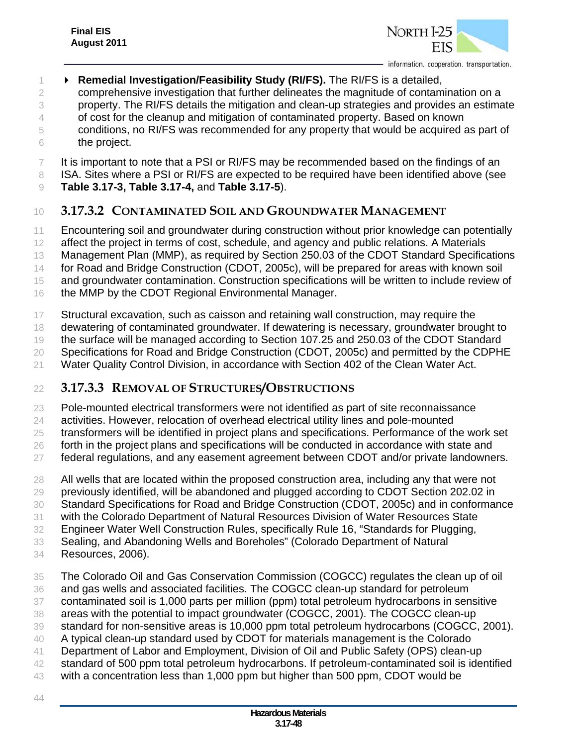- **Remedial Investigation/Feasibility Study (RI/FS).** The RI/FS is a detailed, comprehensive investigation that further delineates the magnitude of contamination on a property. The RI/FS details the mitigation and clean-up strategies and provides an estimate of cost for the cleanup and mitigation of contaminated property. Based on known conditions, no RI/FS was recommended for any property that would be acquired as part of the project.

It is important to note that a PSI or RI/FS may be recommended based on the findings of an ISA. Sites where a PSI or RI/FS are expected to be required have been identified above (see **Table 3.17-3, Table 3.17-4,** and **Table 3.17-5**).

### 3.17.3.2 Contaminated Soil and Groundwater Management

Encountering soil and groundwater during construction without prior knowledge can potentially affect the project in terms of cost, schedule, and agency and public relations. A Materials Management Plan (MMP), as required by Section 250.03 of the CDOT Standard Specifications for Road and Bridge Construction (CDOT, 2005c), will be prepared for areas with known soil and groundwater contamination. Construction specifications will be written to include review of the MMP by the CDOT Regional Environmental Manager.

Structural excavation, such as caisson and retaining wall construction, may require the dewatering of contaminated groundwater. If dewatering is necessary, groundwater brought to the surface will be managed according to Section 107.25 and 250.03 of the CDOT Standard Specifications for Road and Bridge Construction (CDOT, 2005c) and permitted by the CDPHE Water Quality Control Division, in accordance with Section 402 of the Clean Water Act.

### 3.17.3.3 Removal of Structures/Obstructions

Pole-mounted electrical transformers were not identified as part of site reconnaissance activities. However, relocation of overhead electrical utility lines and pole-mounted transformers will be identified in project plans and specifications. Performance of the work set forth in the project plans and specifications will be conducted in accordance with state and federal regulations, and any easement agreement between CDOT and/or private landowners.

All wells that are located within the proposed construction area, including any that were not previously identified, will be abandoned and plugged according to CDOT Section 202.02 in Standard Specifications for Road and Bridge Construction (CDOT, 2005c) and in conformance with the Colorado Department of Natural Resources Division of Water Resources State Engineer Water Well Construction Rules, specifically Rule 16, "Standards for Plugging, Sealing, and Abandoning Wells and Boreholes" (Colorado Department of Natural Resources, 2006).

The Colorado Oil and Gas Conservation Commission (COGCC) regulates the clean up of oil and gas wells and associated facilities. The COGCC clean-up standard for petroleum contaminated soil is 1,000 parts per million (ppm) total petroleum hydrocarbons in sensitive areas with the potential to impact groundwater (COGCC, 2001). The COGCC clean-up standard for non-sensitive areas is 10,000 ppm total petroleum hydrocarbons (COGCC, 2001). A typical clean-up standard used by CDOT for materials management is the Colorado Department of Labor and Employment, Division of Oil and Public Safety (OPS) clean-up standard of 500 ppm total petroleum hydrocarbons. If petroleum-contaminated soil is identified with a concentration less than 1,000 ppm but higher than 500 ppm, CDOT would be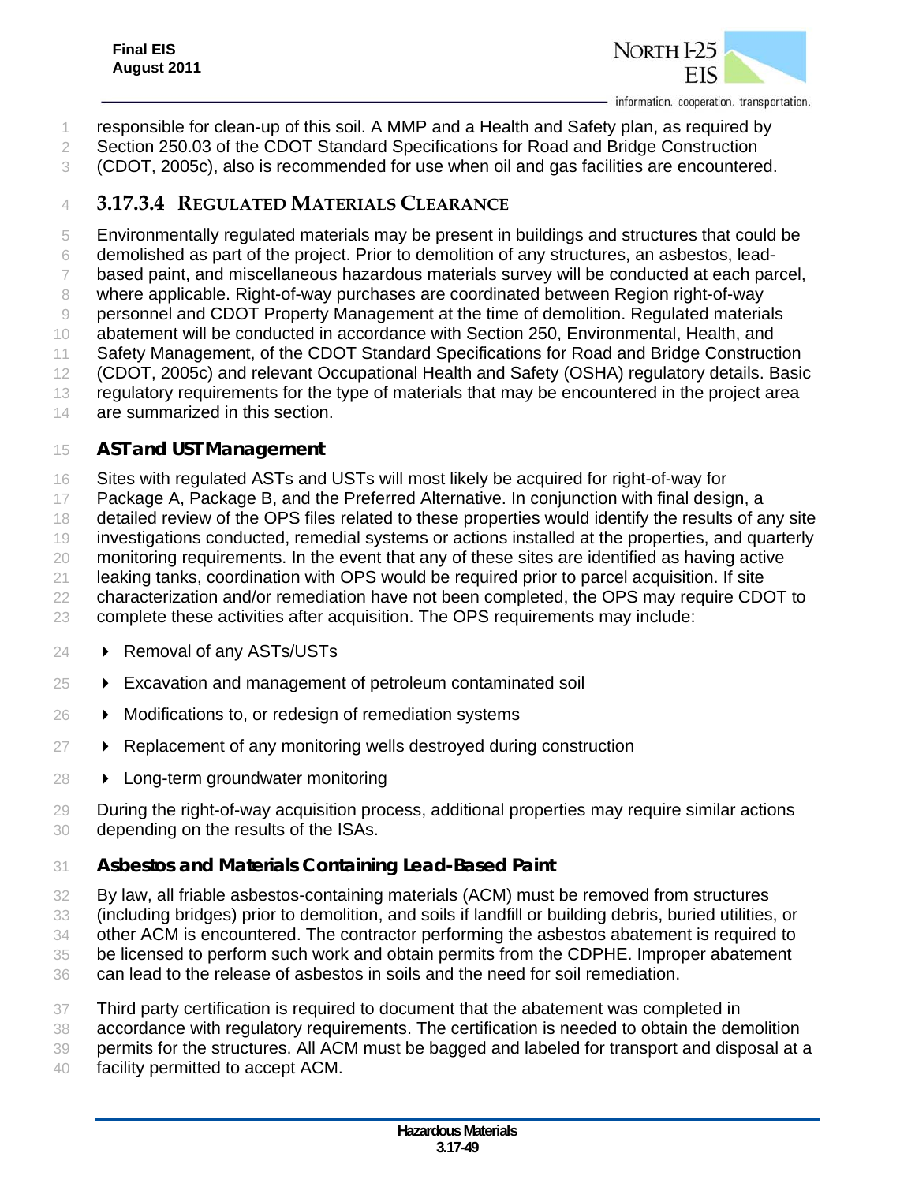responsible for clean-up of this soil. A MMP and a Health and Safety plan, as required by Section 250.03 of the CDOT Standard Specifications for Road and Bridge Construction (CDOT, 2005c), also is recommended for use when oil and gas facilities are encountered.

### 3.17.3.4 REGULATED MATERIALS CLEARANCE

Environmentally regulated materials may be present in buildings and structures that could be demolished as part of the project. Prior to demolition of any structures, an asbestos, lead-based paint, and miscellaneous hazardous materials survey will be conducted at each parcel, where applicable. Right-of-way purchases are coordinated between Region right-of-way personnel and CDOT Property Management at the time of demolition. Regulated materials abatement will be conducted in accordance with Section 250, Environmental, Health, and Safety Management, of the CDOT Standard Specifications for Road and Bridge Construction (CDOT, 2005c) and relevant Occupational Health and Safety (OSHA) regulatory details. Basic regulatory requirements for the type of materials that may be encountered in the project area are summarized in this section.

#### AST and UST Management

Sites with regulated ASTs and USTs will most likely be acquired for right-of-way for Package A, Package B, and the Preferred Alternative. In conjunction with final design, a detailed review of the OPS files related to these properties would identify the results of any site investigations conducted, remedial systems or actions installed at the properties, and quarterly monitoring requirements. In the event that any of these sites are identified as having active leaking tanks, coordination with OPS would be required prior to parcel acquisition. If site characterization and/or remediation have not been completed, the OPS may require CDOT to complete these activities after acquisition. The OPS requirements may include:

- Removal of any ASTs/USTs
- Excavation and management of petroleum contaminated soil
- Modifications to, or redesign of remediation systems
- Replacement of any monitoring wells destroyed during construction
- Long-term groundwater monitoring

During the right-of-way acquisition process, additional properties may require similar actions depending on the results of the ISAs.

#### Asbestos and Materials Containing Lead-Based Paint

By law, all friable asbestos-containing materials (ACM) must be removed from structures (including bridges) prior to demolition, and soils if landfill or building debris, buried utilities, or other ACM is encountered. The contractor performing the asbestos abatement is required to be licensed to perform such work and obtain permits from the CDPHE. Improper abatement can lead to the release of asbestos in soils and the need for soil remediation.

Third party certification is required to document that the abatement was completed in accordance with regulatory requirements. The certification is needed to obtain the demolition permits for the structures. All ACM must be bagged and labeled for transport and disposal at a facility permitted to accept ACM.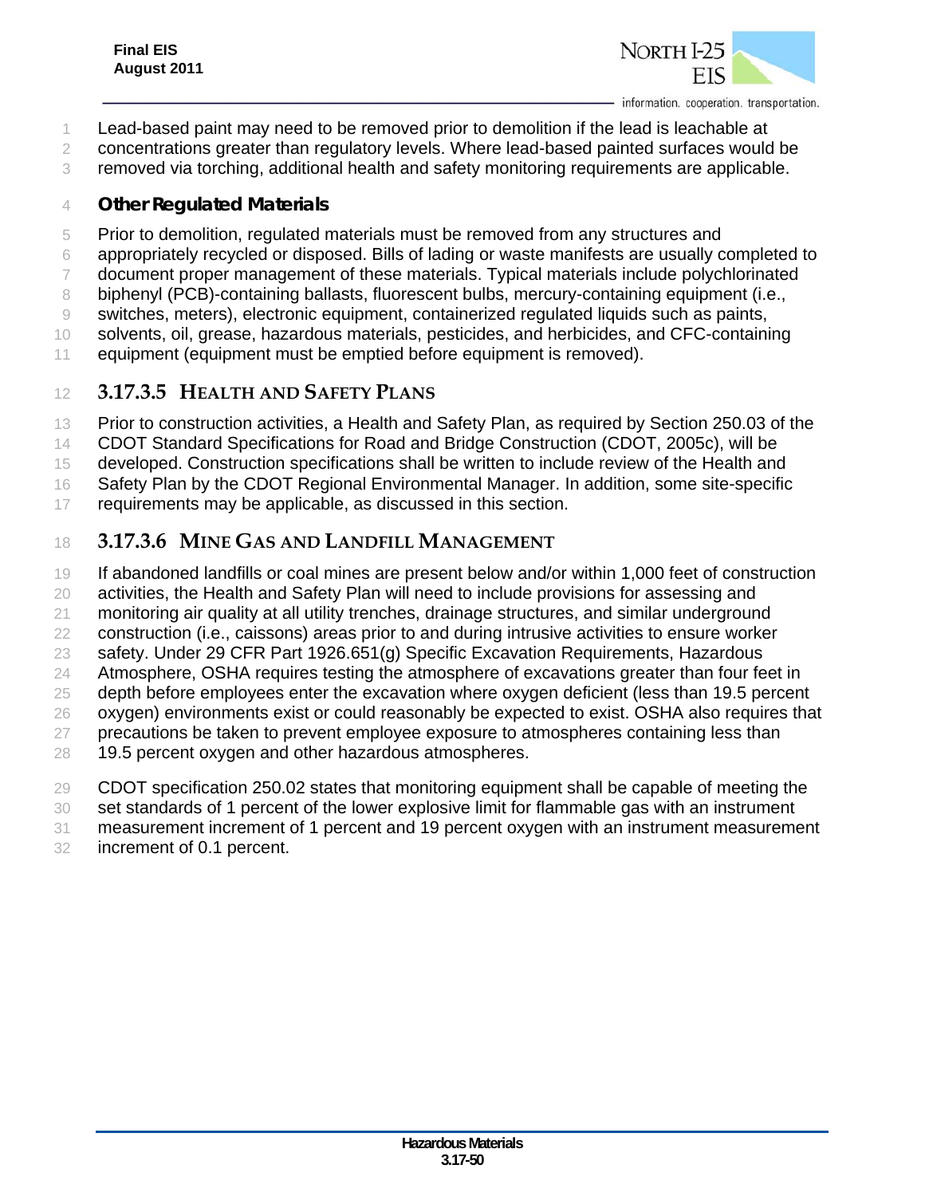Lead-based paint may need to be removed prior to demolition if the lead is leachable at concentrations greater than regulatory levels. Where lead-based painted surfaces would be removed via torching, additional health and safety monitoring requirements are applicable.

#### Other Regulated Materials

Prior to demolition, regulated materials must be removed from any structures and appropriately recycled or disposed. Bills of lading or waste manifests are usually completed to document proper management of these materials. Typical materials include polychlorinated biphenyl (PCB)-containing ballasts, fluorescent bulbs, mercury-containing equipment (i.e., switches, meters), electronic equipment, containerized regulated liquids such as paints, solvents, oil, grease, hazardous materials, pesticides, and herbicides, and CFC-containing equipment (equipment must be emptied before equipment is removed).

### 3.17.3.5 Health and Safety Plans

Prior to construction activities, a Health and Safety Plan, as required by Section 250.03 of the CDOT Standard Specifications for Road and Bridge Construction (CDOT, 2005c), will be developed. Construction specifications shall be written to include review of the Health and Safety Plan by the CDOT Regional Environmental Manager. In addition, some site-specific requirements may be applicable, as discussed in this section.

### 3.17.3.6 Mine Gas and Landfill Management

If abandoned landfills or coal mines are present below and/or within 1,000 feet of construction activities, the Health and Safety Plan will need to include provisions for assessing and monitoring air quality at all utility trenches, drainage structures, and similar underground construction (i.e., caissons) areas prior to and during intrusive activities to ensure worker safety. Under 29 CFR Part 1926.651(g) Specific Excavation Requirements, Hazardous Atmosphere, OSHA requires testing the atmosphere of excavations greater than four feet in depth before employees enter the excavation where oxygen deficient (less than 19.5 percent oxygen) environments exist or could reasonably be expected to exist. OSHA also requires that precautions be taken to prevent employee exposure to atmospheres containing less than 19.5 percent oxygen and other hazardous atmospheres.

CDOT specification 250.02 states that monitoring equipment shall be capable of meeting the set standards of 1 percent of the lower explosive limit for flammable gas with an instrument measurement increment of 1 percent and 19 percent oxygen with an instrument measurement increment of 0.1 percent.